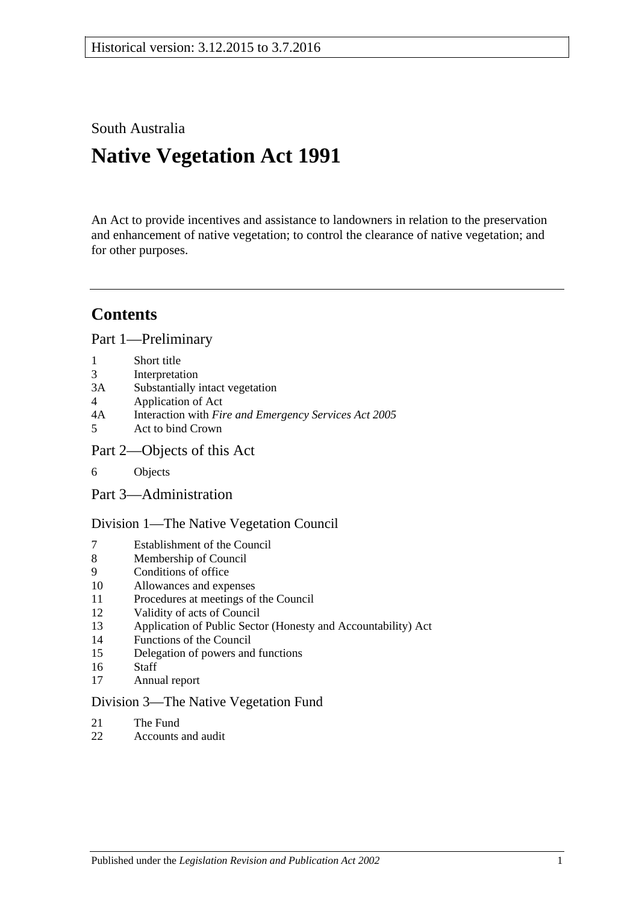Historical version: 3.12.2015 to 3.7.2016

South Australia

# Native Vegetation Act 1991

An Act to provide incentives and assistance to landowners in relation to the preservation and enhancement of native vegetation; to control the clearance of native vegetation; and for other purposes.

## Contents

### Part 1—Preliminary

1 Short title
3 Interpretation
3A Substantially intact vegetation
4 Application of Act
4A Interaction with *Fire and Emergency Services Act 2005*
5 Act to bind Crown

### Part 2—Objects of this Act

6 Objects

### Part 3—Administration

#### Division 1—The Native Vegetation Council

7 Establishment of the Council
8 Membership of Council
9 Conditions of office
10 Allowances and expenses
11 Procedures at meetings of the Council
12 Validity of acts of Council
13 Application of Public Sector (Honesty and Accountability) Act
14 Functions of the Council
15 Delegation of powers and functions
16 Staff
17 Annual report

#### Division 3—The Native Vegetation Fund

21 The Fund
22 Accounts and audit

Published under the *Legislation Revision and Publication Act 2002*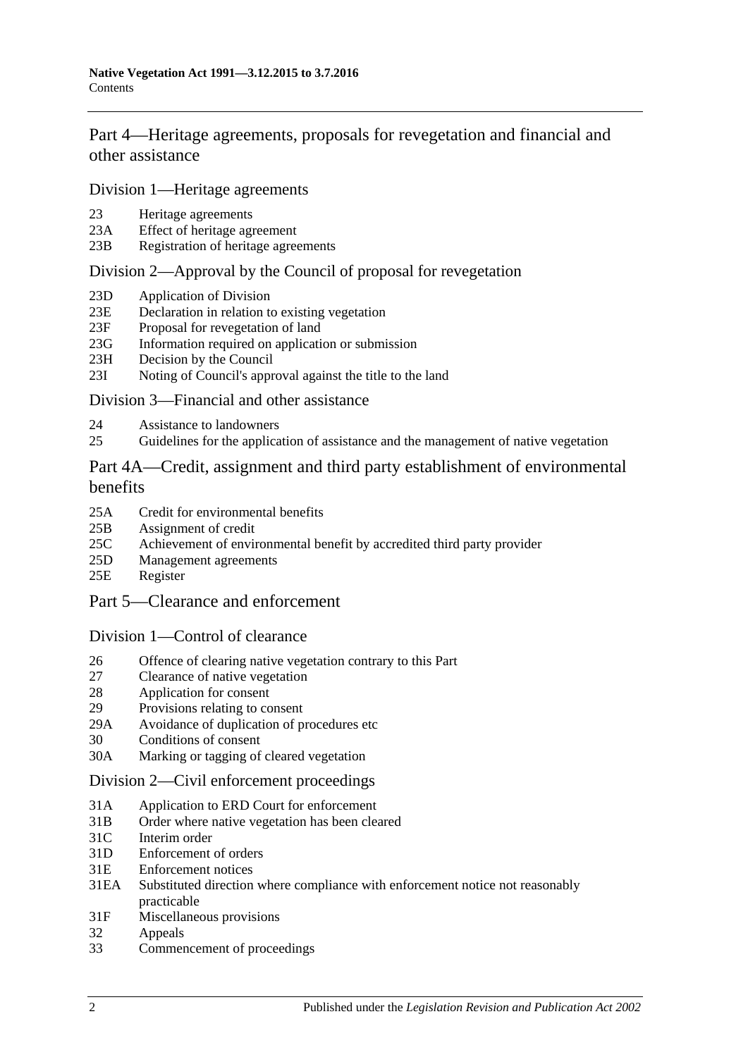## Part 4—Heritage agreements, proposals for revegetation and financial and other assistance

### Division 1—Heritage agreements

23 Heritage agreements
23A Effect of heritage agreement
23B Registration of heritage agreements

### Division 2—Approval by the Council of proposal for revegetation

23D Application of Division
23E Declaration in relation to existing vegetation
23F Proposal for revegetation of land
23G Information required on application or submission
23H Decision by the Council
23I Noting of Council's approval against the title to the land

### Division 3—Financial and other assistance

24 Assistance to landowners
25 Guidelines for the application of assistance and the management of native vegetation

## Part 4A—Credit, assignment and third party establishment of environmental benefits

25A Credit for environmental benefits
25B Assignment of credit
25C Achievement of environmental benefit by accredited third party provider
25D Management agreements
25E Register

## Part 5—Clearance and enforcement

### Division 1—Control of clearance

26 Offence of clearing native vegetation contrary to this Part
27 Clearance of native vegetation
28 Application for consent
29 Provisions relating to consent
29A Avoidance of duplication of procedures etc
30 Conditions of consent
30A Marking or tagging of cleared vegetation

### Division 2—Civil enforcement proceedings

31A Application to ERD Court for enforcement
31B Order where native vegetation has been cleared
31C Interim order
31D Enforcement of orders
31E Enforcement notices
31EA Substituted direction where compliance with enforcement notice not reasonably practicable
31F Miscellaneous provisions
32 Appeals
33 Commencement of proceedings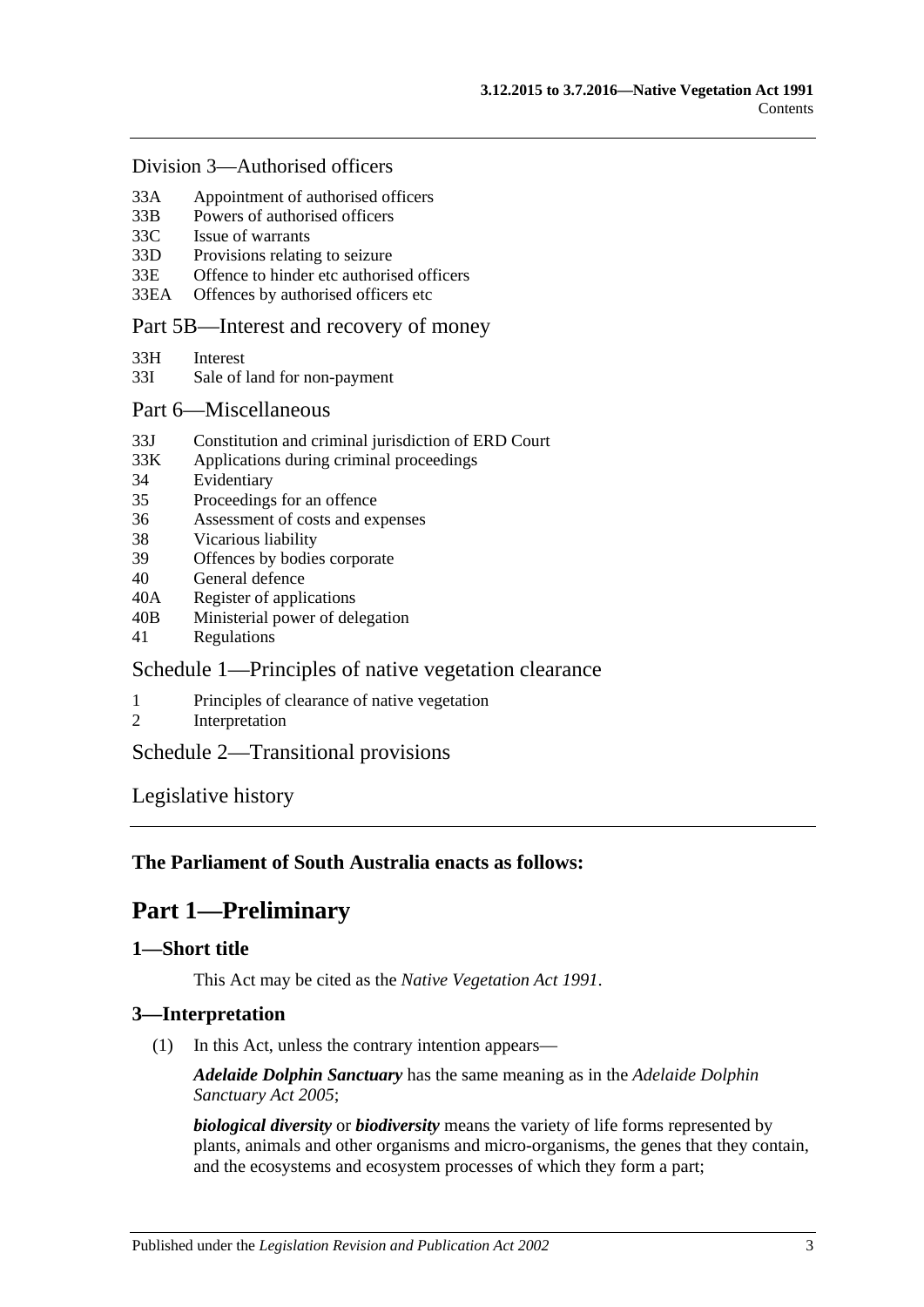### Division 3—Authorised officers

- 33A Appointment of authorised officers
- 33B Powers of authorised officers
- 33C Issue of warrants
- 33D Provisions relating to seizure
- 33E Offence to hinder etc authorised officers
- 33EA Offences by authorised officers etc

### Part 5B—Interest and recovery of money

- 33H Interest
- 33I Sale of land for non-payment

### Part 6—Miscellaneous

- 33J Constitution and criminal jurisdiction of ERD Court
- 33K Applications during criminal proceedings
- 34 Evidentiary
- 35 Proceedings for an offence
- 36 Assessment of costs and expenses
- 38 Vicarious liability
- 39 Offences by bodies corporate
- 40 General defence
- 40A Register of applications
- 40B Ministerial power of delegation
- 41 Regulations

### Schedule 1—Principles of native vegetation clearance

- 1 Principles of clearance of native vegetation
- 2 Interpretation

### Schedule 2—Transitional provisions

### Legislative history

---

**The Parliament of South Australia enacts as follows:**

# Part 1—Preliminary

## 1—Short title

This Act may be cited as the *Native Vegetation Act 1991*.

## 3—Interpretation

(1) In this Act, unless the contrary intention appears—

***Adelaide Dolphin Sanctuary*** has the same meaning as in the *Adelaide Dolphin Sanctuary Act 2005*;

***biological diversity*** or ***biodiversity*** means the variety of life forms represented by plants, animals and other organisms and micro-organisms, the genes that they contain, and the ecosystems and ecosystem processes of which they form a part;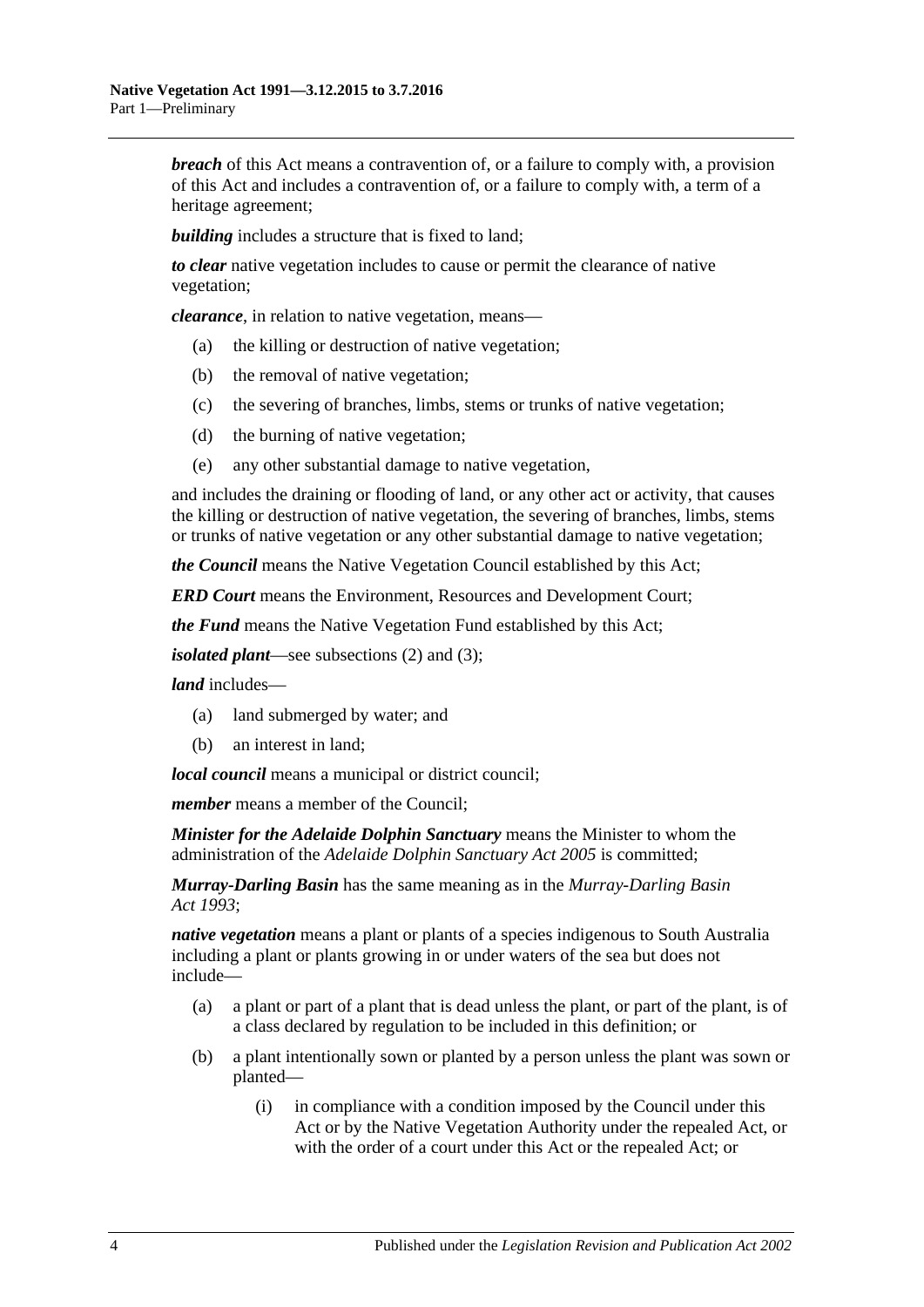***breach*** of this Act means a contravention of, or a failure to comply with, a provision of this Act and includes a contravention of, or a failure to comply with, a term of a heritage agreement;

***building*** includes a structure that is fixed to land;

***to clear*** native vegetation includes to cause or permit the clearance of native vegetation;

***clearance***, in relation to native vegetation, means—

- (a) the killing or destruction of native vegetation;
- (b) the removal of native vegetation;
- (c) the severing of branches, limbs, stems or trunks of native vegetation;
- (d) the burning of native vegetation;
- (e) any other substantial damage to native vegetation,

and includes the draining or flooding of land, or any other act or activity, that causes the killing or destruction of native vegetation, the severing of branches, limbs, stems or trunks of native vegetation or any other substantial damage to native vegetation;

***the Council*** means the Native Vegetation Council established by this Act;

***ERD Court*** means the Environment, Resources and Development Court;

***the Fund*** means the Native Vegetation Fund established by this Act;

***isolated plant***—see subsections (2) and (3);

***land*** includes—

- (a) land submerged by water; and
- (b) an interest in land;

***local council*** means a municipal or district council;

***member*** means a member of the Council;

***Minister for the Adelaide Dolphin Sanctuary*** means the Minister to whom the administration of the *Adelaide Dolphin Sanctuary Act 2005* is committed;

***Murray-Darling Basin*** has the same meaning as in the *Murray-Darling Basin Act 1993*;

***native vegetation*** means a plant or plants of a species indigenous to South Australia including a plant or plants growing in or under waters of the sea but does not include—

- (a) a plant or part of a plant that is dead unless the plant, or part of the plant, is of a class declared by regulation to be included in this definition; or
- (b) a plant intentionally sown or planted by a person unless the plant was sown or planted—
    - (i) in compliance with a condition imposed by the Council under this Act or by the Native Vegetation Authority under the repealed Act, or with the order of a court under this Act or the repealed Act; or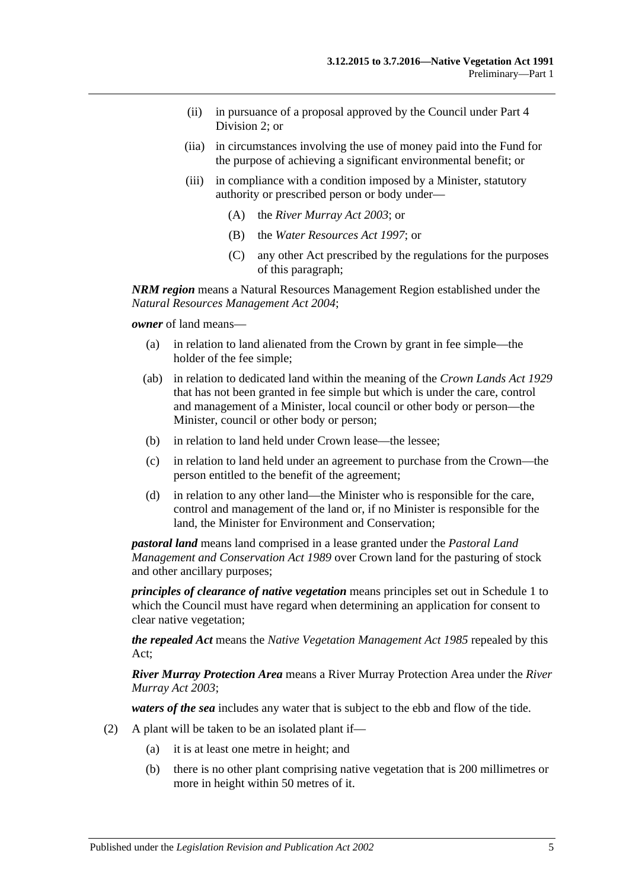(ii) in pursuance of a proposal approved by the Council under Part 4 Division 2; or

(iia) in circumstances involving the use of money paid into the Fund for the purpose of achieving a significant environmental benefit; or

(iii) in compliance with a condition imposed by a Minister, statutory authority or prescribed person or body under—

(A) the *River Murray Act 2003*; or

(B) the *Water Resources Act 1997*; or

(C) any other Act prescribed by the regulations for the purposes of this paragraph;

***NRM region*** means a Natural Resources Management Region established under the *Natural Resources Management Act 2004*;

***owner*** of land means—

(a) in relation to land alienated from the Crown by grant in fee simple—the holder of the fee simple;

(ab) in relation to dedicated land within the meaning of the *Crown Lands Act 1929* that has not been granted in fee simple but which is under the care, control and management of a Minister, local council or other body or person—the Minister, council or other body or person;

(b) in relation to land held under Crown lease—the lessee;

(c) in relation to land held under an agreement to purchase from the Crown—the person entitled to the benefit of the agreement;

(d) in relation to any other land—the Minister who is responsible for the care, control and management of the land or, if no Minister is responsible for the land, the Minister for Environment and Conservation;

***pastoral land*** means land comprised in a lease granted under the *Pastoral Land Management and Conservation Act 1989* over Crown land for the pasturing of stock and other ancillary purposes;

***principles of clearance of native vegetation*** means principles set out in Schedule 1 to which the Council must have regard when determining an application for consent to clear native vegetation;

***the repealed Act*** means the *Native Vegetation Management Act 1985* repealed by this Act;

***River Murray Protection Area*** means a River Murray Protection Area under the *River Murray Act 2003*;

***waters of the sea*** includes any water that is subject to the ebb and flow of the tide.

(2) A plant will be taken to be an isolated plant if—

(a) it is at least one metre in height; and

(b) there is no other plant comprising native vegetation that is 200 millimetres or more in height within 50 metres of it.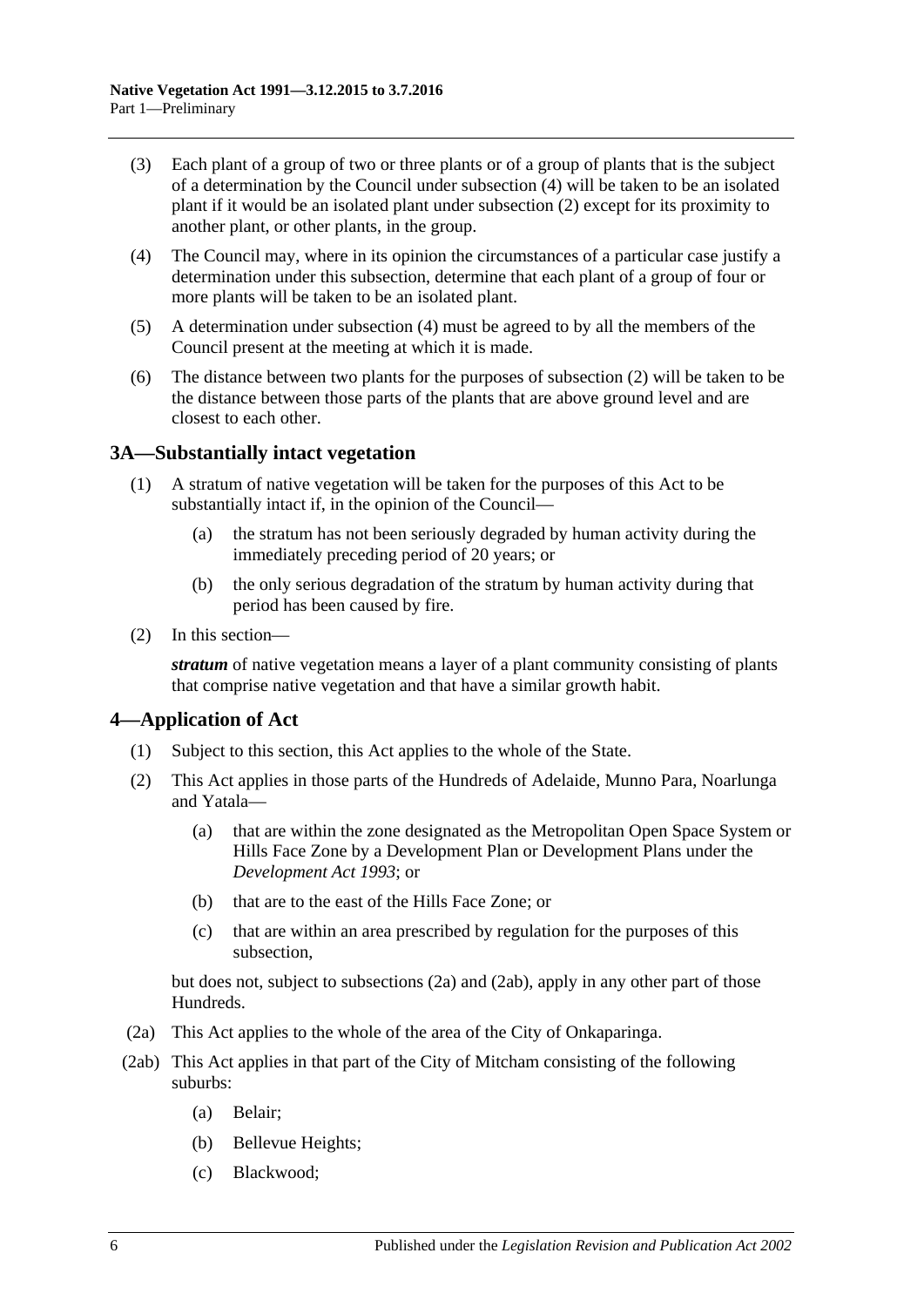(3) Each plant of a group of two or three plants or of a group of plants that is the subject of a determination by the Council under subsection (4) will be taken to be an isolated plant if it would be an isolated plant under subsection (2) except for its proximity to another plant, or other plants, in the group.

(4) The Council may, where in its opinion the circumstances of a particular case justify a determination under this subsection, determine that each plant of a group of four or more plants will be taken to be an isolated plant.

(5) A determination under subsection (4) must be agreed to by all the members of the Council present at the meeting at which it is made.

(6) The distance between two plants for the purposes of subsection (2) will be taken to be the distance between those parts of the plants that are above ground level and are closest to each other.

## 3A—Substantially intact vegetation

(1) A stratum of native vegetation will be taken for the purposes of this Act to be substantially intact if, in the opinion of the Council—

(a) the stratum has not been seriously degraded by human activity during the immediately preceding period of 20 years; or

(b) the only serious degradation of the stratum by human activity during that period has been caused by fire.

(2) In this section—

***stratum*** of native vegetation means a layer of a plant community consisting of plants that comprise native vegetation and that have a similar growth habit.

## 4—Application of Act

(1) Subject to this section, this Act applies to the whole of the State.

(2) This Act applies in those parts of the Hundreds of Adelaide, Munno Para, Noarlunga and Yatala—

(a) that are within the zone designated as the Metropolitan Open Space System or Hills Face Zone by a Development Plan or Development Plans under the *Development Act 1993*; or

(b) that are to the east of the Hills Face Zone; or

(c) that are within an area prescribed by regulation for the purposes of this subsection,

but does not, subject to subsections (2a) and (2ab), apply in any other part of those Hundreds.

(2a) This Act applies to the whole of the area of the City of Onkaparinga.

(2ab) This Act applies in that part of the City of Mitcham consisting of the following suburbs:

(a) Belair;

(b) Bellevue Heights;

(c) Blackwood;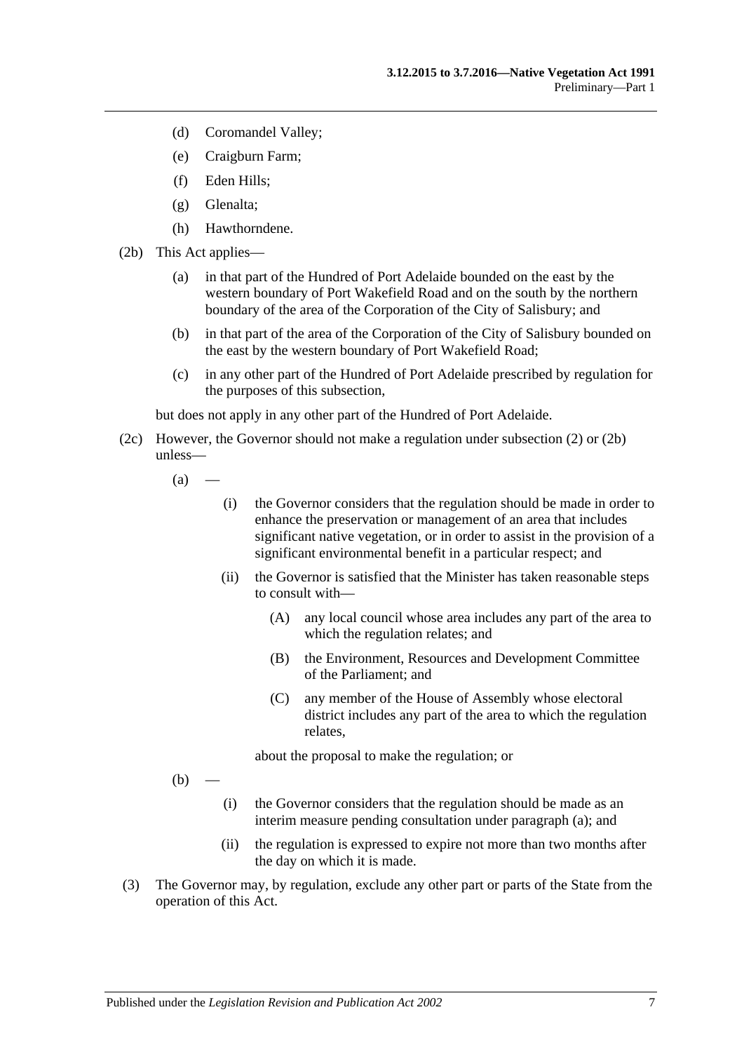- (d) Coromandel Valley;
- (e) Craigburn Farm;
- (f) Eden Hills;
- (g) Glenalta;
- (h) Hawthorndene.

(2b) This Act applies—

- (a) in that part of the Hundred of Port Adelaide bounded on the east by the western boundary of Port Wakefield Road and on the south by the northern boundary of the area of the Corporation of the City of Salisbury; and
- (b) in that part of the area of the Corporation of the City of Salisbury bounded on the east by the western boundary of Port Wakefield Road;
- (c) in any other part of the Hundred of Port Adelaide prescribed by regulation for the purposes of this subsection,

but does not apply in any other part of the Hundred of Port Adelaide.

(2c) However, the Governor should not make a regulation under subsection (2) or (2b) unless—

- (a) —
  - (i) the Governor considers that the regulation should be made in order to enhance the preservation or management of an area that includes significant native vegetation, or in order to assist in the provision of a significant environmental benefit in a particular respect; and
  - (ii) the Governor is satisfied that the Minister has taken reasonable steps to consult with—
    - (A) any local council whose area includes any part of the area to which the regulation relates; and
    - (B) the Environment, Resources and Development Committee of the Parliament; and
    - (C) any member of the House of Assembly whose electoral district includes any part of the area to which the regulation relates,

    about the proposal to make the regulation; or
- (b) —
  - (i) the Governor considers that the regulation should be made as an interim measure pending consultation under paragraph (a); and
  - (ii) the regulation is expressed to expire not more than two months after the day on which it is made.

(3) The Governor may, by regulation, exclude any other part or parts of the State from the operation of this Act.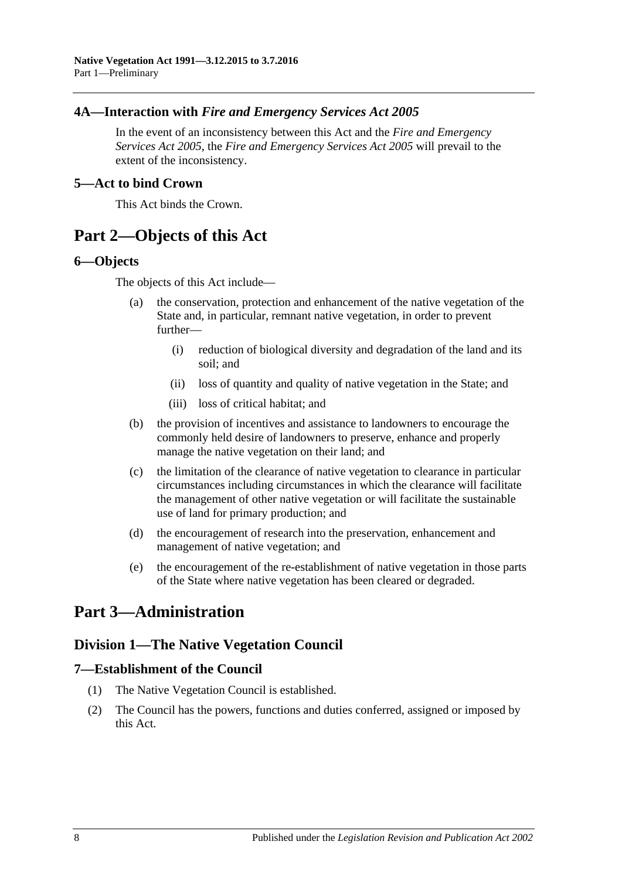### 4A—Interaction with *Fire and Emergency Services Act 2005*

In the event of an inconsistency between this Act and the *Fire and Emergency Services Act 2005*, the *Fire and Emergency Services Act 2005* will prevail to the extent of the inconsistency.

### 5—Act to bind Crown

This Act binds the Crown.

# Part 2—Objects of this Act

### 6—Objects

The objects of this Act include—

- (a) the conservation, protection and enhancement of the native vegetation of the State and, in particular, remnant native vegetation, in order to prevent further—
  - (i) reduction of biological diversity and degradation of the land and its soil; and
  - (ii) loss of quantity and quality of native vegetation in the State; and
  - (iii) loss of critical habitat; and
- (b) the provision of incentives and assistance to landowners to encourage the commonly held desire of landowners to preserve, enhance and properly manage the native vegetation on their land; and
- (c) the limitation of the clearance of native vegetation to clearance in particular circumstances including circumstances in which the clearance will facilitate the management of other native vegetation or will facilitate the sustainable use of land for primary production; and
- (d) the encouragement of research into the preservation, enhancement and management of native vegetation; and
- (e) the encouragement of the re-establishment of native vegetation in those parts of the State where native vegetation has been cleared or degraded.

# Part 3—Administration

## Division 1—The Native Vegetation Council

### 7—Establishment of the Council

- (1) The Native Vegetation Council is established.
- (2) The Council has the powers, functions and duties conferred, assigned or imposed by this Act.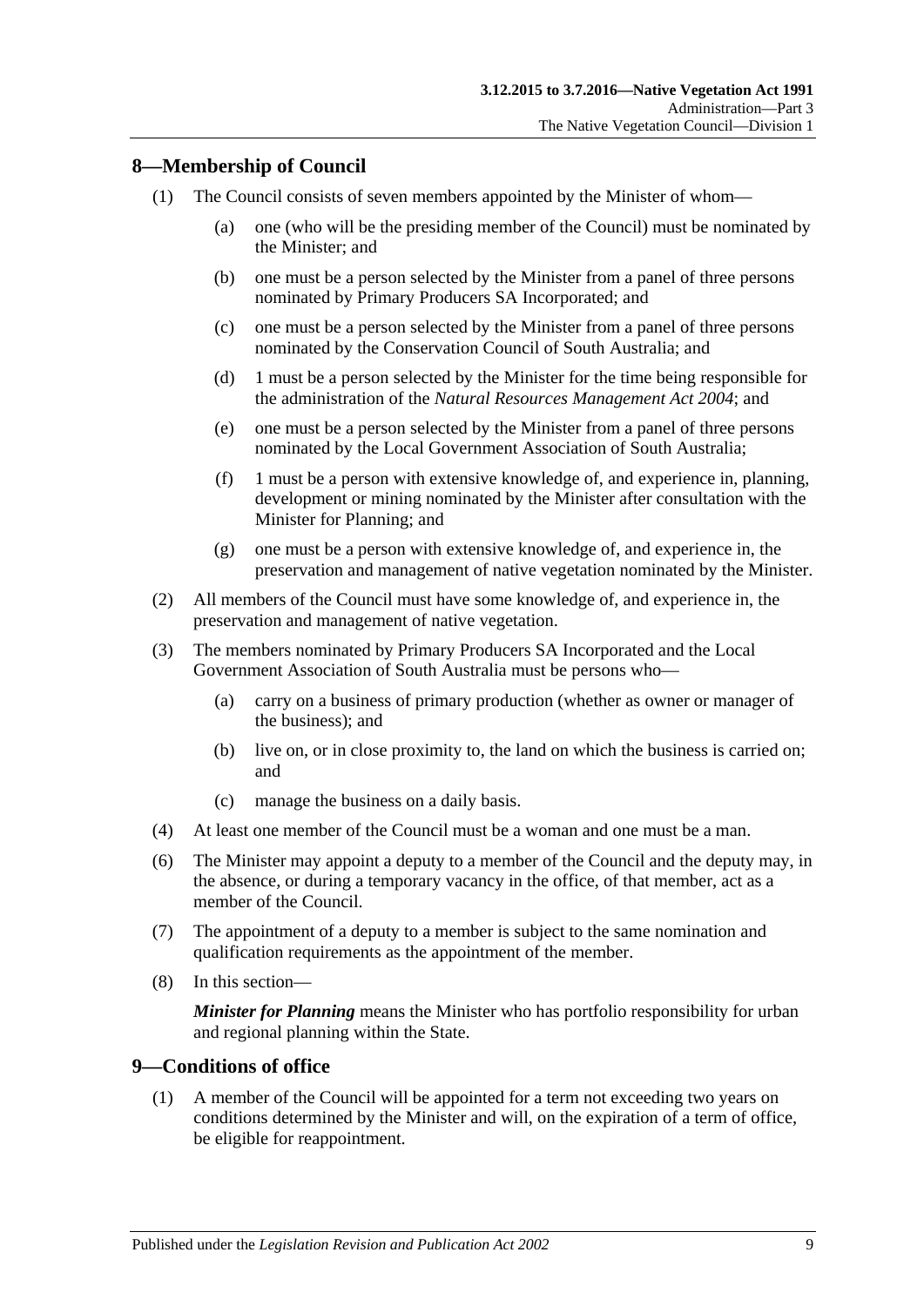## 8—Membership of Council

(1) The Council consists of seven members appointed by the Minister of whom—

(a) one (who will be the presiding member of the Council) must be nominated by the Minister; and

(b) one must be a person selected by the Minister from a panel of three persons nominated by Primary Producers SA Incorporated; and

(c) one must be a person selected by the Minister from a panel of three persons nominated by the Conservation Council of South Australia; and

(d) 1 must be a person selected by the Minister for the time being responsible for the administration of the *Natural Resources Management Act 2004*; and

(e) one must be a person selected by the Minister from a panel of three persons nominated by the Local Government Association of South Australia;

(f) 1 must be a person with extensive knowledge of, and experience in, planning, development or mining nominated by the Minister after consultation with the Minister for Planning; and

(g) one must be a person with extensive knowledge of, and experience in, the preservation and management of native vegetation nominated by the Minister.

(2) All members of the Council must have some knowledge of, and experience in, the preservation and management of native vegetation.

(3) The members nominated by Primary Producers SA Incorporated and the Local Government Association of South Australia must be persons who—

(a) carry on a business of primary production (whether as owner or manager of the business); and

(b) live on, or in close proximity to, the land on which the business is carried on; and

(c) manage the business on a daily basis.

(4) At least one member of the Council must be a woman and one must be a man.

(6) The Minister may appoint a deputy to a member of the Council and the deputy may, in the absence, or during a temporary vacancy in the office, of that member, act as a member of the Council.

(7) The appointment of a deputy to a member is subject to the same nomination and qualification requirements as the appointment of the member.

(8) In this section—

***Minister for Planning*** means the Minister who has portfolio responsibility for urban and regional planning within the State.

## 9—Conditions of office

(1) A member of the Council will be appointed for a term not exceeding two years on conditions determined by the Minister and will, on the expiration of a term of office, be eligible for reappointment.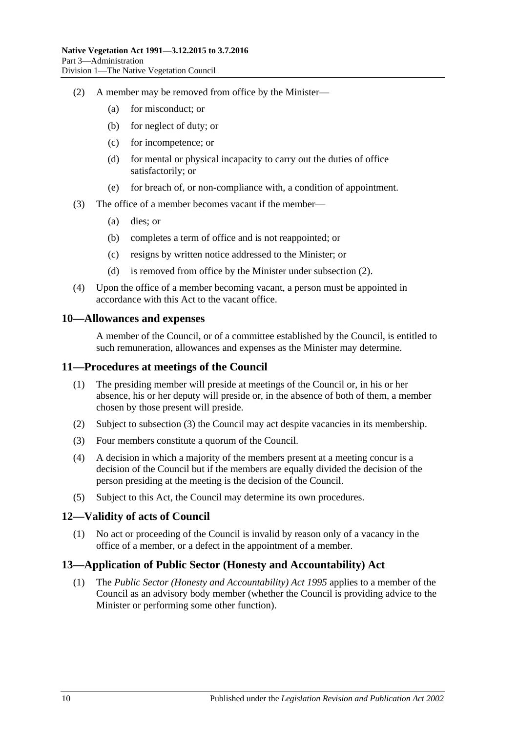(2) A member may be removed from office by the Minister—

(a) for misconduct; or

(b) for neglect of duty; or

(c) for incompetence; or

(d) for mental or physical incapacity to carry out the duties of office satisfactorily; or

(e) for breach of, or non-compliance with, a condition of appointment.

(3) The office of a member becomes vacant if the member—

(a) dies; or

(b) completes a term of office and is not reappointed; or

(c) resigns by written notice addressed to the Minister; or

(d) is removed from office by the Minister under subsection (2).

(4) Upon the office of a member becoming vacant, a person must be appointed in accordance with this Act to the vacant office.

## 10—Allowances and expenses

A member of the Council, or of a committee established by the Council, is entitled to such remuneration, allowances and expenses as the Minister may determine.

## 11—Procedures at meetings of the Council

(1) The presiding member will preside at meetings of the Council or, in his or her absence, his or her deputy will preside or, in the absence of both of them, a member chosen by those present will preside.

(2) Subject to subsection (3) the Council may act despite vacancies in its membership.

(3) Four members constitute a quorum of the Council.

(4) A decision in which a majority of the members present at a meeting concur is a decision of the Council but if the members are equally divided the decision of the person presiding at the meeting is the decision of the Council.

(5) Subject to this Act, the Council may determine its own procedures.

## 12—Validity of acts of Council

(1) No act or proceeding of the Council is invalid by reason only of a vacancy in the office of a member, or a defect in the appointment of a member.

## 13—Application of Public Sector (Honesty and Accountability) Act

(1) The *Public Sector (Honesty and Accountability) Act 1995* applies to a member of the Council as an advisory body member (whether the Council is providing advice to the Minister or performing some other function).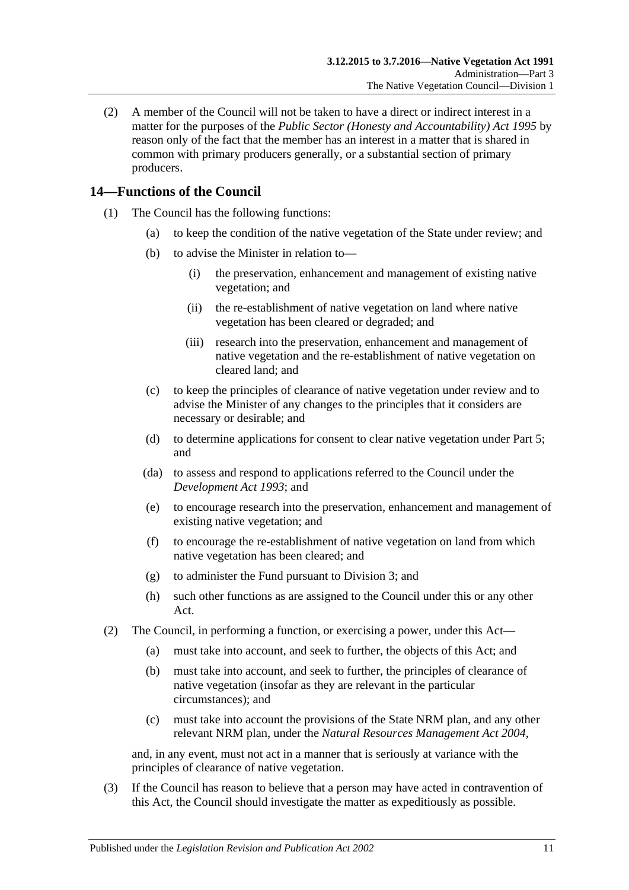(2) A member of the Council will not be taken to have a direct or indirect interest in a matter for the purposes of the *Public Sector (Honesty and Accountability) Act 1995* by reason only of the fact that the member has an interest in a matter that is shared in common with primary producers generally, or a substantial section of primary producers.

## 14—Functions of the Council

(1) The Council has the following functions:

- (a) to keep the condition of the native vegetation of the State under review; and
- (b) to advise the Minister in relation to—
  - (i) the preservation, enhancement and management of existing native vegetation; and
  - (ii) the re-establishment of native vegetation on land where native vegetation has been cleared or degraded; and
  - (iii) research into the preservation, enhancement and management of native vegetation and the re-establishment of native vegetation on cleared land; and
- (c) to keep the principles of clearance of native vegetation under review and to advise the Minister of any changes to the principles that it considers are necessary or desirable; and
- (d) to determine applications for consent to clear native vegetation under Part 5; and
- (da) to assess and respond to applications referred to the Council under the *Development Act 1993*; and
- (e) to encourage research into the preservation, enhancement and management of existing native vegetation; and
- (f) to encourage the re-establishment of native vegetation on land from which native vegetation has been cleared; and
- (g) to administer the Fund pursuant to Division 3; and
- (h) such other functions as are assigned to the Council under this or any other Act.

(2) The Council, in performing a function, or exercising a power, under this Act—

- (a) must take into account, and seek to further, the objects of this Act; and
- (b) must take into account, and seek to further, the principles of clearance of native vegetation (insofar as they are relevant in the particular circumstances); and
- (c) must take into account the provisions of the State NRM plan, and any other relevant NRM plan, under the *Natural Resources Management Act 2004*,

and, in any event, must not act in a manner that is seriously at variance with the principles of clearance of native vegetation.

(3) If the Council has reason to believe that a person may have acted in contravention of this Act, the Council should investigate the matter as expeditiously as possible.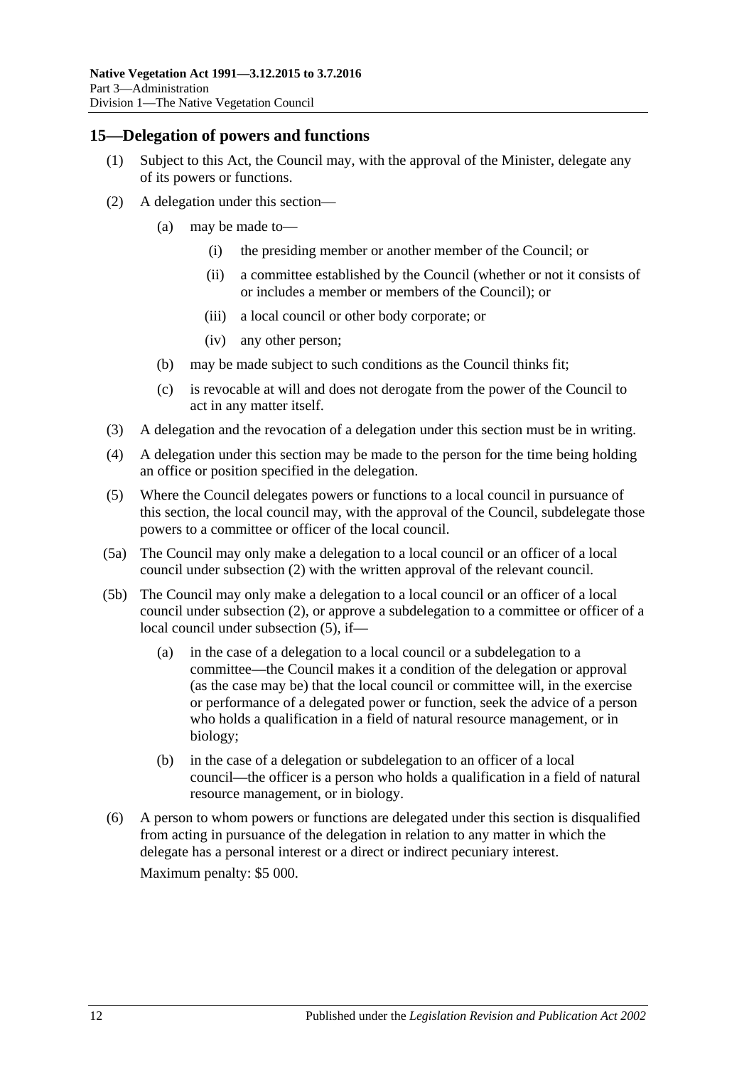## 15—Delegation of powers and functions

(1) Subject to this Act, the Council may, with the approval of the Minister, delegate any of its powers or functions.

(2) A delegation under this section—

- (a) may be made to—
  - (i) the presiding member or another member of the Council; or
  - (ii) a committee established by the Council (whether or not it consists of or includes a member or members of the Council); or
  - (iii) a local council or other body corporate; or
  - (iv) any other person;
- (b) may be made subject to such conditions as the Council thinks fit;
- (c) is revocable at will and does not derogate from the power of the Council to act in any matter itself.

(3) A delegation and the revocation of a delegation under this section must be in writing.

(4) A delegation under this section may be made to the person for the time being holding an office or position specified in the delegation.

(5) Where the Council delegates powers or functions to a local council in pursuance of this section, the local council may, with the approval of the Council, subdelegate those powers to a committee or officer of the local council.

(5a) The Council may only make a delegation to a local council or an officer of a local council under subsection (2) with the written approval of the relevant council.

(5b) The Council may only make a delegation to a local council or an officer of a local council under subsection (2), or approve a subdelegation to a committee or officer of a local council under subsection (5), if—

- (a) in the case of a delegation to a local council or a subdelegation to a committee—the Council makes it a condition of the delegation or approval (as the case may be) that the local council or committee will, in the exercise or performance of a delegated power or function, seek the advice of a person who holds a qualification in a field of natural resource management, or in biology;
- (b) in the case of a delegation or subdelegation to an officer of a local council—the officer is a person who holds a qualification in a field of natural resource management, or in biology.

(6) A person to whom powers or functions are delegated under this section is disqualified from acting in pursuance of the delegation in relation to any matter in which the delegate has a personal interest or a direct or indirect pecuniary interest.

Maximum penalty: $5 000.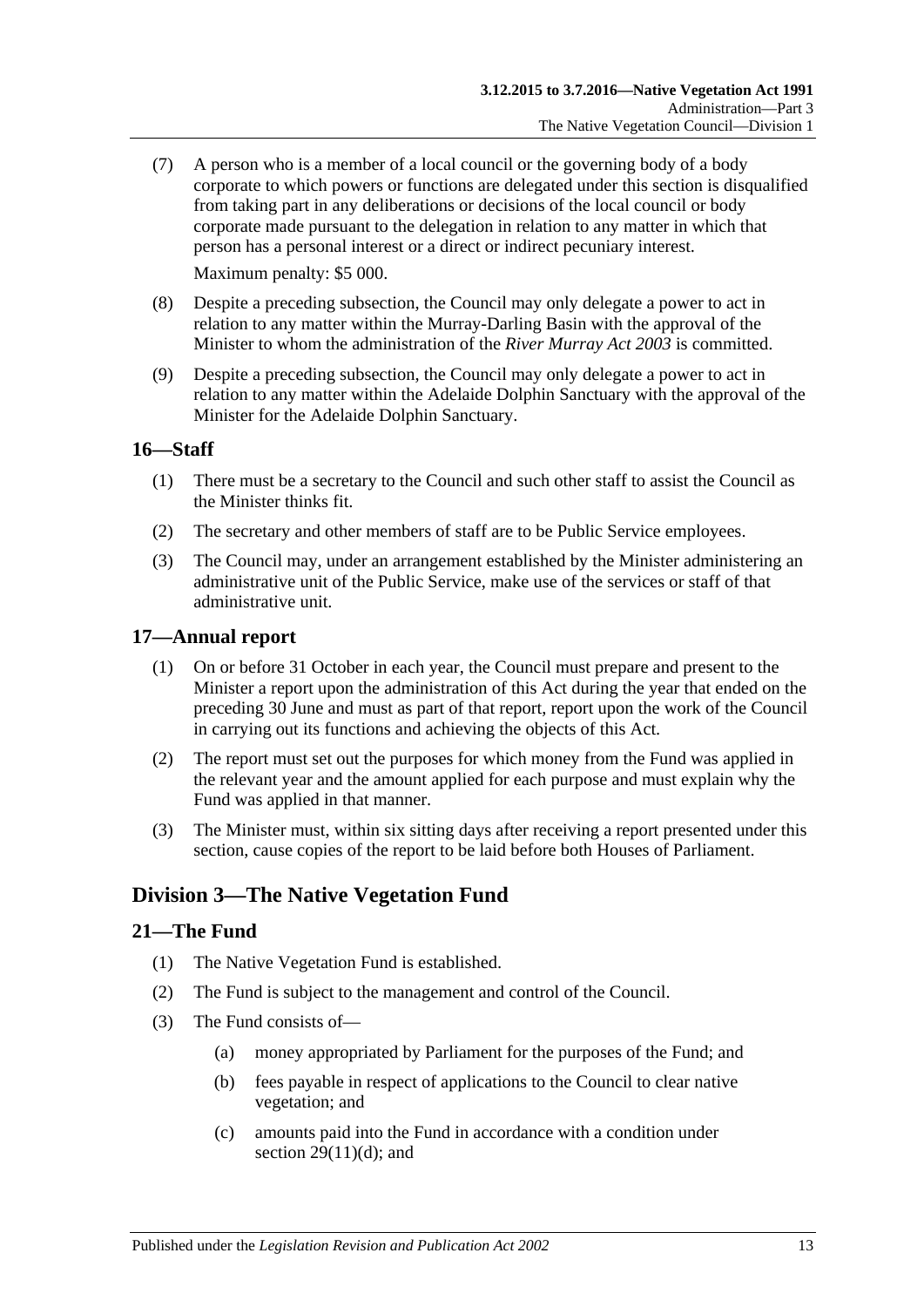(7) A person who is a member of a local council or the governing body of a body corporate to which powers or functions are delegated under this section is disqualified from taking part in any deliberations or decisions of the local council or body corporate made pursuant to the delegation in relation to any matter in which that person has a personal interest or a direct or indirect pecuniary interest.

Maximum penalty: $5 000.

(8) Despite a preceding subsection, the Council may only delegate a power to act in relation to any matter within the Murray-Darling Basin with the approval of the Minister to whom the administration of the *River Murray Act 2003* is committed.

(9) Despite a preceding subsection, the Council may only delegate a power to act in relation to any matter within the Adelaide Dolphin Sanctuary with the approval of the Minister for the Adelaide Dolphin Sanctuary.

## 16—Staff

(1) There must be a secretary to the Council and such other staff to assist the Council as the Minister thinks fit.

(2) The secretary and other members of staff are to be Public Service employees.

(3) The Council may, under an arrangement established by the Minister administering an administrative unit of the Public Service, make use of the services or staff of that administrative unit.

## 17—Annual report

(1) On or before 31 October in each year, the Council must prepare and present to the Minister a report upon the administration of this Act during the year that ended on the preceding 30 June and must as part of that report, report upon the work of the Council in carrying out its functions and achieving the objects of this Act.

(2) The report must set out the purposes for which money from the Fund was applied in the relevant year and the amount applied for each purpose and must explain why the Fund was applied in that manner.

(3) The Minister must, within six sitting days after receiving a report presented under this section, cause copies of the report to be laid before both Houses of Parliament.

# Division 3—The Native Vegetation Fund

## 21—The Fund

(1) The Native Vegetation Fund is established.

(2) The Fund is subject to the management and control of the Council.

(3) The Fund consists of—

(a) money appropriated by Parliament for the purposes of the Fund; and

(b) fees payable in respect of applications to the Council to clear native vegetation; and

(c) amounts paid into the Fund in accordance with a condition under section 29(11)(d); and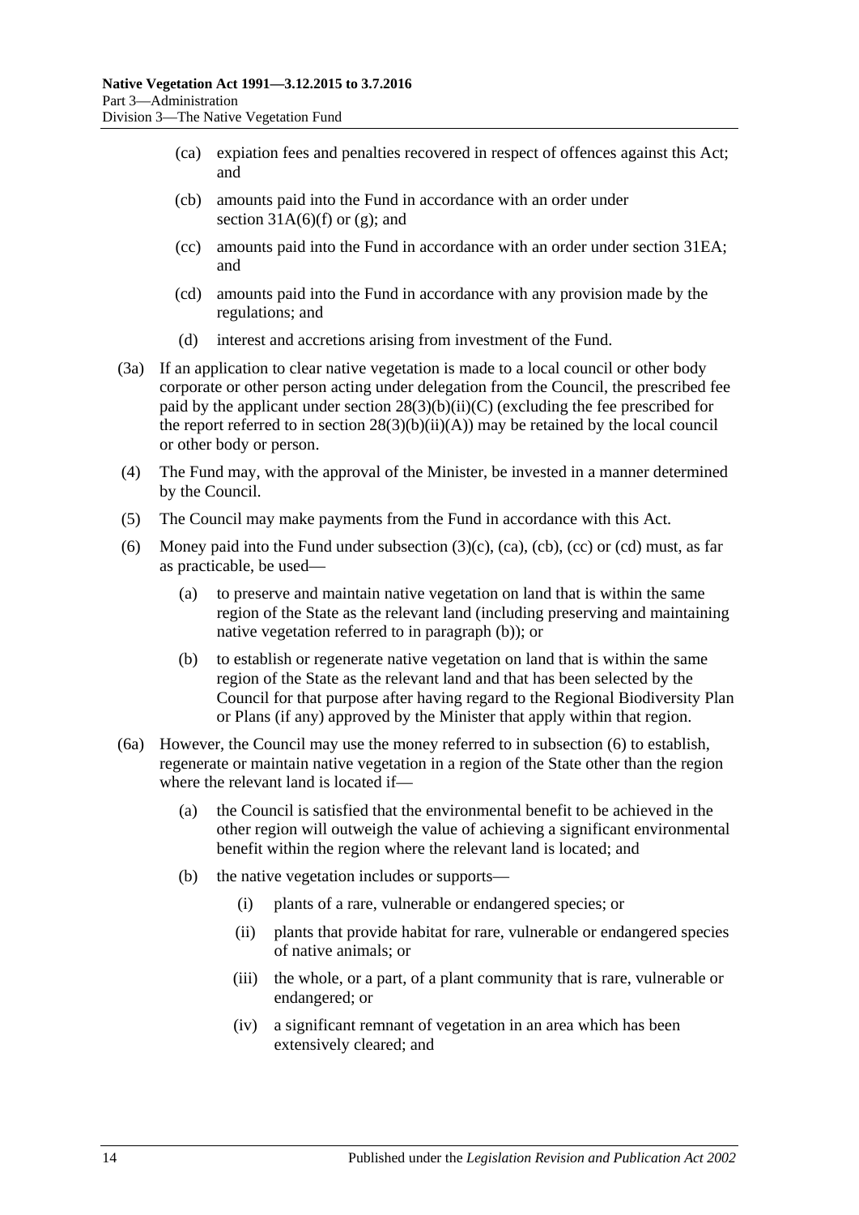(ca) expiation fees and penalties recovered in respect of offences against this Act; and

(cb) amounts paid into the Fund in accordance with an order under section 31A(6)(f) or (g); and

(cc) amounts paid into the Fund in accordance with an order under section 31EA; and

(cd) amounts paid into the Fund in accordance with any provision made by the regulations; and

(d) interest and accretions arising from investment of the Fund.

(3a) If an application to clear native vegetation is made to a local council or other body corporate or other person acting under delegation from the Council, the prescribed fee paid by the applicant under section 28(3)(b)(ii)(C) (excluding the fee prescribed for the report referred to in section 28(3)(b)(ii)(A)) may be retained by the local council or other body or person.

(4) The Fund may, with the approval of the Minister, be invested in a manner determined by the Council.

(5) The Council may make payments from the Fund in accordance with this Act.

(6) Money paid into the Fund under subsection (3)(c), (ca), (cb), (cc) or (cd) must, as far as practicable, be used—

(a) to preserve and maintain native vegetation on land that is within the same region of the State as the relevant land (including preserving and maintaining native vegetation referred to in paragraph (b)); or

(b) to establish or regenerate native vegetation on land that is within the same region of the State as the relevant land and that has been selected by the Council for that purpose after having regard to the Regional Biodiversity Plan or Plans (if any) approved by the Minister that apply within that region.

(6a) However, the Council may use the money referred to in subsection (6) to establish, regenerate or maintain native vegetation in a region of the State other than the region where the relevant land is located if—

(a) the Council is satisfied that the environmental benefit to be achieved in the other region will outweigh the value of achieving a significant environmental benefit within the region where the relevant land is located; and

(b) the native vegetation includes or supports—

(i) plants of a rare, vulnerable or endangered species; or

(ii) plants that provide habitat for rare, vulnerable or endangered species of native animals; or

(iii) the whole, or a part, of a plant community that is rare, vulnerable or endangered; or

(iv) a significant remnant of vegetation in an area which has been extensively cleared; and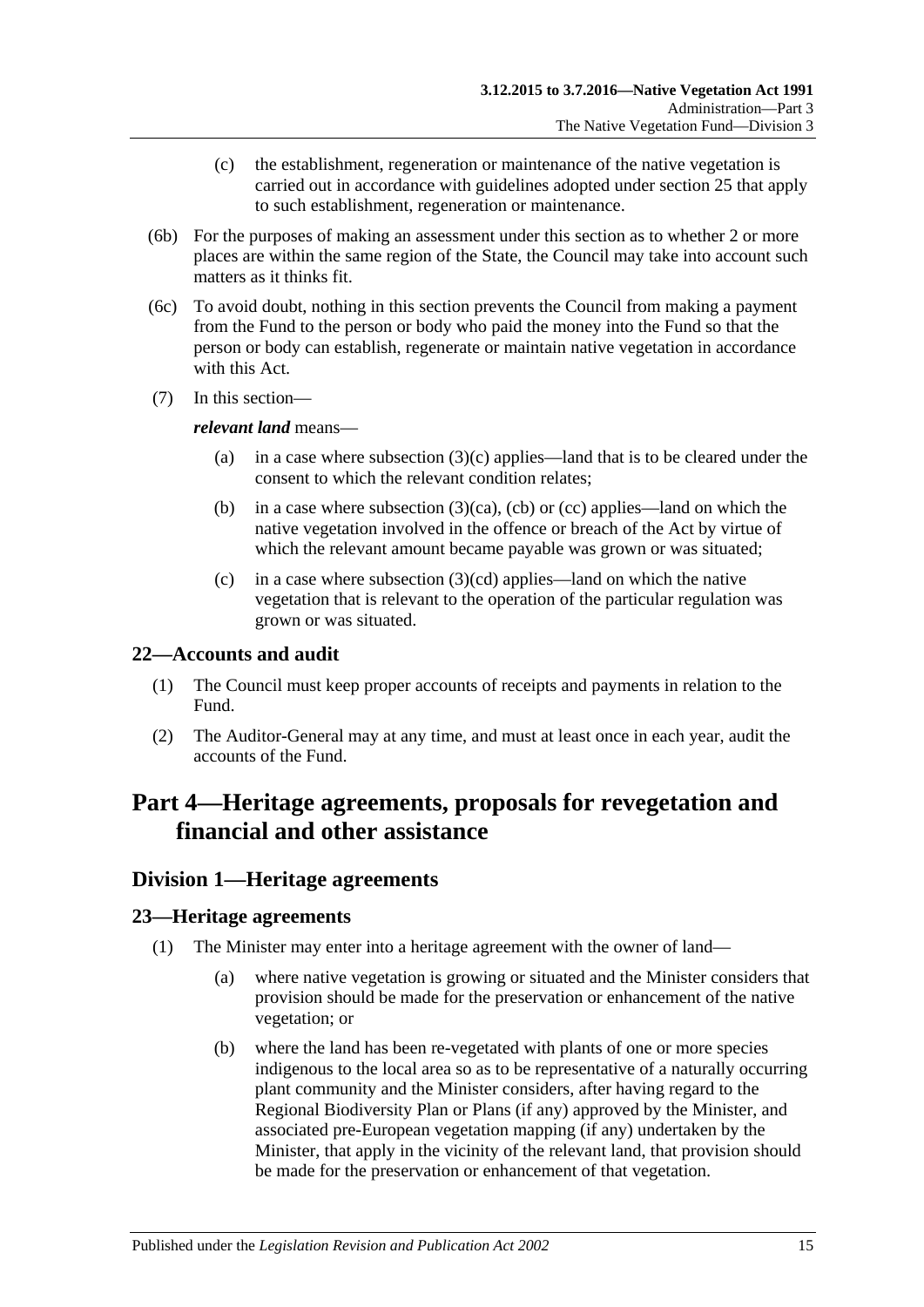(c) the establishment, regeneration or maintenance of the native vegetation is carried out in accordance with guidelines adopted under section 25 that apply to such establishment, regeneration or maintenance.

(6b) For the purposes of making an assessment under this section as to whether 2 or more places are within the same region of the State, the Council may take into account such matters as it thinks fit.

(6c) To avoid doubt, nothing in this section prevents the Council from making a payment from the Fund to the person or body who paid the money into the Fund so that the person or body can establish, regenerate or maintain native vegetation in accordance with this Act.

(7) In this section—

***relevant land*** means—

(a) in a case where subsection (3)(c) applies—land that is to be cleared under the consent to which the relevant condition relates;

(b) in a case where subsection (3)(ca), (cb) or (cc) applies—land on which the native vegetation involved in the offence or breach of the Act by virtue of which the relevant amount became payable was grown or was situated;

(c) in a case where subsection (3)(cd) applies—land on which the native vegetation that is relevant to the operation of the particular regulation was grown or was situated.

### 22—Accounts and audit

(1) The Council must keep proper accounts of receipts and payments in relation to the Fund.

(2) The Auditor-General may at any time, and must at least once in each year, audit the accounts of the Fund.

# Part 4—Heritage agreements, proposals for revegetation and financial and other assistance

## Division 1—Heritage agreements

### 23—Heritage agreements

(1) The Minister may enter into a heritage agreement with the owner of land—

(a) where native vegetation is growing or situated and the Minister considers that provision should be made for the preservation or enhancement of the native vegetation; or

(b) where the land has been re-vegetated with plants of one or more species indigenous to the local area so as to be representative of a naturally occurring plant community and the Minister considers, after having regard to the Regional Biodiversity Plan or Plans (if any) approved by the Minister, and associated pre-European vegetation mapping (if any) undertaken by the Minister, that apply in the vicinity of the relevant land, that provision should be made for the preservation or enhancement of that vegetation.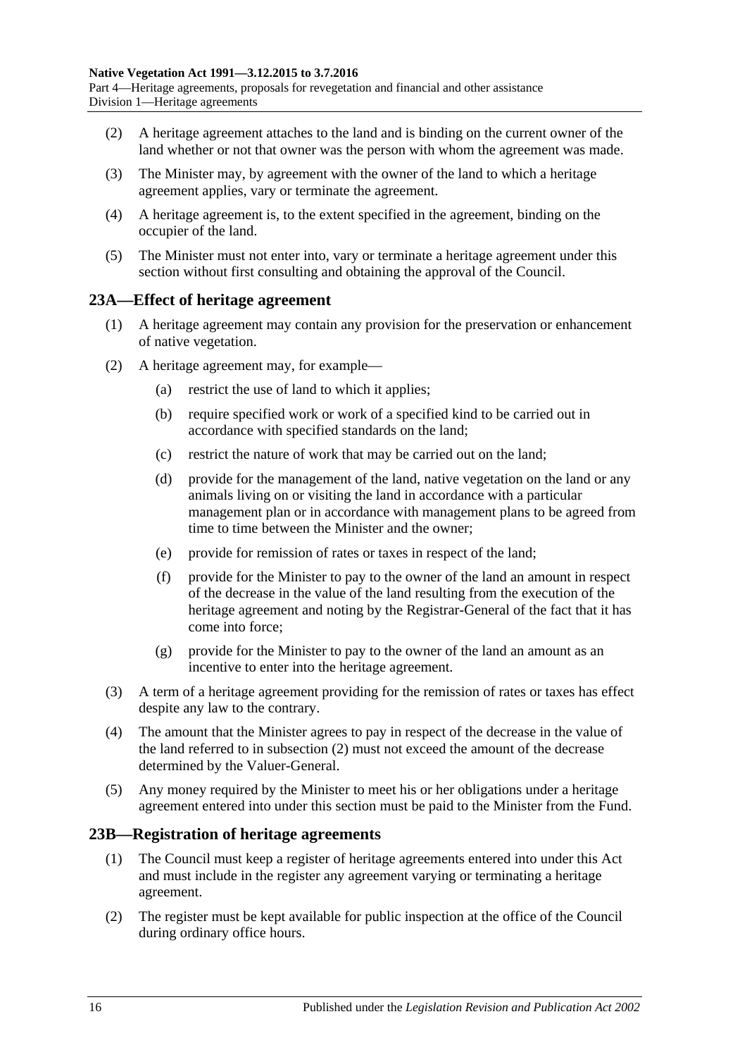(2) A heritage agreement attaches to the land and is binding on the current owner of the land whether or not that owner was the person with whom the agreement was made.

(3) The Minister may, by agreement with the owner of the land to which a heritage agreement applies, vary or terminate the agreement.

(4) A heritage agreement is, to the extent specified in the agreement, binding on the occupier of the land.

(5) The Minister must not enter into, vary or terminate a heritage agreement under this section without first consulting and obtaining the approval of the Council.

## 23A—Effect of heritage agreement

(1) A heritage agreement may contain any provision for the preservation or enhancement of native vegetation.

(2) A heritage agreement may, for example—

(a) restrict the use of land to which it applies;

(b) require specified work or work of a specified kind to be carried out in accordance with specified standards on the land;

(c) restrict the nature of work that may be carried out on the land;

(d) provide for the management of the land, native vegetation on the land or any animals living on or visiting the land in accordance with a particular management plan or in accordance with management plans to be agreed from time to time between the Minister and the owner;

(e) provide for remission of rates or taxes in respect of the land;

(f) provide for the Minister to pay to the owner of the land an amount in respect of the decrease in the value of the land resulting from the execution of the heritage agreement and noting by the Registrar-General of the fact that it has come into force;

(g) provide for the Minister to pay to the owner of the land an amount as an incentive to enter into the heritage agreement.

(3) A term of a heritage agreement providing for the remission of rates or taxes has effect despite any law to the contrary.

(4) The amount that the Minister agrees to pay in respect of the decrease in the value of the land referred to in subsection (2) must not exceed the amount of the decrease determined by the Valuer-General.

(5) Any money required by the Minister to meet his or her obligations under a heritage agreement entered into under this section must be paid to the Minister from the Fund.

## 23B—Registration of heritage agreements

(1) The Council must keep a register of heritage agreements entered into under this Act and must include in the register any agreement varying or terminating a heritage agreement.

(2) The register must be kept available for public inspection at the office of the Council during ordinary office hours.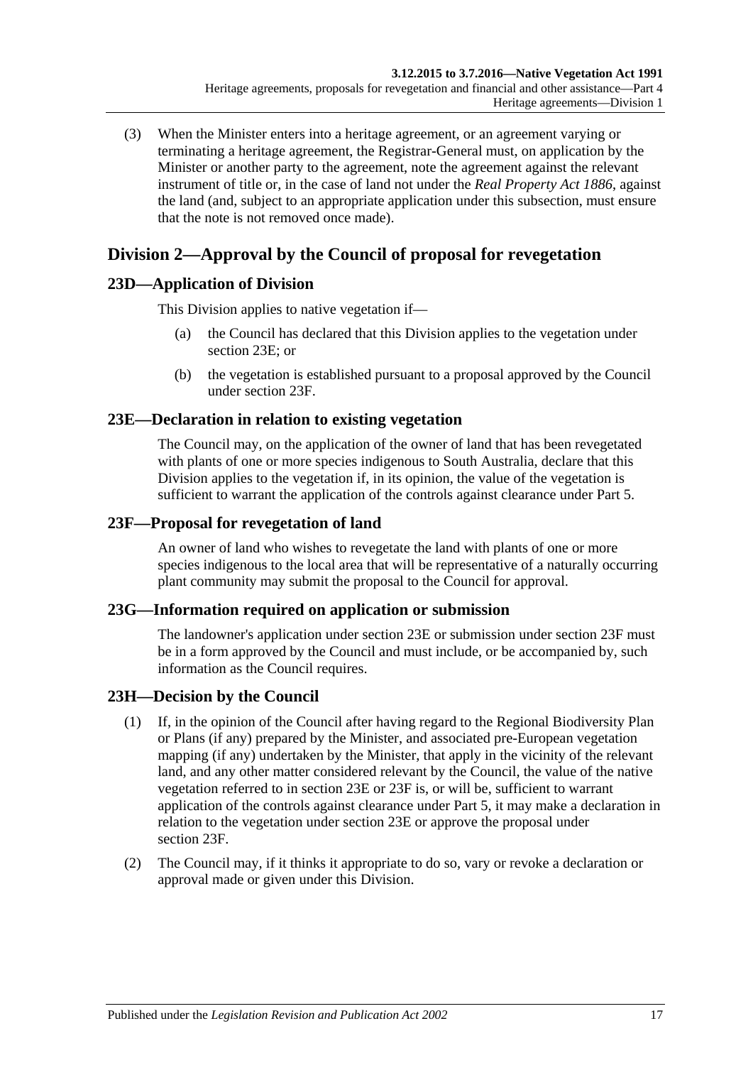(3) When the Minister enters into a heritage agreement, or an agreement varying or terminating a heritage agreement, the Registrar-General must, on application by the Minister or another party to the agreement, note the agreement against the relevant instrument of title or, in the case of land not under the *Real Property Act 1886*, against the land (and, subject to an appropriate application under this subsection, must ensure that the note is not removed once made).

## Division 2—Approval by the Council of proposal for revegetation

### 23D—Application of Division

This Division applies to native vegetation if—

(a) the Council has declared that this Division applies to the vegetation under section 23E; or

(b) the vegetation is established pursuant to a proposal approved by the Council under section 23F.

### 23E—Declaration in relation to existing vegetation

The Council may, on the application of the owner of land that has been revegetated with plants of one or more species indigenous to South Australia, declare that this Division applies to the vegetation if, in its opinion, the value of the vegetation is sufficient to warrant the application of the controls against clearance under Part 5.

### 23F—Proposal for revegetation of land

An owner of land who wishes to revegetate the land with plants of one or more species indigenous to the local area that will be representative of a naturally occurring plant community may submit the proposal to the Council for approval.

### 23G—Information required on application or submission

The landowner's application under section 23E or submission under section 23F must be in a form approved by the Council and must include, or be accompanied by, such information as the Council requires.

### 23H—Decision by the Council

(1) If, in the opinion of the Council after having regard to the Regional Biodiversity Plan or Plans (if any) prepared by the Minister, and associated pre-European vegetation mapping (if any) undertaken by the Minister, that apply in the vicinity of the relevant land, and any other matter considered relevant by the Council, the value of the native vegetation referred to in section 23E or 23F is, or will be, sufficient to warrant application of the controls against clearance under Part 5, it may make a declaration in relation to the vegetation under section 23E or approve the proposal under section 23F.

(2) The Council may, if it thinks it appropriate to do so, vary or revoke a declaration or approval made or given under this Division.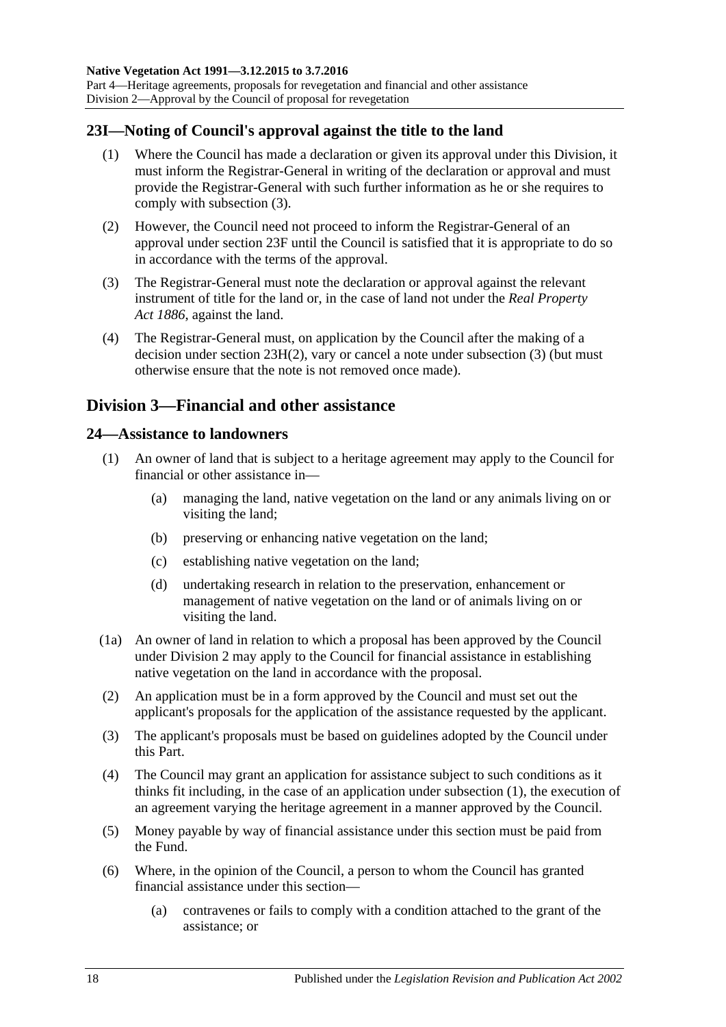## 23I—Noting of Council's approval against the title to the land

(1) Where the Council has made a declaration or given its approval under this Division, it must inform the Registrar-General in writing of the declaration or approval and must provide the Registrar-General with such further information as he or she requires to comply with subsection (3).

(2) However, the Council need not proceed to inform the Registrar-General of an approval under section 23F until the Council is satisfied that it is appropriate to do so in accordance with the terms of the approval.

(3) The Registrar-General must note the declaration or approval against the relevant instrument of title for the land or, in the case of land not under the *Real Property Act 1886*, against the land.

(4) The Registrar-General must, on application by the Council after the making of a decision under section 23H(2), vary or cancel a note under subsection (3) (but must otherwise ensure that the note is not removed once made).

# Division 3—Financial and other assistance

## 24—Assistance to landowners

(1) An owner of land that is subject to a heritage agreement may apply to the Council for financial or other assistance in—

- (a) managing the land, native vegetation on the land or any animals living on or visiting the land;
- (b) preserving or enhancing native vegetation on the land;
- (c) establishing native vegetation on the land;
- (d) undertaking research in relation to the preservation, enhancement or management of native vegetation on the land or of animals living on or visiting the land.

(1a) An owner of land in relation to which a proposal has been approved by the Council under Division 2 may apply to the Council for financial assistance in establishing native vegetation on the land in accordance with the proposal.

(2) An application must be in a form approved by the Council and must set out the applicant's proposals for the application of the assistance requested by the applicant.

(3) The applicant's proposals must be based on guidelines adopted by the Council under this Part.

(4) The Council may grant an application for assistance subject to such conditions as it thinks fit including, in the case of an application under subsection (1), the execution of an agreement varying the heritage agreement in a manner approved by the Council.

(5) Money payable by way of financial assistance under this section must be paid from the Fund.

(6) Where, in the opinion of the Council, a person to whom the Council has granted financial assistance under this section—

- (a) contravenes or fails to comply with a condition attached to the grant of the assistance; or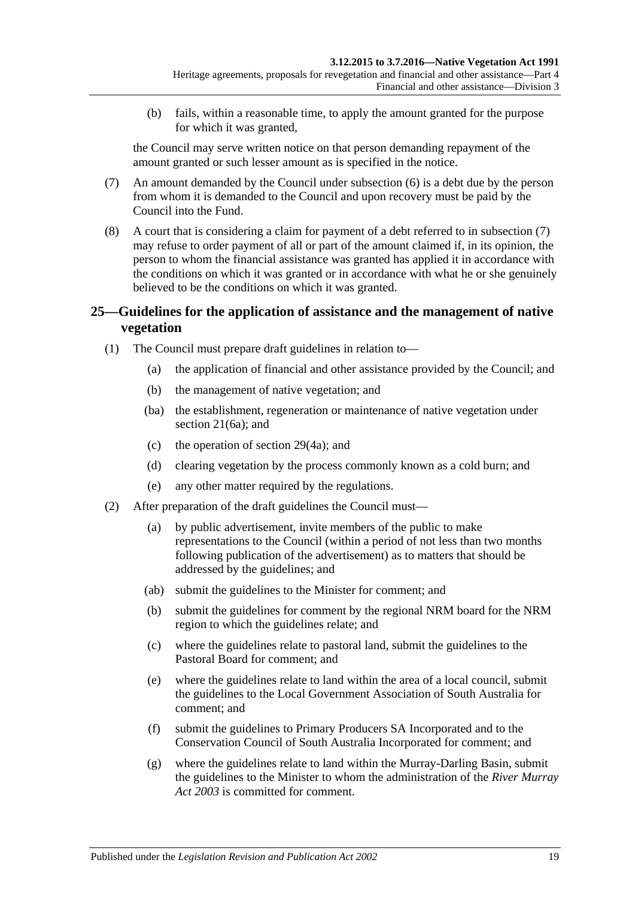(b) fails, within a reasonable time, to apply the amount granted for the purpose for which it was granted,

the Council may serve written notice on that person demanding repayment of the amount granted or such lesser amount as is specified in the notice.

(7) An amount demanded by the Council under subsection (6) is a debt due by the person from whom it is demanded to the Council and upon recovery must be paid by the Council into the Fund.

(8) A court that is considering a claim for payment of a debt referred to in subsection (7) may refuse to order payment of all or part of the amount claimed if, in its opinion, the person to whom the financial assistance was granted has applied it in accordance with the conditions on which it was granted or in accordance with what he or she genuinely believed to be the conditions on which it was granted.

## 25—Guidelines for the application of assistance and the management of native vegetation

(1) The Council must prepare draft guidelines in relation to—

(a) the application of financial and other assistance provided by the Council; and

(b) the management of native vegetation; and

(ba) the establishment, regeneration or maintenance of native vegetation under section 21(6a); and

(c) the operation of section 29(4a); and

(d) clearing vegetation by the process commonly known as a cold burn; and

(e) any other matter required by the regulations.

(2) After preparation of the draft guidelines the Council must—

(a) by public advertisement, invite members of the public to make representations to the Council (within a period of not less than two months following publication of the advertisement) as to matters that should be addressed by the guidelines; and

(ab) submit the guidelines to the Minister for comment; and

(b) submit the guidelines for comment by the regional NRM board for the NRM region to which the guidelines relate; and

(c) where the guidelines relate to pastoral land, submit the guidelines to the Pastoral Board for comment; and

(e) where the guidelines relate to land within the area of a local council, submit the guidelines to the Local Government Association of South Australia for comment; and

(f) submit the guidelines to Primary Producers SA Incorporated and to the Conservation Council of South Australia Incorporated for comment; and

(g) where the guidelines relate to land within the Murray-Darling Basin, submit the guidelines to the Minister to whom the administration of the *River Murray Act 2003* is committed for comment.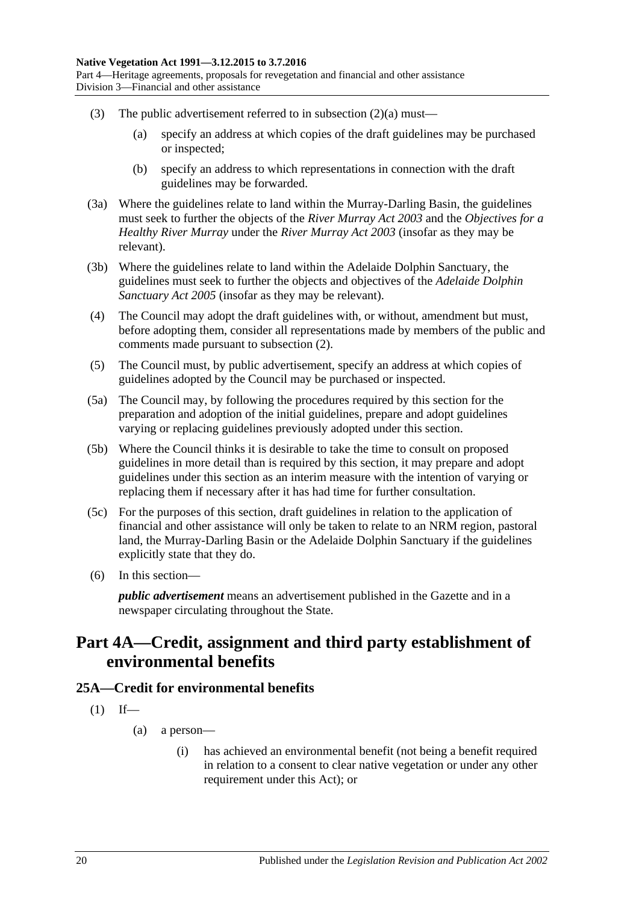(3) The public advertisement referred to in subsection (2)(a) must—

(a) specify an address at which copies of the draft guidelines may be purchased or inspected;

(b) specify an address to which representations in connection with the draft guidelines may be forwarded.

(3a) Where the guidelines relate to land within the Murray-Darling Basin, the guidelines must seek to further the objects of the *River Murray Act 2003* and the *Objectives for a Healthy River Murray* under the *River Murray Act 2003* (insofar as they may be relevant).

(3b) Where the guidelines relate to land within the Adelaide Dolphin Sanctuary, the guidelines must seek to further the objects and objectives of the *Adelaide Dolphin Sanctuary Act 2005* (insofar as they may be relevant).

(4) The Council may adopt the draft guidelines with, or without, amendment but must, before adopting them, consider all representations made by members of the public and comments made pursuant to subsection (2).

(5) The Council must, by public advertisement, specify an address at which copies of guidelines adopted by the Council may be purchased or inspected.

(5a) The Council may, by following the procedures required by this section for the preparation and adoption of the initial guidelines, prepare and adopt guidelines varying or replacing guidelines previously adopted under this section.

(5b) Where the Council thinks it is desirable to take the time to consult on proposed guidelines in more detail than is required by this section, it may prepare and adopt guidelines under this section as an interim measure with the intention of varying or replacing them if necessary after it has had time for further consultation.

(5c) For the purposes of this section, draft guidelines in relation to the application of financial and other assistance will only be taken to relate to an NRM region, pastoral land, the Murray-Darling Basin or the Adelaide Dolphin Sanctuary if the guidelines explicitly state that they do.

(6) In this section—

***public advertisement*** means an advertisement published in the Gazette and in a newspaper circulating throughout the State.

# Part 4A—Credit, assignment and third party establishment of environmental benefits

## 25A—Credit for environmental benefits

(1) If—

(a) a person—

(i) has achieved an environmental benefit (not being a benefit required in relation to a consent to clear native vegetation or under any other requirement under this Act); or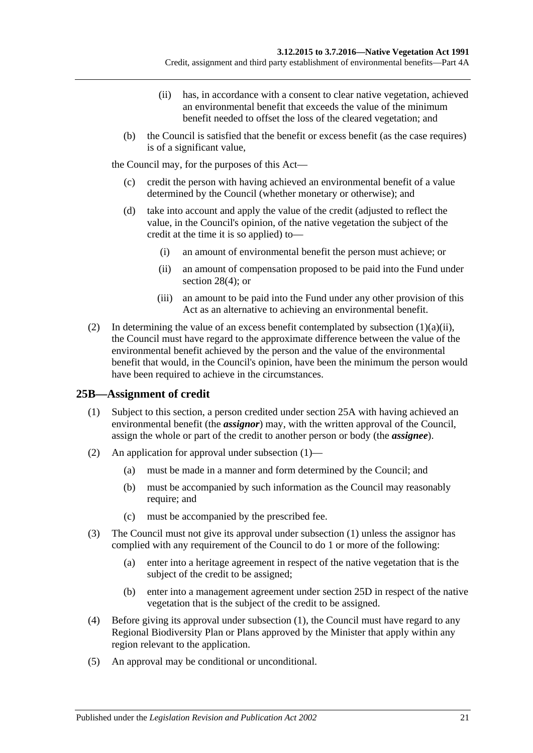(ii) has, in accordance with a consent to clear native vegetation, achieved an environmental benefit that exceeds the value of the minimum benefit needed to offset the loss of the cleared vegetation; and

(b) the Council is satisfied that the benefit or excess benefit (as the case requires) is of a significant value,

the Council may, for the purposes of this Act—

(c) credit the person with having achieved an environmental benefit of a value determined by the Council (whether monetary or otherwise); and

(d) take into account and apply the value of the credit (adjusted to reflect the value, in the Council's opinion, of the native vegetation the subject of the credit at the time it is so applied) to—

(i) an amount of environmental benefit the person must achieve; or

(ii) an amount of compensation proposed to be paid into the Fund under section 28(4); or

(iii) an amount to be paid into the Fund under any other provision of this Act as an alternative to achieving an environmental benefit.

(2) In determining the value of an excess benefit contemplated by subsection (1)(a)(ii), the Council must have regard to the approximate difference between the value of the environmental benefit achieved by the person and the value of the environmental benefit that would, in the Council's opinion, have been the minimum the person would have been required to achieve in the circumstances.

## 25B—Assignment of credit

(1) Subject to this section, a person credited under section 25A with having achieved an environmental benefit (the ***assignor***) may, with the written approval of the Council, assign the whole or part of the credit to another person or body (the ***assignee***).

(2) An application for approval under subsection (1)—

(a) must be made in a manner and form determined by the Council; and

(b) must be accompanied by such information as the Council may reasonably require; and

(c) must be accompanied by the prescribed fee.

(3) The Council must not give its approval under subsection (1) unless the assignor has complied with any requirement of the Council to do 1 or more of the following:

(a) enter into a heritage agreement in respect of the native vegetation that is the subject of the credit to be assigned;

(b) enter into a management agreement under section 25D in respect of the native vegetation that is the subject of the credit to be assigned.

(4) Before giving its approval under subsection (1), the Council must have regard to any Regional Biodiversity Plan or Plans approved by the Minister that apply within any region relevant to the application.

(5) An approval may be conditional or unconditional.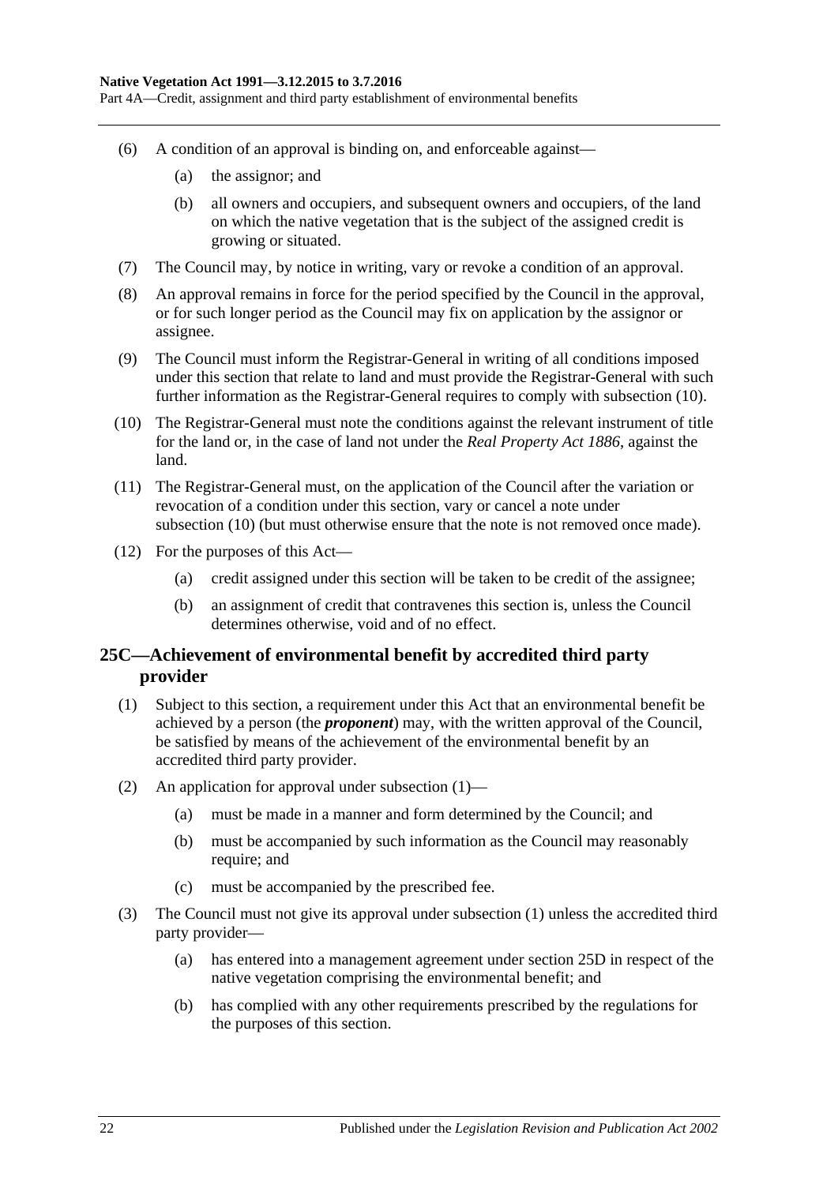(6) A condition of an approval is binding on, and enforceable against—

  (a) the assignor; and

  (b) all owners and occupiers, and subsequent owners and occupiers, of the land on which the native vegetation that is the subject of the assigned credit is growing or situated.

(7) The Council may, by notice in writing, vary or revoke a condition of an approval.

(8) An approval remains in force for the period specified by the Council in the approval, or for such longer period as the Council may fix on application by the assignor or assignee.

(9) The Council must inform the Registrar-General in writing of all conditions imposed under this section that relate to land and must provide the Registrar-General with such further information as the Registrar-General requires to comply with subsection (10).

(10) The Registrar-General must note the conditions against the relevant instrument of title for the land or, in the case of land not under the *Real Property Act 1886*, against the land.

(11) The Registrar-General must, on the application of the Council after the variation or revocation of a condition under this section, vary or cancel a note under subsection (10) (but must otherwise ensure that the note is not removed once made).

(12) For the purposes of this Act—

  (a) credit assigned under this section will be taken to be credit of the assignee;

  (b) an assignment of credit that contravenes this section is, unless the Council determines otherwise, void and of no effect.

## 25C—Achievement of environmental benefit by accredited third party provider

(1) Subject to this section, a requirement under this Act that an environmental benefit be achieved by a person (the ***proponent***) may, with the written approval of the Council, be satisfied by means of the achievement of the environmental benefit by an accredited third party provider.

(2) An application for approval under subsection (1)—

  (a) must be made in a manner and form determined by the Council; and

  (b) must be accompanied by such information as the Council may reasonably require; and

  (c) must be accompanied by the prescribed fee.

(3) The Council must not give its approval under subsection (1) unless the accredited third party provider—

  (a) has entered into a management agreement under section 25D in respect of the native vegetation comprising the environmental benefit; and

  (b) has complied with any other requirements prescribed by the regulations for the purposes of this section.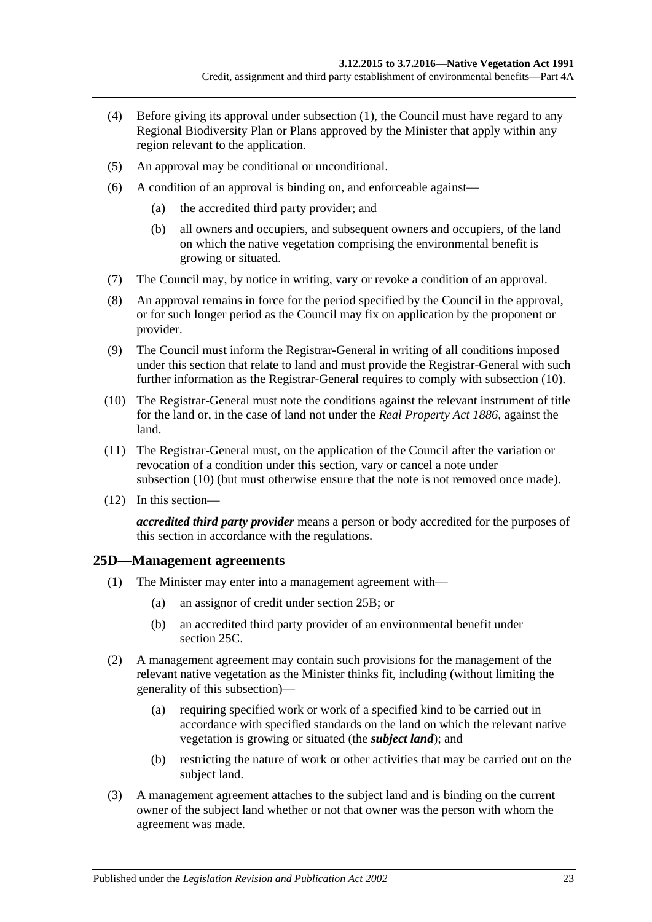(4) Before giving its approval under subsection (1), the Council must have regard to any Regional Biodiversity Plan or Plans approved by the Minister that apply within any region relevant to the application.

(5) An approval may be conditional or unconditional.

(6) A condition of an approval is binding on, and enforceable against—

(a) the accredited third party provider; and

(b) all owners and occupiers, and subsequent owners and occupiers, of the land on which the native vegetation comprising the environmental benefit is growing or situated.

(7) The Council may, by notice in writing, vary or revoke a condition of an approval.

(8) An approval remains in force for the period specified by the Council in the approval, or for such longer period as the Council may fix on application by the proponent or provider.

(9) The Council must inform the Registrar-General in writing of all conditions imposed under this section that relate to land and must provide the Registrar-General with such further information as the Registrar-General requires to comply with subsection (10).

(10) The Registrar-General must note the conditions against the relevant instrument of title for the land or, in the case of land not under the *Real Property Act 1886*, against the land.

(11) The Registrar-General must, on the application of the Council after the variation or revocation of a condition under this section, vary or cancel a note under subsection (10) (but must otherwise ensure that the note is not removed once made).

(12) In this section—

***accredited third party provider*** means a person or body accredited for the purposes of this section in accordance with the regulations.

## 25D—Management agreements

(1) The Minister may enter into a management agreement with—

(a) an assignor of credit under section 25B; or

(b) an accredited third party provider of an environmental benefit under section 25C.

(2) A management agreement may contain such provisions for the management of the relevant native vegetation as the Minister thinks fit, including (without limiting the generality of this subsection)—

(a) requiring specified work or work of a specified kind to be carried out in accordance with specified standards on the land on which the relevant native vegetation is growing or situated (the ***subject land***); and

(b) restricting the nature of work or other activities that may be carried out on the subject land.

(3) A management agreement attaches to the subject land and is binding on the current owner of the subject land whether or not that owner was the person with whom the agreement was made.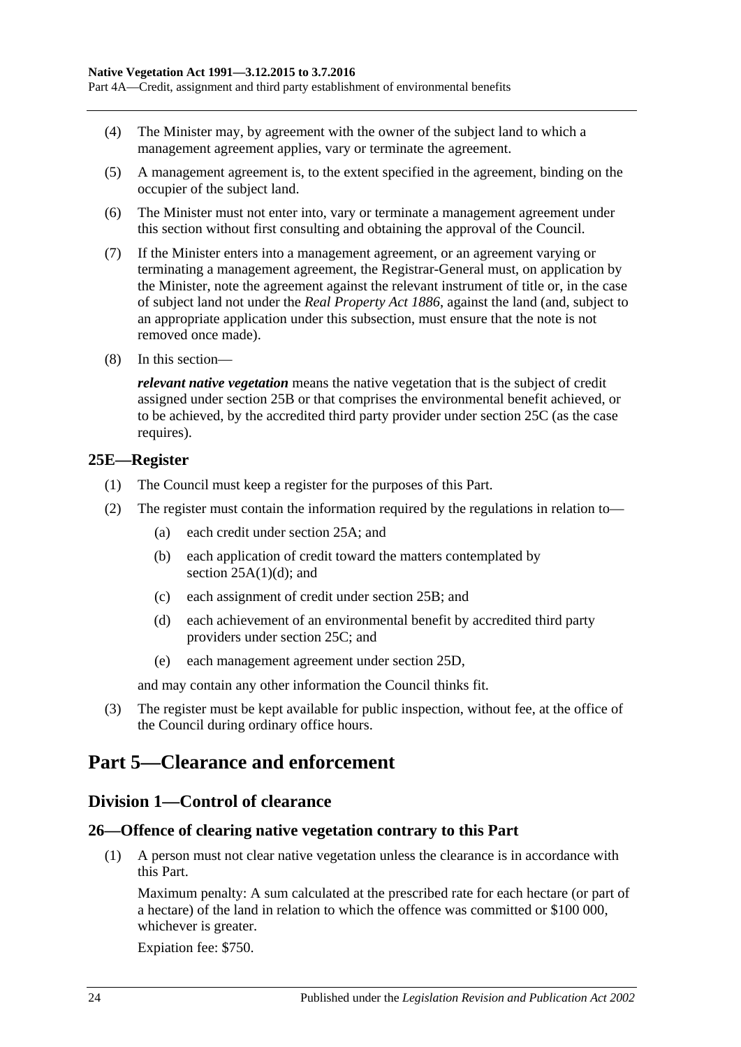(4) The Minister may, by agreement with the owner of the subject land to which a management agreement applies, vary or terminate the agreement.

(5) A management agreement is, to the extent specified in the agreement, binding on the occupier of the subject land.

(6) The Minister must not enter into, vary or terminate a management agreement under this section without first consulting and obtaining the approval of the Council.

(7) If the Minister enters into a management agreement, or an agreement varying or terminating a management agreement, the Registrar-General must, on application by the Minister, note the agreement against the relevant instrument of title or, in the case of subject land not under the *Real Property Act 1886*, against the land (and, subject to an appropriate application under this subsection, must ensure that the note is not removed once made).

(8) In this section—

***relevant native vegetation*** means the native vegetation that is the subject of credit assigned under section 25B or that comprises the environmental benefit achieved, or to be achieved, by the accredited third party provider under section 25C (as the case requires).

### 25E—Register

(1) The Council must keep a register for the purposes of this Part.

(2) The register must contain the information required by the regulations in relation to—

(a) each credit under section 25A; and

(b) each application of credit toward the matters contemplated by section 25A(1)(d); and

(c) each assignment of credit under section 25B; and

(d) each achievement of an environmental benefit by accredited third party providers under section 25C; and

(e) each management agreement under section 25D,

and may contain any other information the Council thinks fit.

(3) The register must be kept available for public inspection, without fee, at the office of the Council during ordinary office hours.

# Part 5—Clearance and enforcement

## Division 1—Control of clearance

### 26—Offence of clearing native vegetation contrary to this Part

(1) A person must not clear native vegetation unless the clearance is in accordance with this Part.

Maximum penalty: A sum calculated at the prescribed rate for each hectare (or part of a hectare) of the land in relation to which the offence was committed or $100 000, whichever is greater.

Expiation fee: $750.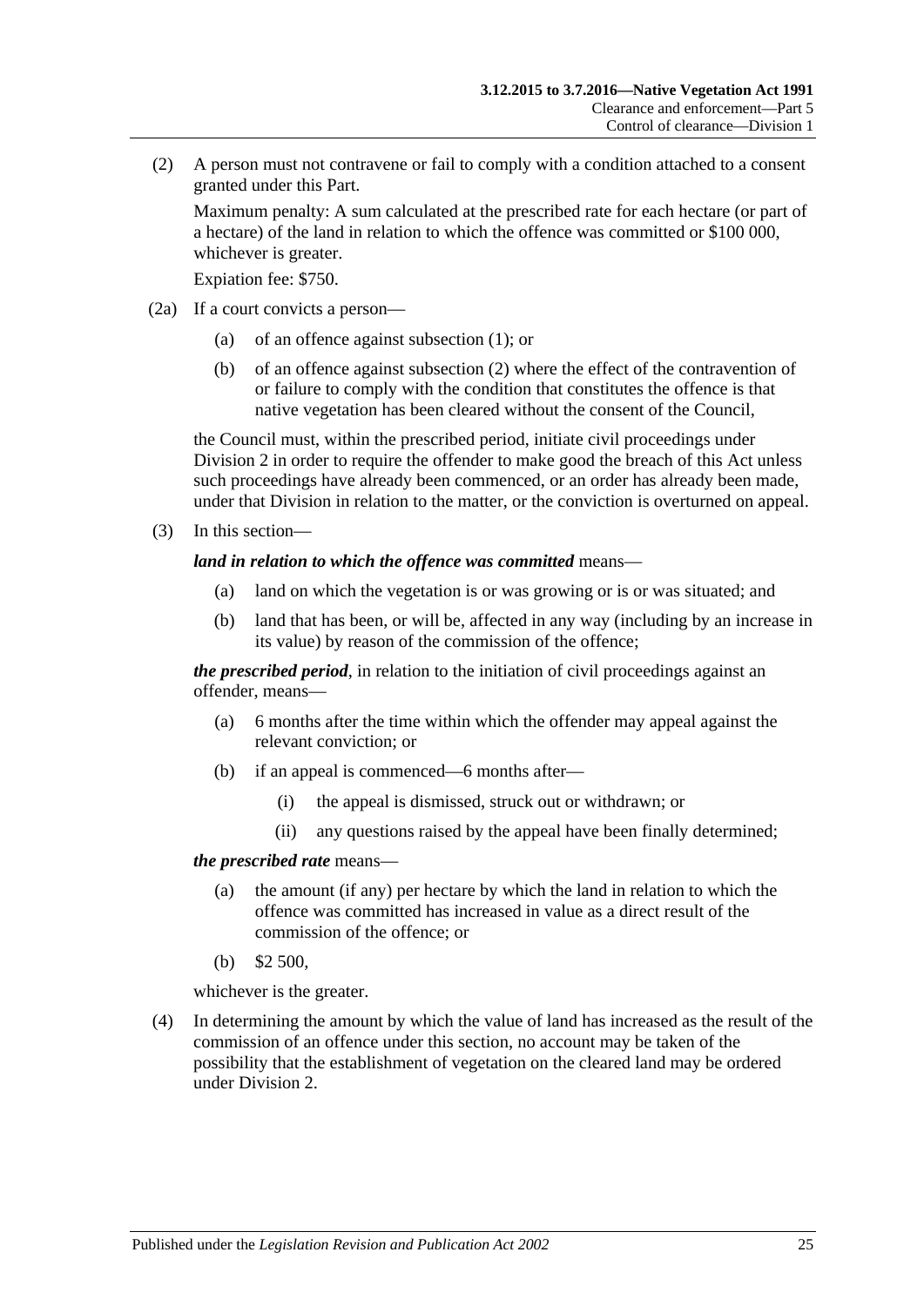(2) A person must not contravene or fail to comply with a condition attached to a consent granted under this Part.

Maximum penalty: A sum calculated at the prescribed rate for each hectare (or part of a hectare) of the land in relation to which the offence was committed or $100 000, whichever is greater.

Expiation fee: $750.

(2a) If a court convicts a person—

(a) of an offence against subsection (1); or

(b) of an offence against subsection (2) where the effect of the contravention of or failure to comply with the condition that constitutes the offence is that native vegetation has been cleared without the consent of the Council,

the Council must, within the prescribed period, initiate civil proceedings under Division 2 in order to require the offender to make good the breach of this Act unless such proceedings have already been commenced, or an order has already been made, under that Division in relation to the matter, or the conviction is overturned on appeal.

(3) In this section—

***land in relation to which the offence was committed*** means—

(a) land on which the vegetation is or was growing or is or was situated; and

(b) land that has been, or will be, affected in any way (including by an increase in its value) by reason of the commission of the offence;

***the prescribed period***, in relation to the initiation of civil proceedings against an offender, means—

(a) 6 months after the time within which the offender may appeal against the relevant conviction; or

(b) if an appeal is commenced—6 months after—

(i) the appeal is dismissed, struck out or withdrawn; or

(ii) any questions raised by the appeal have been finally determined;

***the prescribed rate*** means—

(a) the amount (if any) per hectare by which the land in relation to which the offence was committed has increased in value as a direct result of the commission of the offence; or

(b) $2 500,

whichever is the greater.

(4) In determining the amount by which the value of land has increased as the result of the commission of an offence under this section, no account may be taken of the possibility that the establishment of vegetation on the cleared land may be ordered under Division 2.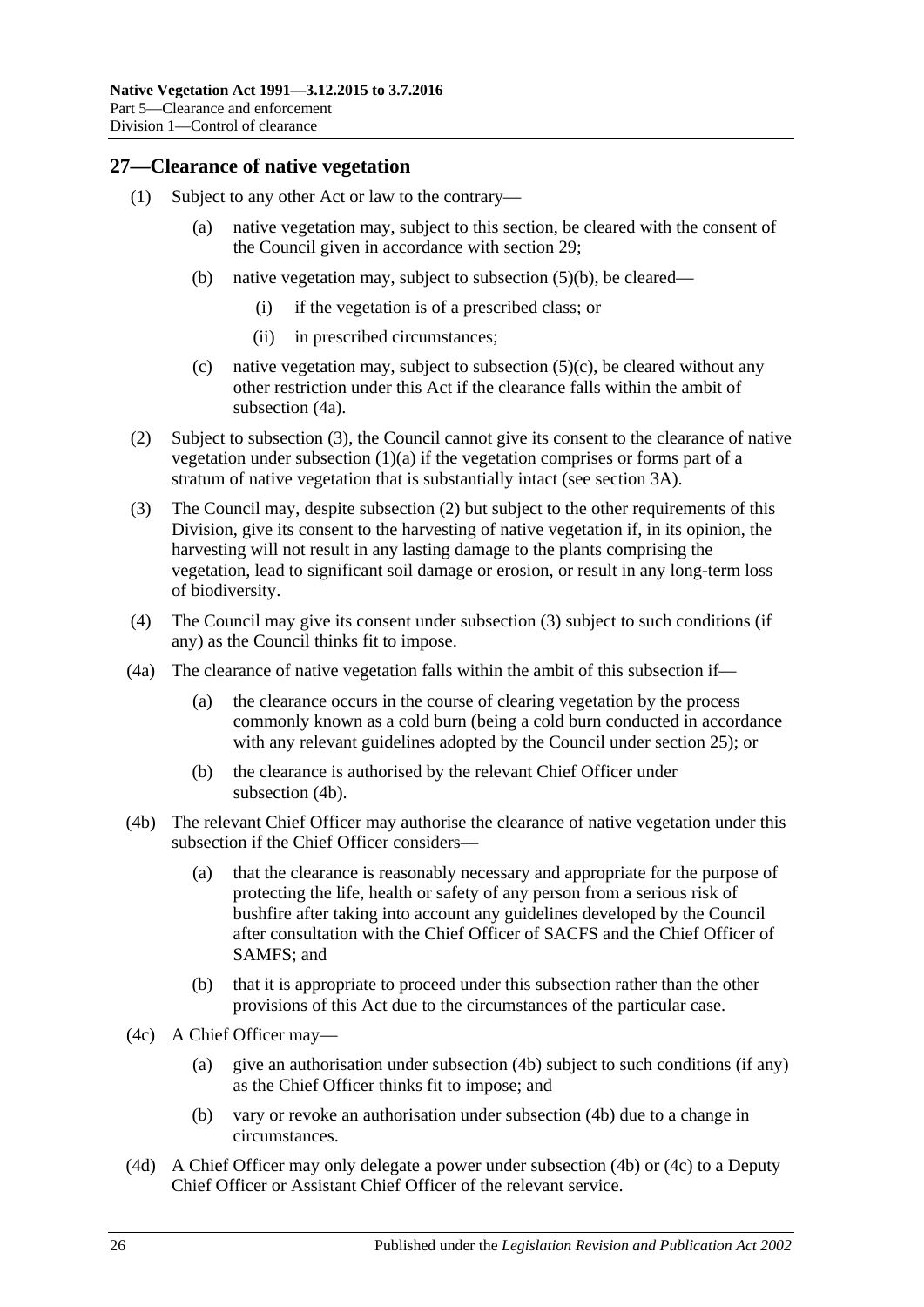## 27—Clearance of native vegetation

(1) Subject to any other Act or law to the contrary—

(a) native vegetation may, subject to this section, be cleared with the consent of the Council given in accordance with section 29;

(b) native vegetation may, subject to subsection (5)(b), be cleared—

(i) if the vegetation is of a prescribed class; or

(ii) in prescribed circumstances;

(c) native vegetation may, subject to subsection (5)(c), be cleared without any other restriction under this Act if the clearance falls within the ambit of subsection (4a).

(2) Subject to subsection (3), the Council cannot give its consent to the clearance of native vegetation under subsection (1)(a) if the vegetation comprises or forms part of a stratum of native vegetation that is substantially intact (see section 3A).

(3) The Council may, despite subsection (2) but subject to the other requirements of this Division, give its consent to the harvesting of native vegetation if, in its opinion, the harvesting will not result in any lasting damage to the plants comprising the vegetation, lead to significant soil damage or erosion, or result in any long-term loss of biodiversity.

(4) The Council may give its consent under subsection (3) subject to such conditions (if any) as the Council thinks fit to impose.

(4a) The clearance of native vegetation falls within the ambit of this subsection if—

(a) the clearance occurs in the course of clearing vegetation by the process commonly known as a cold burn (being a cold burn conducted in accordance with any relevant guidelines adopted by the Council under section 25); or

(b) the clearance is authorised by the relevant Chief Officer under subsection (4b).

(4b) The relevant Chief Officer may authorise the clearance of native vegetation under this subsection if the Chief Officer considers—

(a) that the clearance is reasonably necessary and appropriate for the purpose of protecting the life, health or safety of any person from a serious risk of bushfire after taking into account any guidelines developed by the Council after consultation with the Chief Officer of SACFS and the Chief Officer of SAMFS; and

(b) that it is appropriate to proceed under this subsection rather than the other provisions of this Act due to the circumstances of the particular case.

(4c) A Chief Officer may—

(a) give an authorisation under subsection (4b) subject to such conditions (if any) as the Chief Officer thinks fit to impose; and

(b) vary or revoke an authorisation under subsection (4b) due to a change in circumstances.

(4d) A Chief Officer may only delegate a power under subsection (4b) or (4c) to a Deputy Chief Officer or Assistant Chief Officer of the relevant service.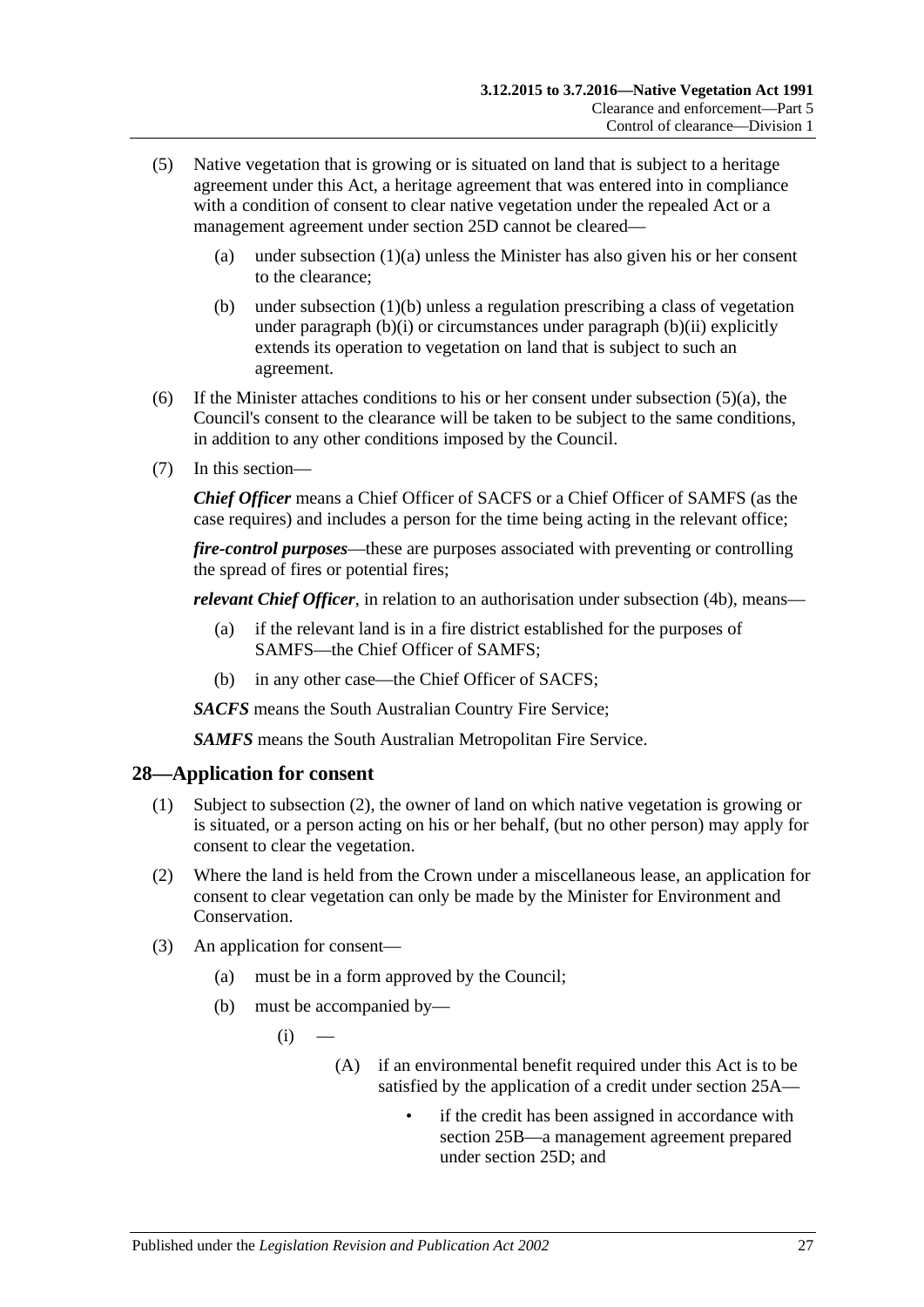(5) Native vegetation that is growing or is situated on land that is subject to a heritage agreement under this Act, a heritage agreement that was entered into in compliance with a condition of consent to clear native vegetation under the repealed Act or a management agreement under section 25D cannot be cleared—

(a) under subsection (1)(a) unless the Minister has also given his or her consent to the clearance;

(b) under subsection (1)(b) unless a regulation prescribing a class of vegetation under paragraph (b)(i) or circumstances under paragraph (b)(ii) explicitly extends its operation to vegetation on land that is subject to such an agreement.

(6) If the Minister attaches conditions to his or her consent under subsection (5)(a), the Council's consent to the clearance will be taken to be subject to the same conditions, in addition to any other conditions imposed by the Council.

(7) In this section—

***Chief Officer*** means a Chief Officer of SACFS or a Chief Officer of SAMFS (as the case requires) and includes a person for the time being acting in the relevant office;

***fire-control purposes***—these are purposes associated with preventing or controlling the spread of fires or potential fires;

***relevant Chief Officer***, in relation to an authorisation under subsection (4b), means—

(a) if the relevant land is in a fire district established for the purposes of SAMFS—the Chief Officer of SAMFS;

(b) in any other case—the Chief Officer of SACFS;

***SACFS*** means the South Australian Country Fire Service;

***SAMFS*** means the South Australian Metropolitan Fire Service.

## 28—Application for consent

(1) Subject to subsection (2), the owner of land on which native vegetation is growing or is situated, or a person acting on his or her behalf, (but no other person) may apply for consent to clear the vegetation.

(2) Where the land is held from the Crown under a miscellaneous lease, an application for consent to clear vegetation can only be made by the Minister for Environment and Conservation.

(3) An application for consent—

(a) must be in a form approved by the Council;

(b) must be accompanied by—

(i) —

(A) if an environmental benefit required under this Act is to be satisfied by the application of a credit under section 25A—

• if the credit has been assigned in accordance with section 25B—a management agreement prepared under section 25D; and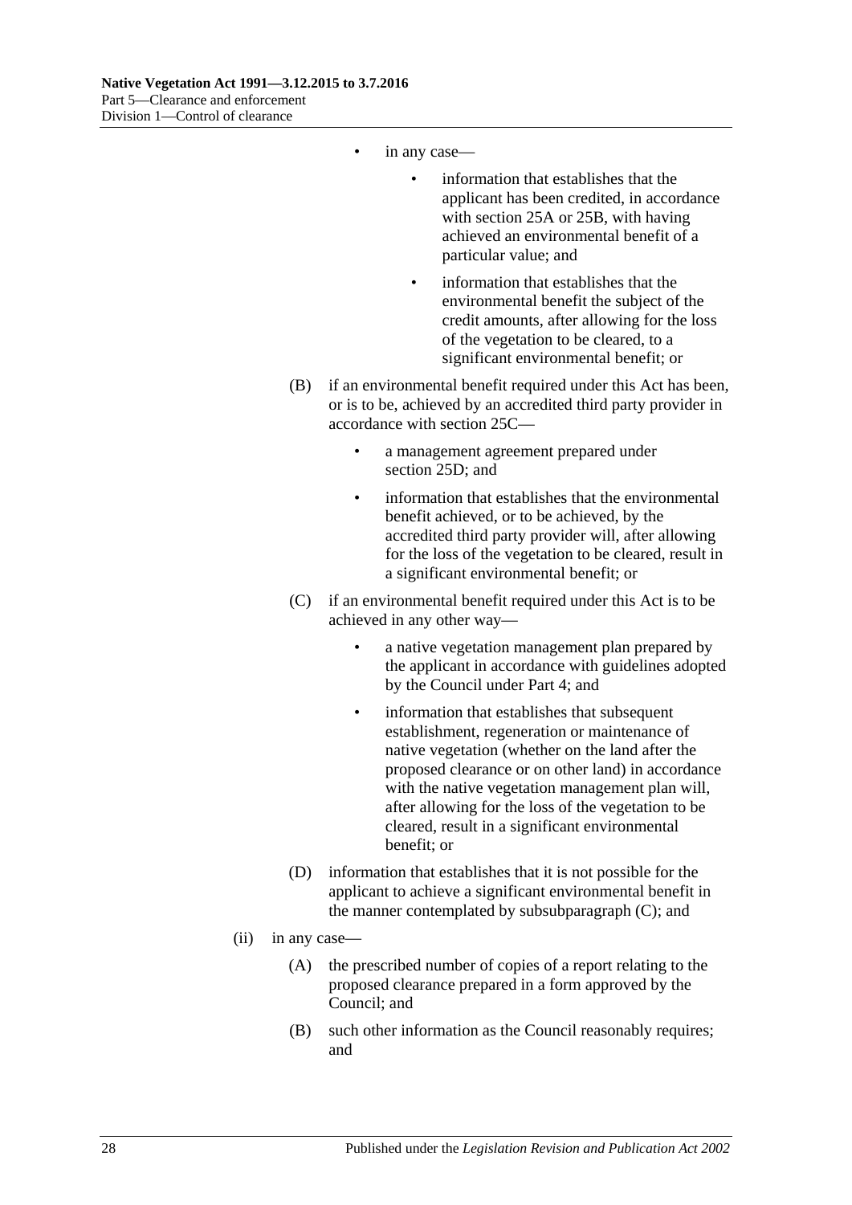- in any case—
    - information that establishes that the applicant has been credited, in accordance with section 25A or 25B, with having achieved an environmental benefit of a particular value; and
    - information that establishes that the environmental benefit the subject of the credit amounts, after allowing for the loss of the vegetation to be cleared, to a significant environmental benefit; or

(B) if an environmental benefit required under this Act has been, or is to be, achieved by an accredited third party provider in accordance with section 25C—

- a management agreement prepared under section 25D; and
- information that establishes that the environmental benefit achieved, or to be achieved, by the accredited third party provider will, after allowing for the loss of the vegetation to be cleared, result in a significant environmental benefit; or

(C) if an environmental benefit required under this Act is to be achieved in any other way—

- a native vegetation management plan prepared by the applicant in accordance with guidelines adopted by the Council under Part 4; and
- information that establishes that subsequent establishment, regeneration or maintenance of native vegetation (whether on the land after the proposed clearance or on other land) in accordance with the native vegetation management plan will, after allowing for the loss of the vegetation to be cleared, result in a significant environmental benefit; or

(D) information that establishes that it is not possible for the applicant to achieve a significant environmental benefit in the manner contemplated by subsubparagraph (C); and

(ii) in any case—

(A) the prescribed number of copies of a report relating to the proposed clearance prepared in a form approved by the Council; and

(B) such other information as the Council reasonably requires; and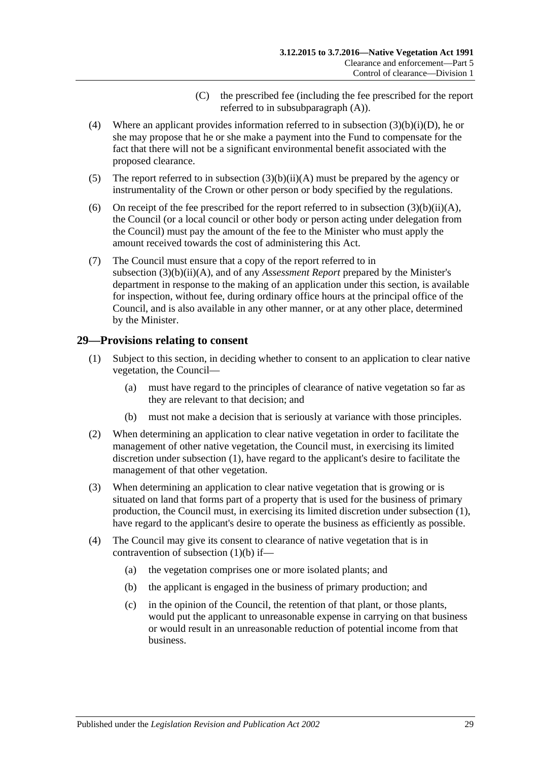(C) the prescribed fee (including the fee prescribed for the report referred to in subsubparagraph (A)).

(4) Where an applicant provides information referred to in subsection (3)(b)(i)(D), he or she may propose that he or she make a payment into the Fund to compensate for the fact that there will not be a significant environmental benefit associated with the proposed clearance.

(5) The report referred to in subsection (3)(b)(ii)(A) must be prepared by the agency or instrumentality of the Crown or other person or body specified by the regulations.

(6) On receipt of the fee prescribed for the report referred to in subsection (3)(b)(ii)(A), the Council (or a local council or other body or person acting under delegation from the Council) must pay the amount of the fee to the Minister who must apply the amount received towards the cost of administering this Act.

(7) The Council must ensure that a copy of the report referred to in subsection (3)(b)(ii)(A), and of any *Assessment Report* prepared by the Minister's department in response to the making of an application under this section, is available for inspection, without fee, during ordinary office hours at the principal office of the Council, and is also available in any other manner, or at any other place, determined by the Minister.

## 29—Provisions relating to consent

(1) Subject to this section, in deciding whether to consent to an application to clear native vegetation, the Council—

(a) must have regard to the principles of clearance of native vegetation so far as they are relevant to that decision; and

(b) must not make a decision that is seriously at variance with those principles.

(2) When determining an application to clear native vegetation in order to facilitate the management of other native vegetation, the Council must, in exercising its limited discretion under subsection (1), have regard to the applicant's desire to facilitate the management of that other vegetation.

(3) When determining an application to clear native vegetation that is growing or is situated on land that forms part of a property that is used for the business of primary production, the Council must, in exercising its limited discretion under subsection (1), have regard to the applicant's desire to operate the business as efficiently as possible.

(4) The Council may give its consent to clearance of native vegetation that is in contravention of subsection (1)(b) if—

(a) the vegetation comprises one or more isolated plants; and

(b) the applicant is engaged in the business of primary production; and

(c) in the opinion of the Council, the retention of that plant, or those plants, would put the applicant to unreasonable expense in carrying on that business or would result in an unreasonable reduction of potential income from that business.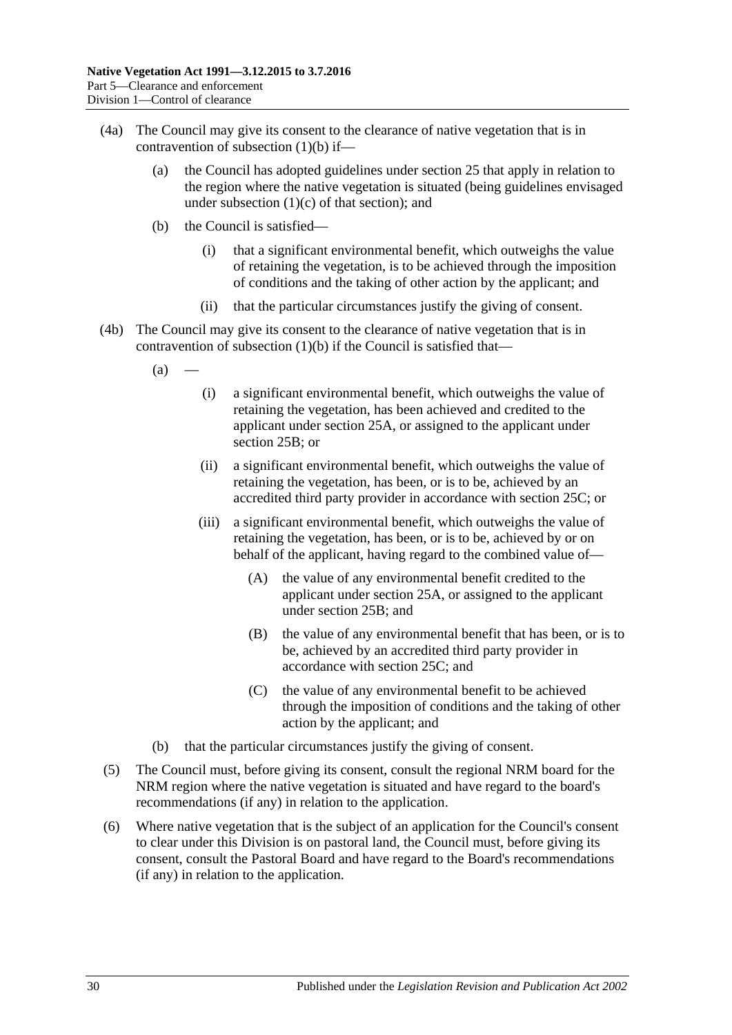(4a) The Council may give its consent to the clearance of native vegetation that is in contravention of subsection (1)(b) if—

(a) the Council has adopted guidelines under section 25 that apply in relation to the region where the native vegetation is situated (being guidelines envisaged under subsection (1)(c) of that section); and

(b) the Council is satisfied—

(i) that a significant environmental benefit, which outweighs the value of retaining the vegetation, is to be achieved through the imposition of conditions and the taking of other action by the applicant; and

(ii) that the particular circumstances justify the giving of consent.

(4b) The Council may give its consent to the clearance of native vegetation that is in contravention of subsection (1)(b) if the Council is satisfied that—

(a) —

(i) a significant environmental benefit, which outweighs the value of retaining the vegetation, has been achieved and credited to the applicant under section 25A, or assigned to the applicant under section 25B; or

(ii) a significant environmental benefit, which outweighs the value of retaining the vegetation, has been, or is to be, achieved by an accredited third party provider in accordance with section 25C; or

(iii) a significant environmental benefit, which outweighs the value of retaining the vegetation, has been, or is to be, achieved by or on behalf of the applicant, having regard to the combined value of—

(A) the value of any environmental benefit credited to the applicant under section 25A, or assigned to the applicant under section 25B; and

(B) the value of any environmental benefit that has been, or is to be, achieved by an accredited third party provider in accordance with section 25C; and

(C) the value of any environmental benefit to be achieved through the imposition of conditions and the taking of other action by the applicant; and

(b) that the particular circumstances justify the giving of consent.

(5) The Council must, before giving its consent, consult the regional NRM board for the NRM region where the native vegetation is situated and have regard to the board's recommendations (if any) in relation to the application.

(6) Where native vegetation that is the subject of an application for the Council's consent to clear under this Division is on pastoral land, the Council must, before giving its consent, consult the Pastoral Board and have regard to the Board's recommendations (if any) in relation to the application.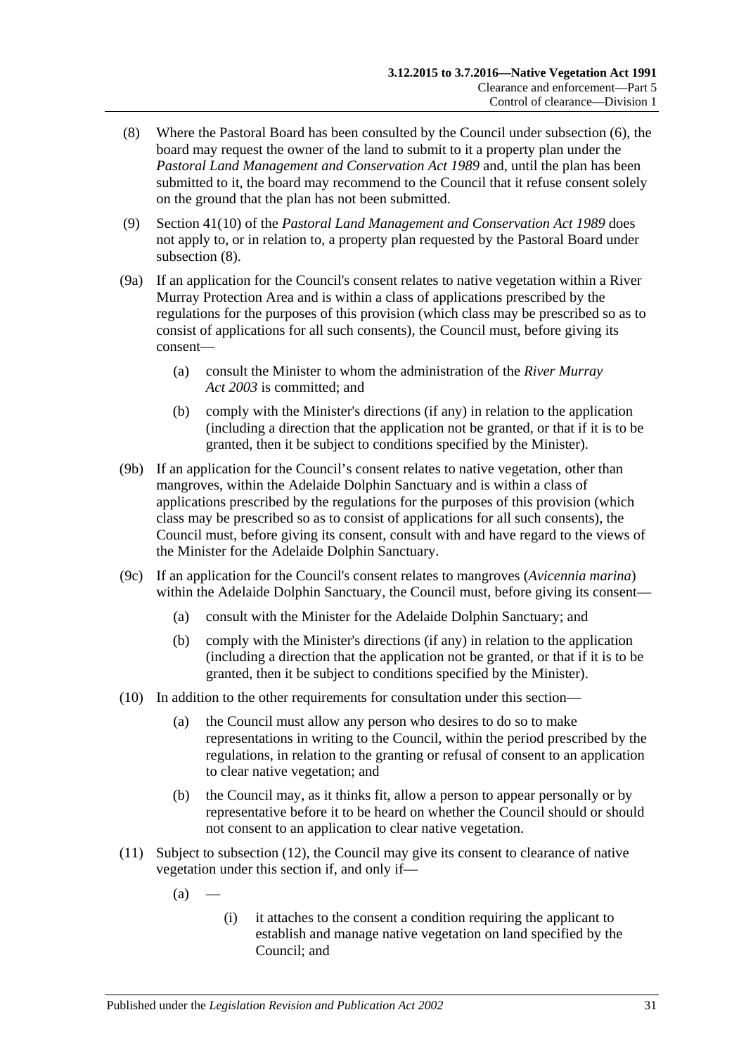(8) Where the Pastoral Board has been consulted by the Council under subsection (6), the board may request the owner of the land to submit to it a property plan under the *Pastoral Land Management and Conservation Act 1989* and, until the plan has been submitted to it, the board may recommend to the Council that it refuse consent solely on the ground that the plan has not been submitted.

(9) Section 41(10) of the *Pastoral Land Management and Conservation Act 1989* does not apply to, or in relation to, a property plan requested by the Pastoral Board under subsection (8).

(9a) If an application for the Council's consent relates to native vegetation within a River Murray Protection Area and is within a class of applications prescribed by the regulations for the purposes of this provision (which class may be prescribed so as to consist of applications for all such consents), the Council must, before giving its consent—

- (a) consult the Minister to whom the administration of the *River Murray Act 2003* is committed; and
- (b) comply with the Minister's directions (if any) in relation to the application (including a direction that the application not be granted, or that if it is to be granted, then it be subject to conditions specified by the Minister).

(9b) If an application for the Council's consent relates to native vegetation, other than mangroves, within the Adelaide Dolphin Sanctuary and is within a class of applications prescribed by the regulations for the purposes of this provision (which class may be prescribed so as to consist of applications for all such consents), the Council must, before giving its consent, consult with and have regard to the views of the Minister for the Adelaide Dolphin Sanctuary.

(9c) If an application for the Council's consent relates to mangroves (*Avicennia marina*) within the Adelaide Dolphin Sanctuary, the Council must, before giving its consent—

- (a) consult with the Minister for the Adelaide Dolphin Sanctuary; and
- (b) comply with the Minister's directions (if any) in relation to the application (including a direction that the application not be granted, or that if it is to be granted, then it be subject to conditions specified by the Minister).

(10) In addition to the other requirements for consultation under this section—

- (a) the Council must allow any person who desires to do so to make representations in writing to the Council, within the period prescribed by the regulations, in relation to the granting or refusal of consent to an application to clear native vegetation; and
- (b) the Council may, as it thinks fit, allow a person to appear personally or by representative before it to be heard on whether the Council should or should not consent to an application to clear native vegetation.

(11) Subject to subsection (12), the Council may give its consent to clearance of native vegetation under this section if, and only if—

- (a) —
  - (i) it attaches to the consent a condition requiring the applicant to establish and manage native vegetation on land specified by the Council; and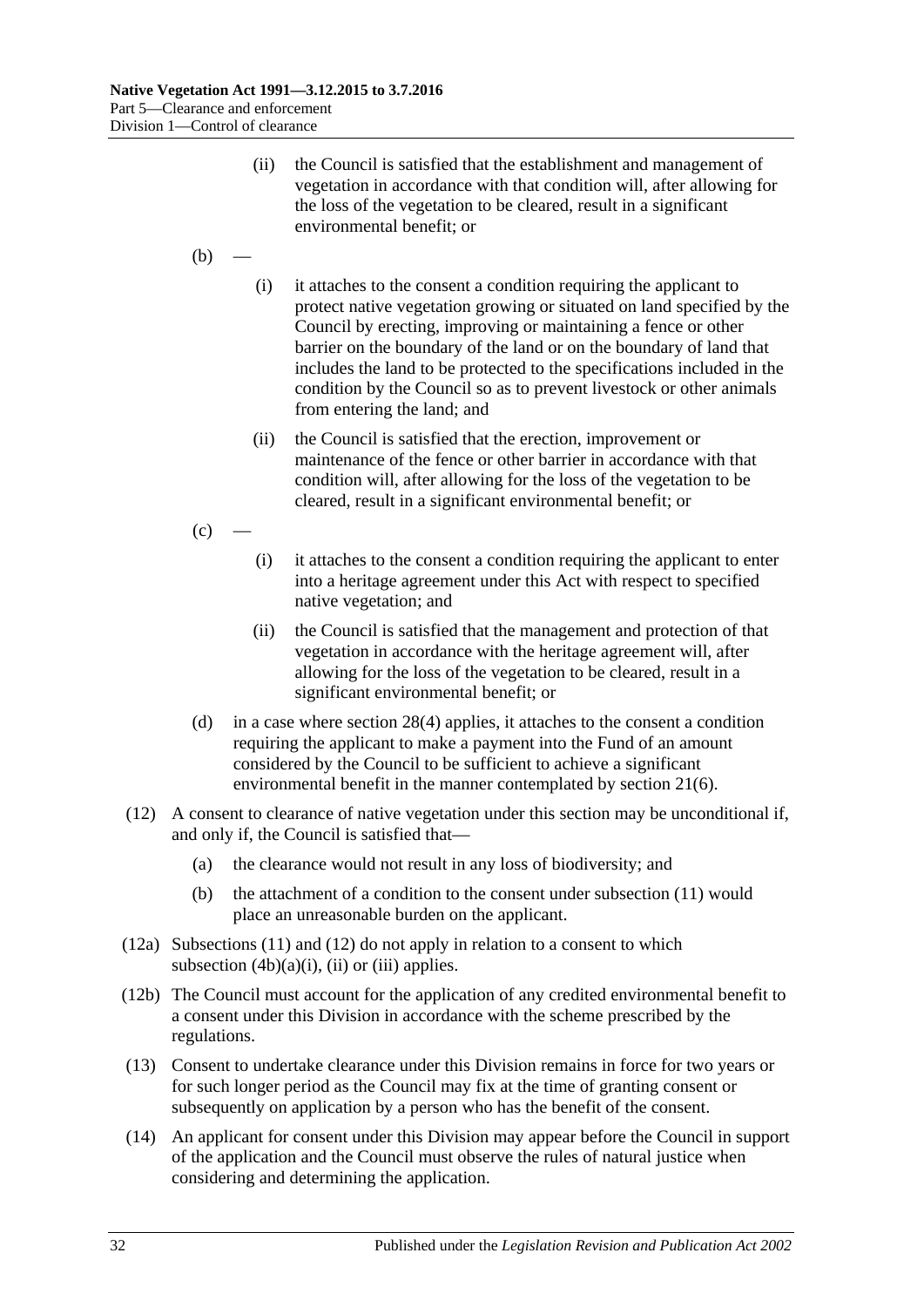(ii) the Council is satisfied that the establishment and management of vegetation in accordance with that condition will, after allowing for the loss of the vegetation to be cleared, result in a significant environmental benefit; or

(b) —

(i) it attaches to the consent a condition requiring the applicant to protect native vegetation growing or situated on land specified by the Council by erecting, improving or maintaining a fence or other barrier on the boundary of the land or on the boundary of land that includes the land to be protected to the specifications included in the condition by the Council so as to prevent livestock or other animals from entering the land; and

(ii) the Council is satisfied that the erection, improvement or maintenance of the fence or other barrier in accordance with that condition will, after allowing for the loss of the vegetation to be cleared, result in a significant environmental benefit; or

(c) —

(i) it attaches to the consent a condition requiring the applicant to enter into a heritage agreement under this Act with respect to specified native vegetation; and

(ii) the Council is satisfied that the management and protection of that vegetation in accordance with the heritage agreement will, after allowing for the loss of the vegetation to be cleared, result in a significant environmental benefit; or

(d) in a case where section 28(4) applies, it attaches to the consent a condition requiring the applicant to make a payment into the Fund of an amount considered by the Council to be sufficient to achieve a significant environmental benefit in the manner contemplated by section 21(6).

(12) A consent to clearance of native vegetation under this section may be unconditional if, and only if, the Council is satisfied that—

(a) the clearance would not result in any loss of biodiversity; and

(b) the attachment of a condition to the consent under subsection (11) would place an unreasonable burden on the applicant.

(12a) Subsections (11) and (12) do not apply in relation to a consent to which subsection (4b)(a)(i), (ii) or (iii) applies.

(12b) The Council must account for the application of any credited environmental benefit to a consent under this Division in accordance with the scheme prescribed by the regulations.

(13) Consent to undertake clearance under this Division remains in force for two years or for such longer period as the Council may fix at the time of granting consent or subsequently on application by a person who has the benefit of the consent.

(14) An applicant for consent under this Division may appear before the Council in support of the application and the Council must observe the rules of natural justice when considering and determining the application.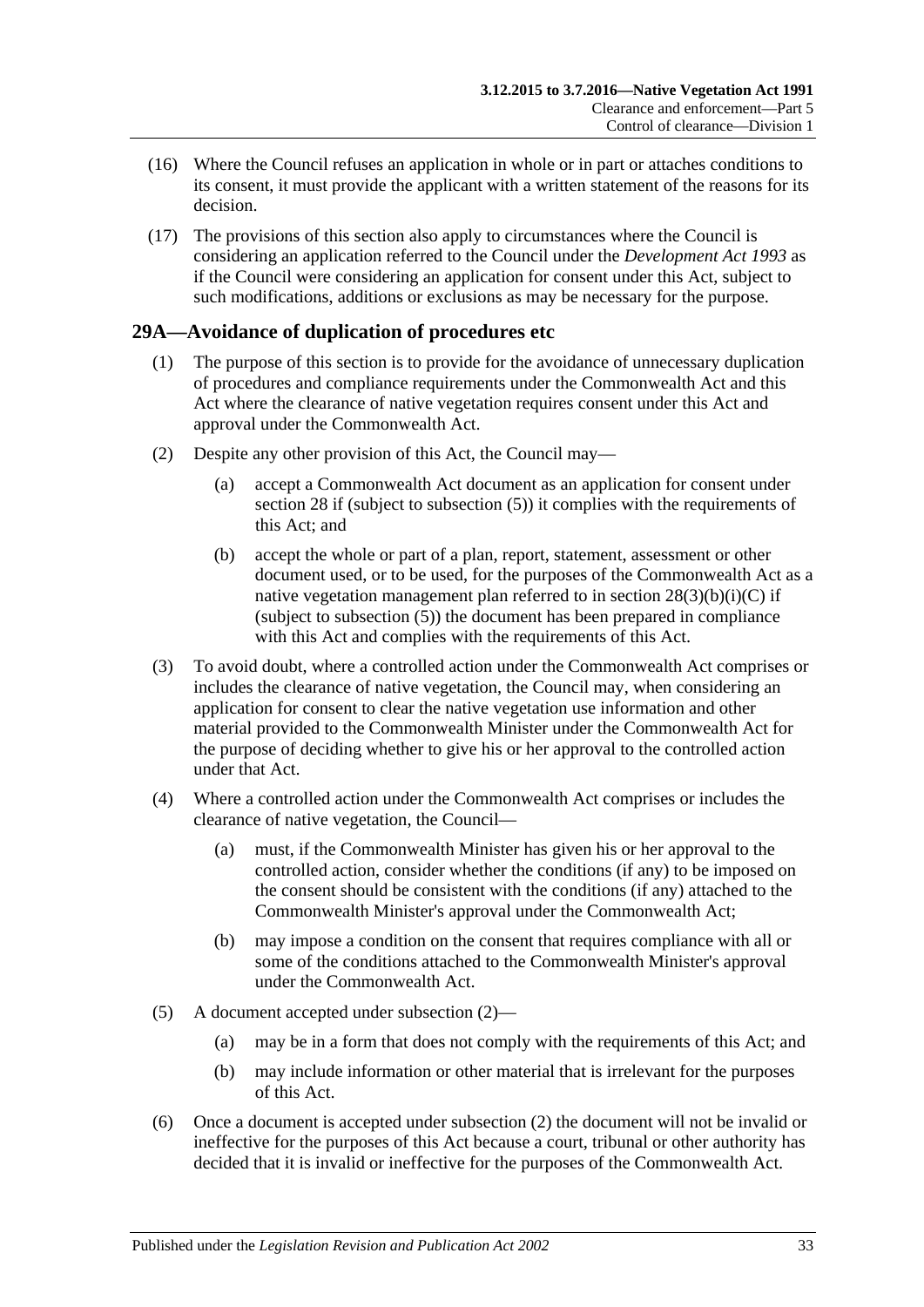(16) Where the Council refuses an application in whole or in part or attaches conditions to its consent, it must provide the applicant with a written statement of the reasons for its decision.

(17) The provisions of this section also apply to circumstances where the Council is considering an application referred to the Council under the *Development Act 1993* as if the Council were considering an application for consent under this Act, subject to such modifications, additions or exclusions as may be necessary for the purpose.

## 29A—Avoidance of duplication of procedures etc

(1) The purpose of this section is to provide for the avoidance of unnecessary duplication of procedures and compliance requirements under the Commonwealth Act and this Act where the clearance of native vegetation requires consent under this Act and approval under the Commonwealth Act.

(2) Despite any other provision of this Act, the Council may—

(a) accept a Commonwealth Act document as an application for consent under section 28 if (subject to subsection (5)) it complies with the requirements of this Act; and

(b) accept the whole or part of a plan, report, statement, assessment or other document used, or to be used, for the purposes of the Commonwealth Act as a native vegetation management plan referred to in section 28(3)(b)(i)(C) if (subject to subsection (5)) the document has been prepared in compliance with this Act and complies with the requirements of this Act.

(3) To avoid doubt, where a controlled action under the Commonwealth Act comprises or includes the clearance of native vegetation, the Council may, when considering an application for consent to clear the native vegetation use information and other material provided to the Commonwealth Minister under the Commonwealth Act for the purpose of deciding whether to give his or her approval to the controlled action under that Act.

(4) Where a controlled action under the Commonwealth Act comprises or includes the clearance of native vegetation, the Council—

(a) must, if the Commonwealth Minister has given his or her approval to the controlled action, consider whether the conditions (if any) to be imposed on the consent should be consistent with the conditions (if any) attached to the Commonwealth Minister's approval under the Commonwealth Act;

(b) may impose a condition on the consent that requires compliance with all or some of the conditions attached to the Commonwealth Minister's approval under the Commonwealth Act.

(5) A document accepted under subsection (2)—

(a) may be in a form that does not comply with the requirements of this Act; and

(b) may include information or other material that is irrelevant for the purposes of this Act.

(6) Once a document is accepted under subsection (2) the document will not be invalid or ineffective for the purposes of this Act because a court, tribunal or other authority has decided that it is invalid or ineffective for the purposes of the Commonwealth Act.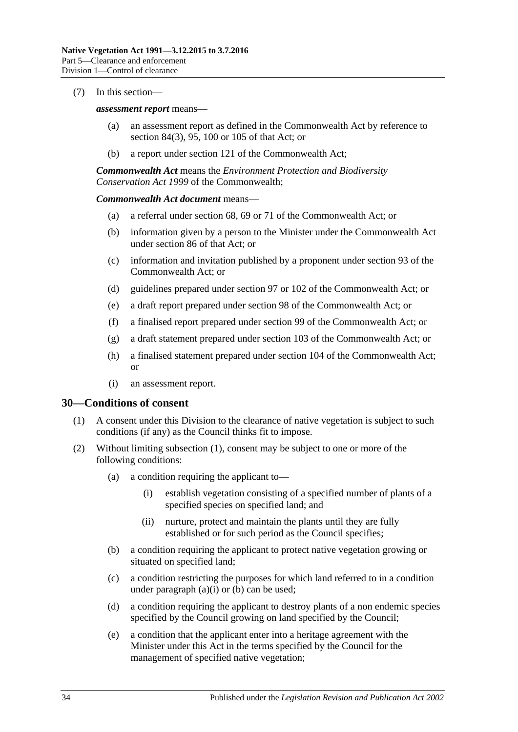(7) In this section—

***assessment report*** means—

- (a) an assessment report as defined in the Commonwealth Act by reference to section 84(3), 95, 100 or 105 of that Act; or
- (b) a report under section 121 of the Commonwealth Act;

***Commonwealth Act*** means the *Environment Protection and Biodiversity Conservation Act 1999* of the Commonwealth;

***Commonwealth Act document*** means—

- (a) a referral under section 68, 69 or 71 of the Commonwealth Act; or
- (b) information given by a person to the Minister under the Commonwealth Act under section 86 of that Act; or
- (c) information and invitation published by a proponent under section 93 of the Commonwealth Act; or
- (d) guidelines prepared under section 97 or 102 of the Commonwealth Act; or
- (e) a draft report prepared under section 98 of the Commonwealth Act; or
- (f) a finalised report prepared under section 99 of the Commonwealth Act; or
- (g) a draft statement prepared under section 103 of the Commonwealth Act; or
- (h) a finalised statement prepared under section 104 of the Commonwealth Act; or
- (i) an assessment report.

## 30—Conditions of consent

(1) A consent under this Division to the clearance of native vegetation is subject to such conditions (if any) as the Council thinks fit to impose.

(2) Without limiting subsection (1), consent may be subject to one or more of the following conditions:

- (a) a condition requiring the applicant to—
  - (i) establish vegetation consisting of a specified number of plants of a specified species on specified land; and
  - (ii) nurture, protect and maintain the plants until they are fully established or for such period as the Council specifies;
- (b) a condition requiring the applicant to protect native vegetation growing or situated on specified land;
- (c) a condition restricting the purposes for which land referred to in a condition under paragraph (a)(i) or (b) can be used;
- (d) a condition requiring the applicant to destroy plants of a non endemic species specified by the Council growing on land specified by the Council;
- (e) a condition that the applicant enter into a heritage agreement with the Minister under this Act in the terms specified by the Council for the management of specified native vegetation;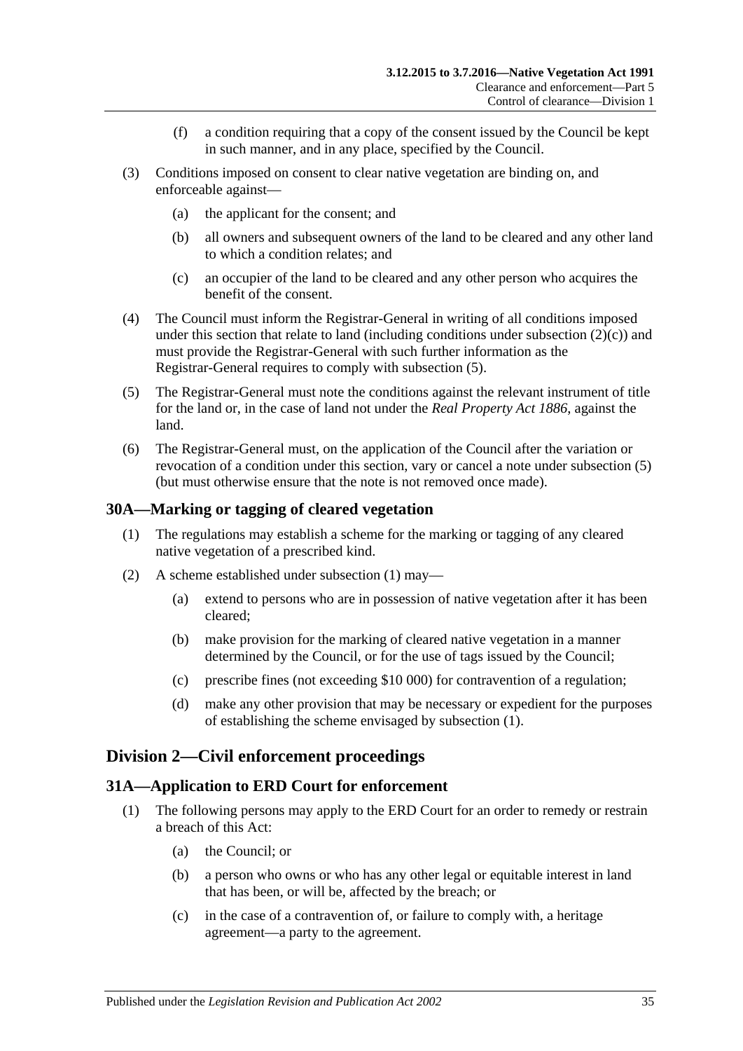(f) a condition requiring that a copy of the consent issued by the Council be kept in such manner, and in any place, specified by the Council.

(3) Conditions imposed on consent to clear native vegetation are binding on, and enforceable against—

(a) the applicant for the consent; and

(b) all owners and subsequent owners of the land to be cleared and any other land to which a condition relates; and

(c) an occupier of the land to be cleared and any other person who acquires the benefit of the consent.

(4) The Council must inform the Registrar-General in writing of all conditions imposed under this section that relate to land (including conditions under subsection (2)(c)) and must provide the Registrar-General with such further information as the Registrar-General requires to comply with subsection (5).

(5) The Registrar-General must note the conditions against the relevant instrument of title for the land or, in the case of land not under the *Real Property Act 1886*, against the land.

(6) The Registrar-General must, on the application of the Council after the variation or revocation of a condition under this section, vary or cancel a note under subsection (5) (but must otherwise ensure that the note is not removed once made).

## 30A—Marking or tagging of cleared vegetation

(1) The regulations may establish a scheme for the marking or tagging of any cleared native vegetation of a prescribed kind.

(2) A scheme established under subsection (1) may—

(a) extend to persons who are in possession of native vegetation after it has been cleared;

(b) make provision for the marking of cleared native vegetation in a manner determined by the Council, or for the use of tags issued by the Council;

(c) prescribe fines (not exceeding $10 000) for contravention of a regulation;

(d) make any other provision that may be necessary or expedient for the purposes of establishing the scheme envisaged by subsection (1).

# Division 2—Civil enforcement proceedings

## 31A—Application to ERD Court for enforcement

(1) The following persons may apply to the ERD Court for an order to remedy or restrain a breach of this Act:

(a) the Council; or

(b) a person who owns or who has any other legal or equitable interest in land that has been, or will be, affected by the breach; or

(c) in the case of a contravention of, or failure to comply with, a heritage agreement—a party to the agreement.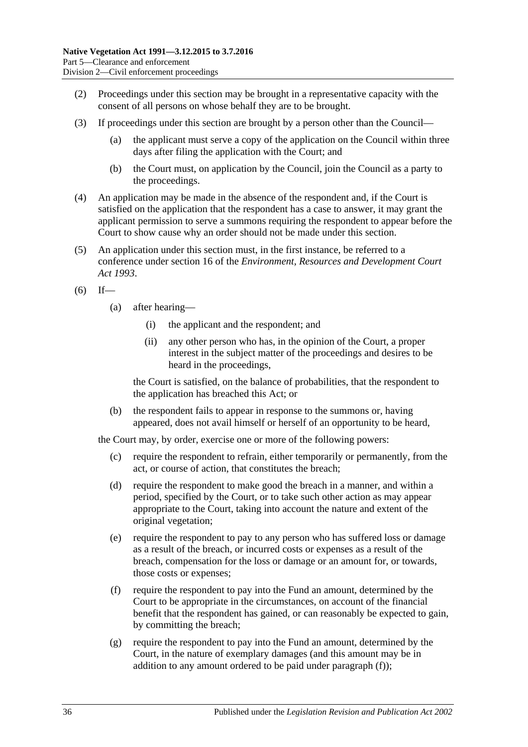(2) Proceedings under this section may be brought in a representative capacity with the consent of all persons on whose behalf they are to be brought.

(3) If proceedings under this section are brought by a person other than the Council—

(a) the applicant must serve a copy of the application on the Council within three days after filing the application with the Court; and

(b) the Court must, on application by the Council, join the Council as a party to the proceedings.

(4) An application may be made in the absence of the respondent and, if the Court is satisfied on the application that the respondent has a case to answer, it may grant the applicant permission to serve a summons requiring the respondent to appear before the Court to show cause why an order should not be made under this section.

(5) An application under this section must, in the first instance, be referred to a conference under section 16 of the *Environment, Resources and Development Court Act 1993*.

(6) If—

(a) after hearing—

(i) the applicant and the respondent; and

(ii) any other person who has, in the opinion of the Court, a proper interest in the subject matter of the proceedings and desires to be heard in the proceedings,

the Court is satisfied, on the balance of probabilities, that the respondent to the application has breached this Act; or

(b) the respondent fails to appear in response to the summons or, having appeared, does not avail himself or herself of an opportunity to be heard,

the Court may, by order, exercise one or more of the following powers:

(c) require the respondent to refrain, either temporarily or permanently, from the act, or course of action, that constitutes the breach;

(d) require the respondent to make good the breach in a manner, and within a period, specified by the Court, or to take such other action as may appear appropriate to the Court, taking into account the nature and extent of the original vegetation;

(e) require the respondent to pay to any person who has suffered loss or damage as a result of the breach, or incurred costs or expenses as a result of the breach, compensation for the loss or damage or an amount for, or towards, those costs or expenses;

(f) require the respondent to pay into the Fund an amount, determined by the Court to be appropriate in the circumstances, on account of the financial benefit that the respondent has gained, or can reasonably be expected to gain, by committing the breach;

(g) require the respondent to pay into the Fund an amount, determined by the Court, in the nature of exemplary damages (and this amount may be in addition to any amount ordered to be paid under paragraph (f));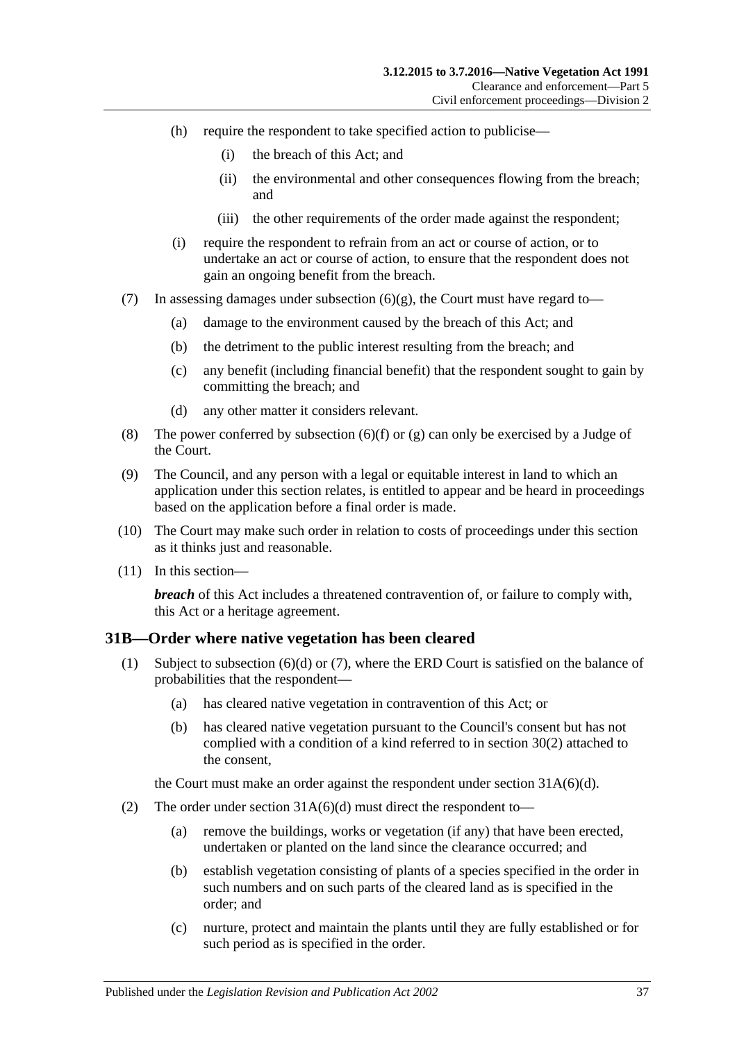(h) require the respondent to take specified action to publicise—

(i) the breach of this Act; and

(ii) the environmental and other consequences flowing from the breach; and

(iii) the other requirements of the order made against the respondent;

(i) require the respondent to refrain from an act or course of action, or to undertake an act or course of action, to ensure that the respondent does not gain an ongoing benefit from the breach.

(7) In assessing damages under subsection (6)(g), the Court must have regard to—

(a) damage to the environment caused by the breach of this Act; and

(b) the detriment to the public interest resulting from the breach; and

(c) any benefit (including financial benefit) that the respondent sought to gain by committing the breach; and

(d) any other matter it considers relevant.

(8) The power conferred by subsection (6)(f) or (g) can only be exercised by a Judge of the Court.

(9) The Council, and any person with a legal or equitable interest in land to which an application under this section relates, is entitled to appear and be heard in proceedings based on the application before a final order is made.

(10) The Court may make such order in relation to costs of proceedings under this section as it thinks just and reasonable.

(11) In this section—

***breach*** of this Act includes a threatened contravention of, or failure to comply with, this Act or a heritage agreement.

## 31B—Order where native vegetation has been cleared

(1) Subject to subsection (6)(d) or (7), where the ERD Court is satisfied on the balance of probabilities that the respondent—

(a) has cleared native vegetation in contravention of this Act; or

(b) has cleared native vegetation pursuant to the Council's consent but has not complied with a condition of a kind referred to in section 30(2) attached to the consent,

the Court must make an order against the respondent under section 31A(6)(d).

(2) The order under section 31A(6)(d) must direct the respondent to—

(a) remove the buildings, works or vegetation (if any) that have been erected, undertaken or planted on the land since the clearance occurred; and

(b) establish vegetation consisting of plants of a species specified in the order in such numbers and on such parts of the cleared land as is specified in the order; and

(c) nurture, protect and maintain the plants until they are fully established or for such period as is specified in the order.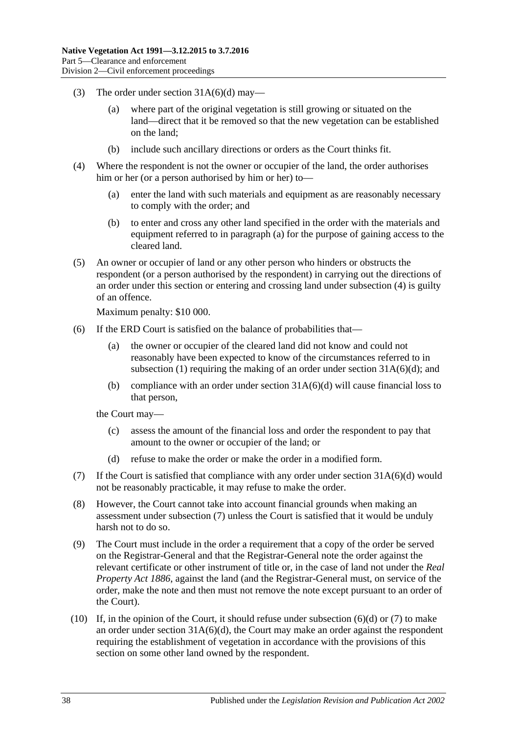(3) The order under section 31A(6)(d) may—

(a) where part of the original vegetation is still growing or situated on the land—direct that it be removed so that the new vegetation can be established on the land;

(b) include such ancillary directions or orders as the Court thinks fit.

(4) Where the respondent is not the owner or occupier of the land, the order authorises him or her (or a person authorised by him or her) to—

(a) enter the land with such materials and equipment as are reasonably necessary to comply with the order; and

(b) to enter and cross any other land specified in the order with the materials and equipment referred to in paragraph (a) for the purpose of gaining access to the cleared land.

(5) An owner or occupier of land or any other person who hinders or obstructs the respondent (or a person authorised by the respondent) in carrying out the directions of an order under this section or entering and crossing land under subsection (4) is guilty of an offence.

Maximum penalty: $10 000.

(6) If the ERD Court is satisfied on the balance of probabilities that—

(a) the owner or occupier of the cleared land did not know and could not reasonably have been expected to know of the circumstances referred to in subsection (1) requiring the making of an order under section 31A(6)(d); and

(b) compliance with an order under section 31A(6)(d) will cause financial loss to that person,

the Court may—

(c) assess the amount of the financial loss and order the respondent to pay that amount to the owner or occupier of the land; or

(d) refuse to make the order or make the order in a modified form.

(7) If the Court is satisfied that compliance with any order under section 31A(6)(d) would not be reasonably practicable, it may refuse to make the order.

(8) However, the Court cannot take into account financial grounds when making an assessment under subsection (7) unless the Court is satisfied that it would be unduly harsh not to do so.

(9) The Court must include in the order a requirement that a copy of the order be served on the Registrar-General and that the Registrar-General note the order against the relevant certificate or other instrument of title or, in the case of land not under the *Real Property Act 1886*, against the land (and the Registrar-General must, on service of the order, make the note and then must not remove the note except pursuant to an order of the Court).

(10) If, in the opinion of the Court, it should refuse under subsection (6)(d) or (7) to make an order under section 31A(6)(d), the Court may make an order against the respondent requiring the establishment of vegetation in accordance with the provisions of this section on some other land owned by the respondent.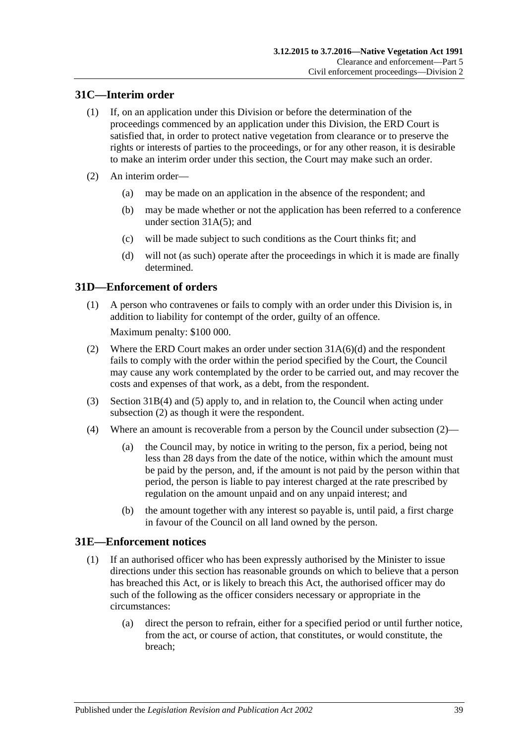## 31C—Interim order

(1) If, on an application under this Division or before the determination of the proceedings commenced by an application under this Division, the ERD Court is satisfied that, in order to protect native vegetation from clearance or to preserve the rights or interests of parties to the proceedings, or for any other reason, it is desirable to make an interim order under this section, the Court may make such an order.

(2) An interim order—

(a) may be made on an application in the absence of the respondent; and

(b) may be made whether or not the application has been referred to a conference under section 31A(5); and

(c) will be made subject to such conditions as the Court thinks fit; and

(d) will not (as such) operate after the proceedings in which it is made are finally determined.

## 31D—Enforcement of orders

(1) A person who contravenes or fails to comply with an order under this Division is, in addition to liability for contempt of the order, guilty of an offence.

Maximum penalty: $100 000.

(2) Where the ERD Court makes an order under section 31A(6)(d) and the respondent fails to comply with the order within the period specified by the Court, the Council may cause any work contemplated by the order to be carried out, and may recover the costs and expenses of that work, as a debt, from the respondent.

(3) Section 31B(4) and (5) apply to, and in relation to, the Council when acting under subsection (2) as though it were the respondent.

(4) Where an amount is recoverable from a person by the Council under subsection (2)—

(a) the Council may, by notice in writing to the person, fix a period, being not less than 28 days from the date of the notice, within which the amount must be paid by the person, and, if the amount is not paid by the person within that period, the person is liable to pay interest charged at the rate prescribed by regulation on the amount unpaid and on any unpaid interest; and

(b) the amount together with any interest so payable is, until paid, a first charge in favour of the Council on all land owned by the person.

## 31E—Enforcement notices

(1) If an authorised officer who has been expressly authorised by the Minister to issue directions under this section has reasonable grounds on which to believe that a person has breached this Act, or is likely to breach this Act, the authorised officer may do such of the following as the officer considers necessary or appropriate in the circumstances:

(a) direct the person to refrain, either for a specified period or until further notice, from the act, or course of action, that constitutes, or would constitute, the breach;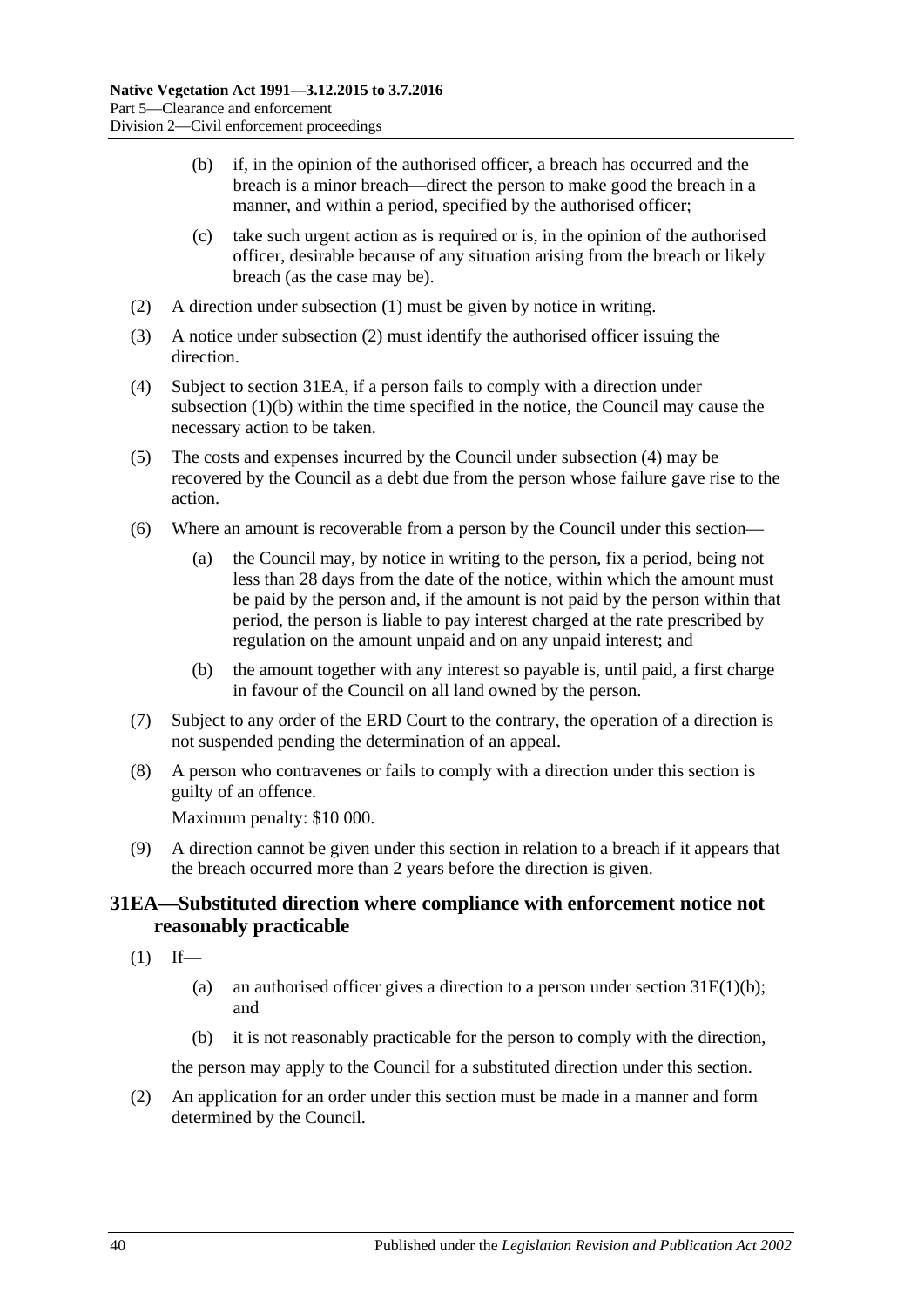(b) if, in the opinion of the authorised officer, a breach has occurred and the breach is a minor breach—direct the person to make good the breach in a manner, and within a period, specified by the authorised officer;

(c) take such urgent action as is required or is, in the opinion of the authorised officer, desirable because of any situation arising from the breach or likely breach (as the case may be).

(2) A direction under subsection (1) must be given by notice in writing.

(3) A notice under subsection (2) must identify the authorised officer issuing the direction.

(4) Subject to section 31EA, if a person fails to comply with a direction under subsection (1)(b) within the time specified in the notice, the Council may cause the necessary action to be taken.

(5) The costs and expenses incurred by the Council under subsection (4) may be recovered by the Council as a debt due from the person whose failure gave rise to the action.

(6) Where an amount is recoverable from a person by the Council under this section—

(a) the Council may, by notice in writing to the person, fix a period, being not less than 28 days from the date of the notice, within which the amount must be paid by the person and, if the amount is not paid by the person within that period, the person is liable to pay interest charged at the rate prescribed by regulation on the amount unpaid and on any unpaid interest; and

(b) the amount together with any interest so payable is, until paid, a first charge in favour of the Council on all land owned by the person.

(7) Subject to any order of the ERD Court to the contrary, the operation of a direction is not suspended pending the determination of an appeal.

(8) A person who contravenes or fails to comply with a direction under this section is guilty of an offence.

Maximum penalty: $10 000.

(9) A direction cannot be given under this section in relation to a breach if it appears that the breach occurred more than 2 years before the direction is given.

## 31EA—Substituted direction where compliance with enforcement notice not reasonably practicable

(1) If—

(a) an authorised officer gives a direction to a person under section 31E(1)(b); and

(b) it is not reasonably practicable for the person to comply with the direction,

the person may apply to the Council for a substituted direction under this section.

(2) An application for an order under this section must be made in a manner and form determined by the Council.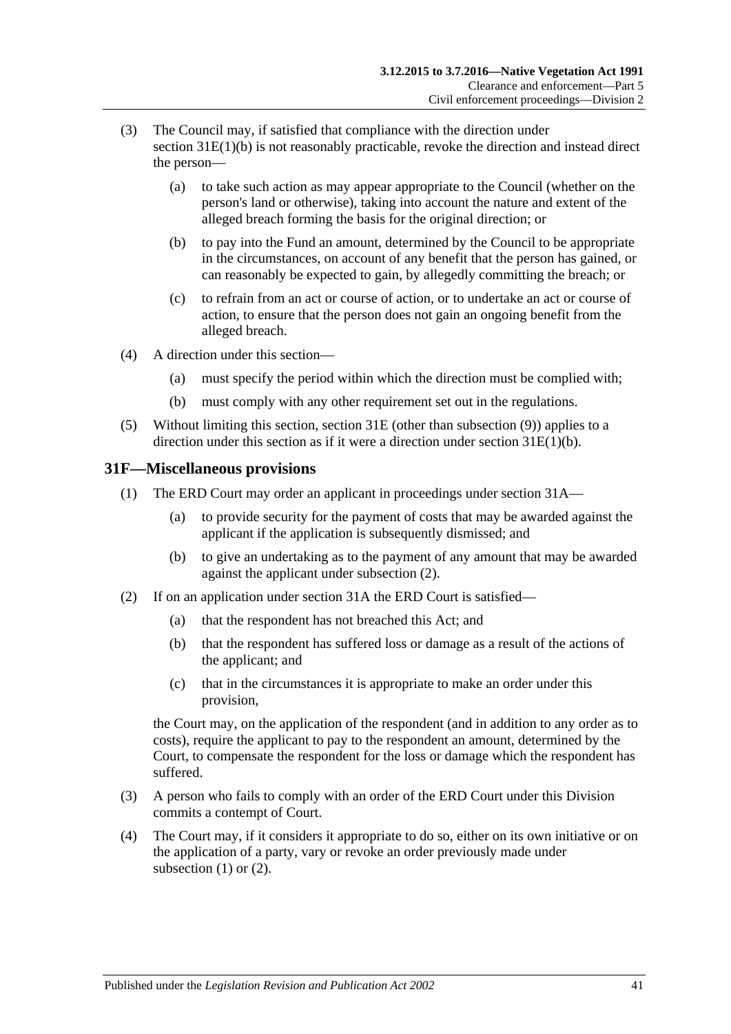(3) The Council may, if satisfied that compliance with the direction under section 31E(1)(b) is not reasonably practicable, revoke the direction and instead direct the person—

(a) to take such action as may appear appropriate to the Council (whether on the person's land or otherwise), taking into account the nature and extent of the alleged breach forming the basis for the original direction; or

(b) to pay into the Fund an amount, determined by the Council to be appropriate in the circumstances, on account of any benefit that the person has gained, or can reasonably be expected to gain, by allegedly committing the breach; or

(c) to refrain from an act or course of action, or to undertake an act or course of action, to ensure that the person does not gain an ongoing benefit from the alleged breach.

(4) A direction under this section—

(a) must specify the period within which the direction must be complied with;

(b) must comply with any other requirement set out in the regulations.

(5) Without limiting this section, section 31E (other than subsection (9)) applies to a direction under this section as if it were a direction under section 31E(1)(b).

## 31F—Miscellaneous provisions

(1) The ERD Court may order an applicant in proceedings under section 31A—

(a) to provide security for the payment of costs that may be awarded against the applicant if the application is subsequently dismissed; and

(b) to give an undertaking as to the payment of any amount that may be awarded against the applicant under subsection (2).

(2) If on an application under section 31A the ERD Court is satisfied—

(a) that the respondent has not breached this Act; and

(b) that the respondent has suffered loss or damage as a result of the actions of the applicant; and

(c) that in the circumstances it is appropriate to make an order under this provision,

the Court may, on the application of the respondent (and in addition to any order as to costs), require the applicant to pay to the respondent an amount, determined by the Court, to compensate the respondent for the loss or damage which the respondent has suffered.

(3) A person who fails to comply with an order of the ERD Court under this Division commits a contempt of Court.

(4) The Court may, if it considers it appropriate to do so, either on its own initiative or on the application of a party, vary or revoke an order previously made under subsection (1) or (2).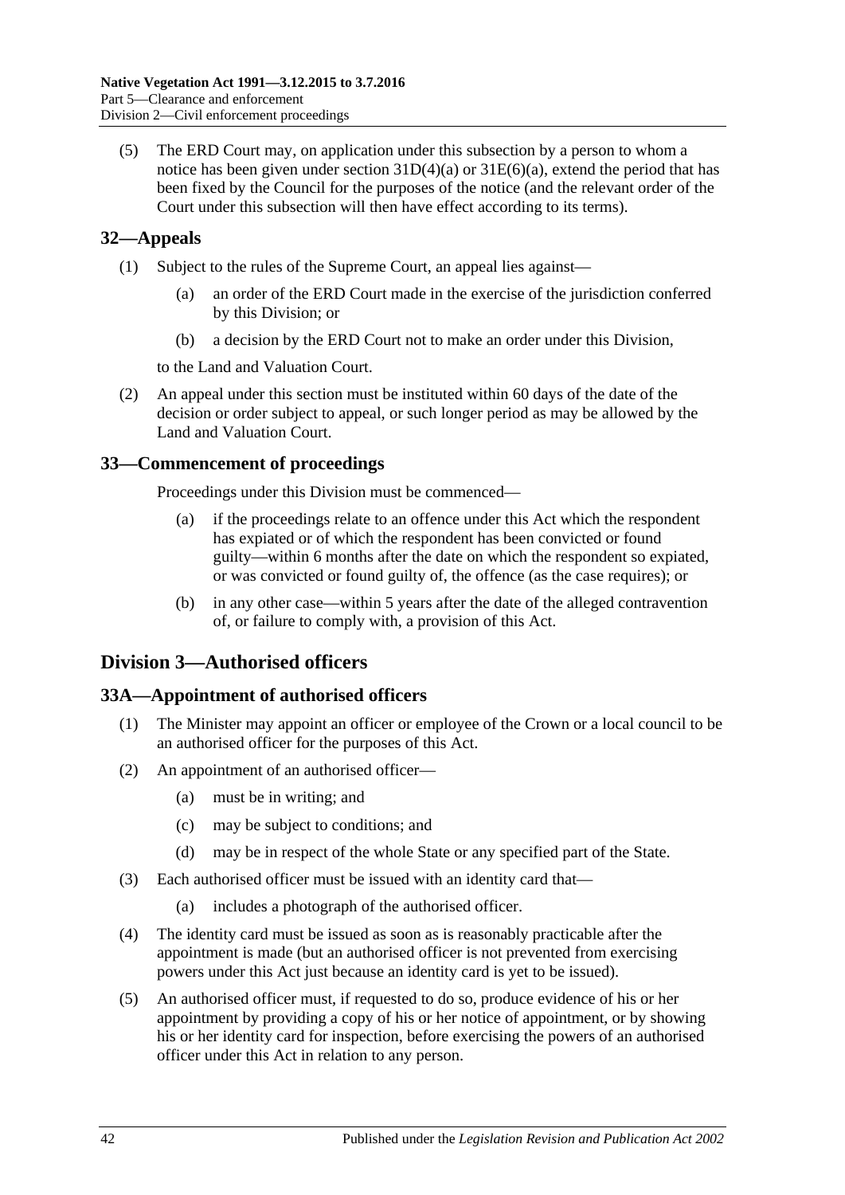(5) The ERD Court may, on application under this subsection by a person to whom a notice has been given under section 31D(4)(a) or 31E(6)(a), extend the period that has been fixed by the Council for the purposes of the notice (and the relevant order of the Court under this subsection will then have effect according to its terms).

## 32—Appeals

(1) Subject to the rules of the Supreme Court, an appeal lies against—

(a) an order of the ERD Court made in the exercise of the jurisdiction conferred by this Division; or

(b) a decision by the ERD Court not to make an order under this Division,

to the Land and Valuation Court.

(2) An appeal under this section must be instituted within 60 days of the date of the decision or order subject to appeal, or such longer period as may be allowed by the Land and Valuation Court.

## 33—Commencement of proceedings

Proceedings under this Division must be commenced—

(a) if the proceedings relate to an offence under this Act which the respondent has expiated or of which the respondent has been convicted or found guilty—within 6 months after the date on which the respondent so expiated, or was convicted or found guilty of, the offence (as the case requires); or

(b) in any other case—within 5 years after the date of the alleged contravention of, or failure to comply with, a provision of this Act.

# Division 3—Authorised officers

## 33A—Appointment of authorised officers

(1) The Minister may appoint an officer or employee of the Crown or a local council to be an authorised officer for the purposes of this Act.

(2) An appointment of an authorised officer—

(a) must be in writing; and

(c) may be subject to conditions; and

(d) may be in respect of the whole State or any specified part of the State.

(3) Each authorised officer must be issued with an identity card that—

(a) includes a photograph of the authorised officer.

(4) The identity card must be issued as soon as is reasonably practicable after the appointment is made (but an authorised officer is not prevented from exercising powers under this Act just because an identity card is yet to be issued).

(5) An authorised officer must, if requested to do so, produce evidence of his or her appointment by providing a copy of his or her notice of appointment, or by showing his or her identity card for inspection, before exercising the powers of an authorised officer under this Act in relation to any person.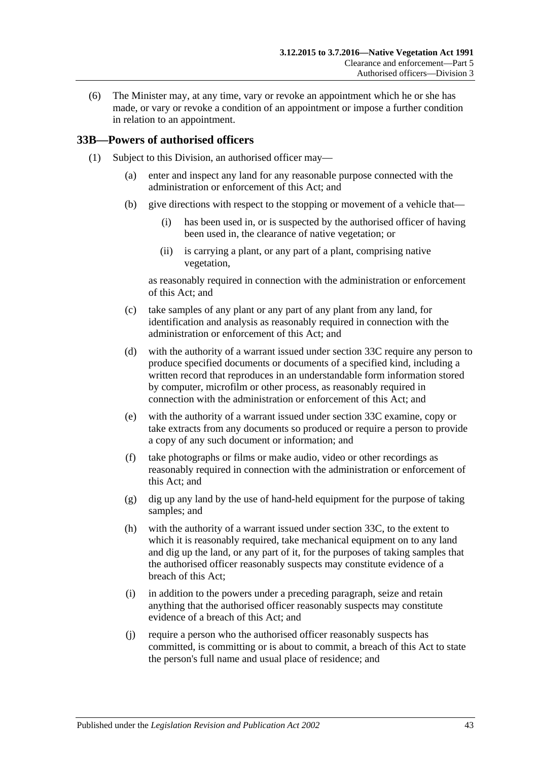(6) The Minister may, at any time, vary or revoke an appointment which he or she has made, or vary or revoke a condition of an appointment or impose a further condition in relation to an appointment.

## 33B—Powers of authorised officers

(1) Subject to this Division, an authorised officer may—

(a) enter and inspect any land for any reasonable purpose connected with the administration or enforcement of this Act; and

(b) give directions with respect to the stopping or movement of a vehicle that—

(i) has been used in, or is suspected by the authorised officer of having been used in, the clearance of native vegetation; or

(ii) is carrying a plant, or any part of a plant, comprising native vegetation,

as reasonably required in connection with the administration or enforcement of this Act; and

(c) take samples of any plant or any part of any plant from any land, for identification and analysis as reasonably required in connection with the administration or enforcement of this Act; and

(d) with the authority of a warrant issued under section 33C require any person to produce specified documents or documents of a specified kind, including a written record that reproduces in an understandable form information stored by computer, microfilm or other process, as reasonably required in connection with the administration or enforcement of this Act; and

(e) with the authority of a warrant issued under section 33C examine, copy or take extracts from any documents so produced or require a person to provide a copy of any such document or information; and

(f) take photographs or films or make audio, video or other recordings as reasonably required in connection with the administration or enforcement of this Act; and

(g) dig up any land by the use of hand-held equipment for the purpose of taking samples; and

(h) with the authority of a warrant issued under section 33C, to the extent to which it is reasonably required, take mechanical equipment on to any land and dig up the land, or any part of it, for the purposes of taking samples that the authorised officer reasonably suspects may constitute evidence of a breach of this Act;

(i) in addition to the powers under a preceding paragraph, seize and retain anything that the authorised officer reasonably suspects may constitute evidence of a breach of this Act; and

(j) require a person who the authorised officer reasonably suspects has committed, is committing or is about to commit, a breach of this Act to state the person's full name and usual place of residence; and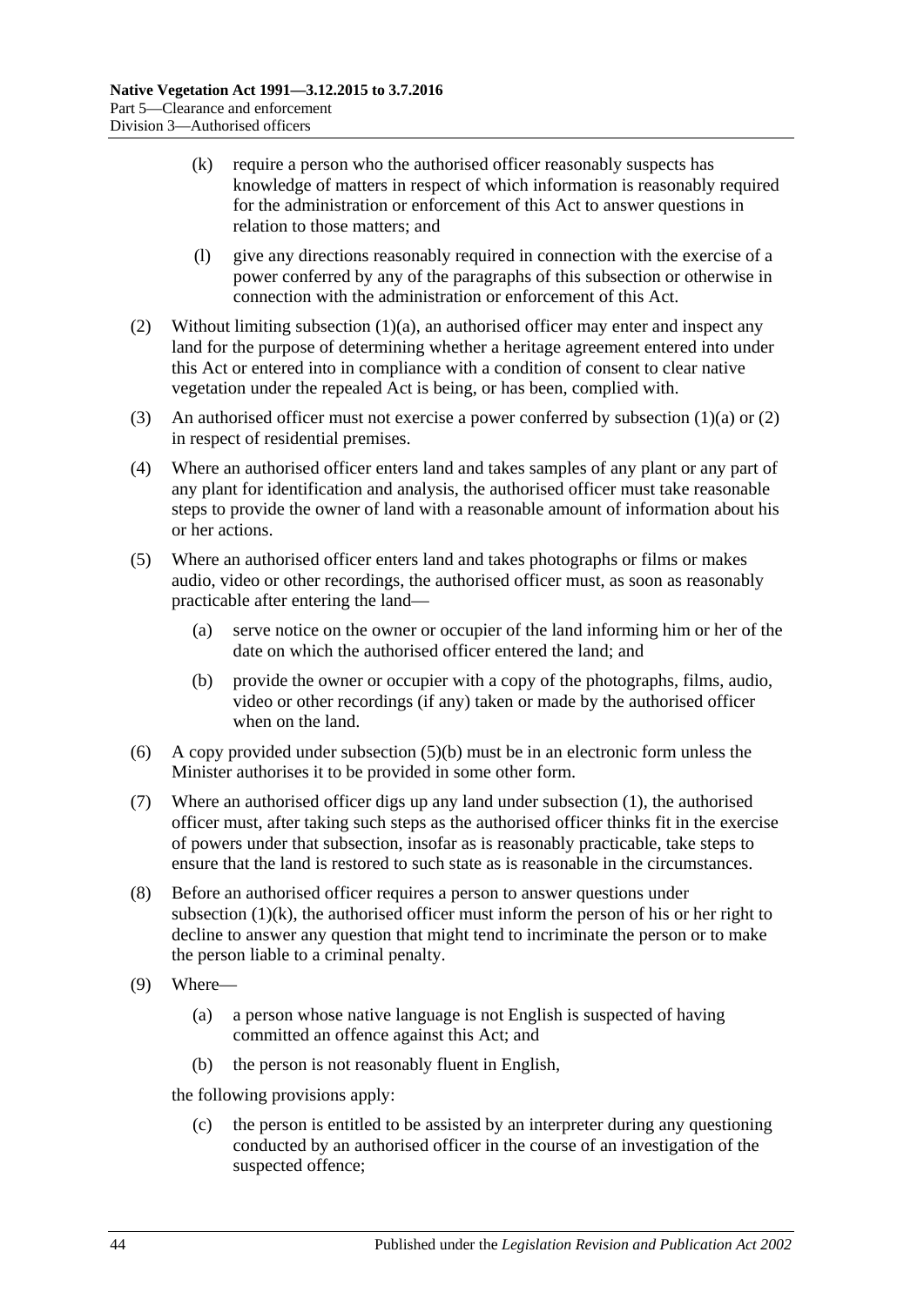(k) require a person who the authorised officer reasonably suspects has knowledge of matters in respect of which information is reasonably required for the administration or enforcement of this Act to answer questions in relation to those matters; and

(l) give any directions reasonably required in connection with the exercise of a power conferred by any of the paragraphs of this subsection or otherwise in connection with the administration or enforcement of this Act.

(2) Without limiting subsection (1)(a), an authorised officer may enter and inspect any land for the purpose of determining whether a heritage agreement entered into under this Act or entered into in compliance with a condition of consent to clear native vegetation under the repealed Act is being, or has been, complied with.

(3) An authorised officer must not exercise a power conferred by subsection (1)(a) or (2) in respect of residential premises.

(4) Where an authorised officer enters land and takes samples of any plant or any part of any plant for identification and analysis, the authorised officer must take reasonable steps to provide the owner of land with a reasonable amount of information about his or her actions.

(5) Where an authorised officer enters land and takes photographs or films or makes audio, video or other recordings, the authorised officer must, as soon as reasonably practicable after entering the land—

(a) serve notice on the owner or occupier of the land informing him or her of the date on which the authorised officer entered the land; and

(b) provide the owner or occupier with a copy of the photographs, films, audio, video or other recordings (if any) taken or made by the authorised officer when on the land.

(6) A copy provided under subsection (5)(b) must be in an electronic form unless the Minister authorises it to be provided in some other form.

(7) Where an authorised officer digs up any land under subsection (1), the authorised officer must, after taking such steps as the authorised officer thinks fit in the exercise of powers under that subsection, insofar as is reasonably practicable, take steps to ensure that the land is restored to such state as is reasonable in the circumstances.

(8) Before an authorised officer requires a person to answer questions under subsection (1)(k), the authorised officer must inform the person of his or her right to decline to answer any question that might tend to incriminate the person or to make the person liable to a criminal penalty.

(9) Where—

(a) a person whose native language is not English is suspected of having committed an offence against this Act; and

(b) the person is not reasonably fluent in English,

the following provisions apply:

(c) the person is entitled to be assisted by an interpreter during any questioning conducted by an authorised officer in the course of an investigation of the suspected offence;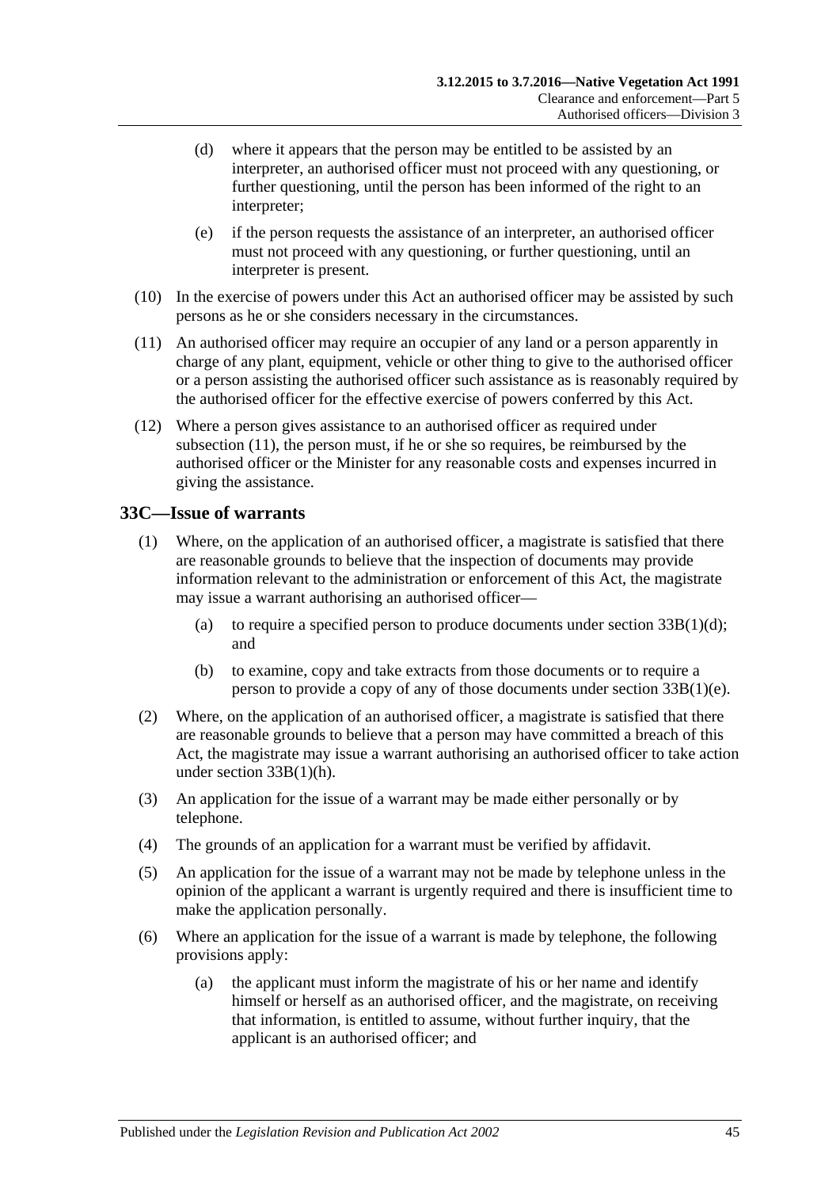(d) where it appears that the person may be entitled to be assisted by an interpreter, an authorised officer must not proceed with any questioning, or further questioning, until the person has been informed of the right to an interpreter;

(e) if the person requests the assistance of an interpreter, an authorised officer must not proceed with any questioning, or further questioning, until an interpreter is present.

(10) In the exercise of powers under this Act an authorised officer may be assisted by such persons as he or she considers necessary in the circumstances.

(11) An authorised officer may require an occupier of any land or a person apparently in charge of any plant, equipment, vehicle or other thing to give to the authorised officer or a person assisting the authorised officer such assistance as is reasonably required by the authorised officer for the effective exercise of powers conferred by this Act.

(12) Where a person gives assistance to an authorised officer as required under subsection (11), the person must, if he or she so requires, be reimbursed by the authorised officer or the Minister for any reasonable costs and expenses incurred in giving the assistance.

## 33C—Issue of warrants

(1) Where, on the application of an authorised officer, a magistrate is satisfied that there are reasonable grounds to believe that the inspection of documents may provide information relevant to the administration or enforcement of this Act, the magistrate may issue a warrant authorising an authorised officer—

(a) to require a specified person to produce documents under section 33B(1)(d); and

(b) to examine, copy and take extracts from those documents or to require a person to provide a copy of any of those documents under section 33B(1)(e).

(2) Where, on the application of an authorised officer, a magistrate is satisfied that there are reasonable grounds to believe that a person may have committed a breach of this Act, the magistrate may issue a warrant authorising an authorised officer to take action under section 33B(1)(h).

(3) An application for the issue of a warrant may be made either personally or by telephone.

(4) The grounds of an application for a warrant must be verified by affidavit.

(5) An application for the issue of a warrant may not be made by telephone unless in the opinion of the applicant a warrant is urgently required and there is insufficient time to make the application personally.

(6) Where an application for the issue of a warrant is made by telephone, the following provisions apply:

(a) the applicant must inform the magistrate of his or her name and identify himself or herself as an authorised officer, and the magistrate, on receiving that information, is entitled to assume, without further inquiry, that the applicant is an authorised officer; and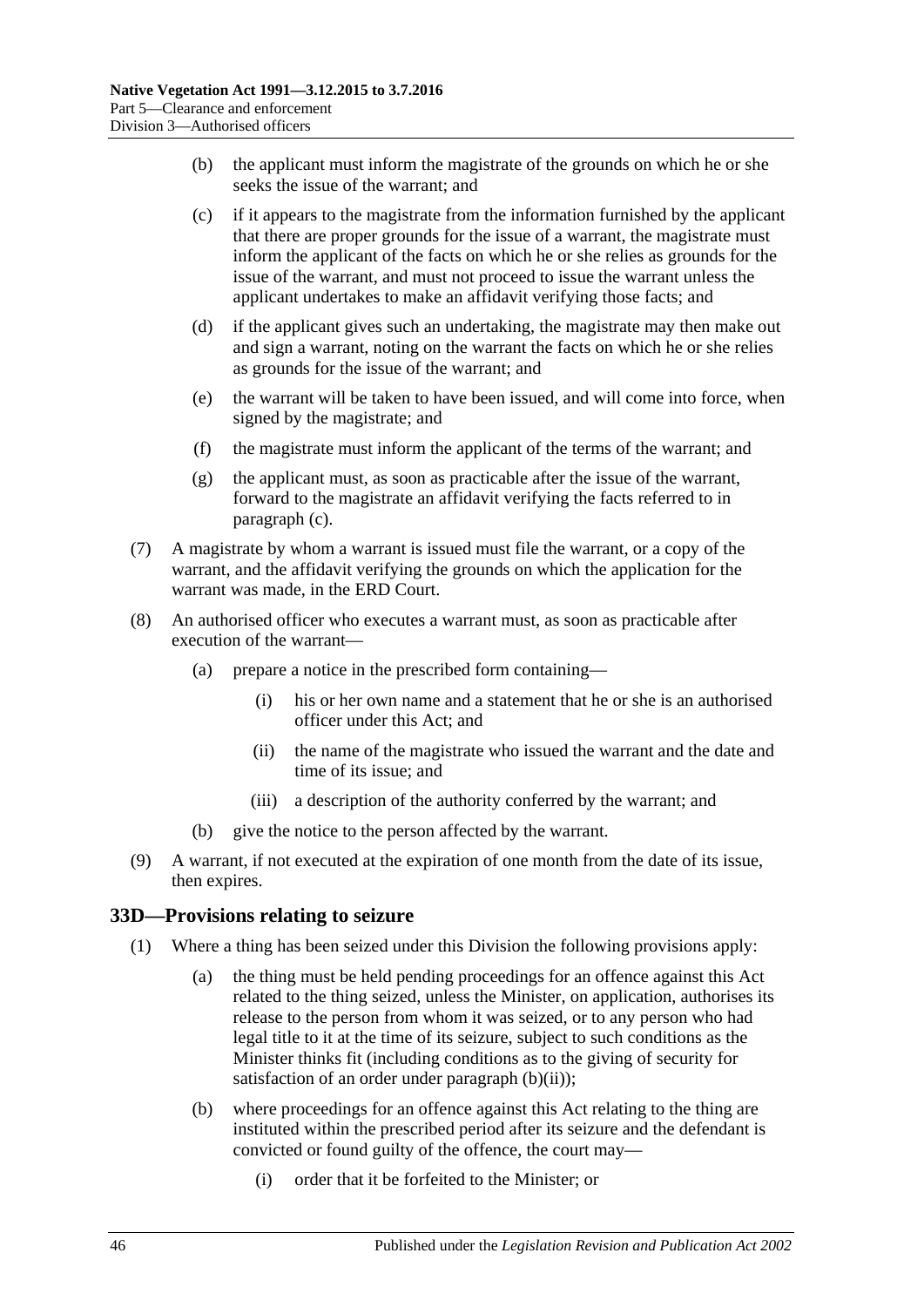(b) the applicant must inform the magistrate of the grounds on which he or she seeks the issue of the warrant; and

(c) if it appears to the magistrate from the information furnished by the applicant that there are proper grounds for the issue of a warrant, the magistrate must inform the applicant of the facts on which he or she relies as grounds for the issue of the warrant, and must not proceed to issue the warrant unless the applicant undertakes to make an affidavit verifying those facts; and

(d) if the applicant gives such an undertaking, the magistrate may then make out and sign a warrant, noting on the warrant the facts on which he or she relies as grounds for the issue of the warrant; and

(e) the warrant will be taken to have been issued, and will come into force, when signed by the magistrate; and

(f) the magistrate must inform the applicant of the terms of the warrant; and

(g) the applicant must, as soon as practicable after the issue of the warrant, forward to the magistrate an affidavit verifying the facts referred to in paragraph (c).

(7) A magistrate by whom a warrant is issued must file the warrant, or a copy of the warrant, and the affidavit verifying the grounds on which the application for the warrant was made, in the ERD Court.

(8) An authorised officer who executes a warrant must, as soon as practicable after execution of the warrant—

(a) prepare a notice in the prescribed form containing—

(i) his or her own name and a statement that he or she is an authorised officer under this Act; and

(ii) the name of the magistrate who issued the warrant and the date and time of its issue; and

(iii) a description of the authority conferred by the warrant; and

(b) give the notice to the person affected by the warrant.

(9) A warrant, if not executed at the expiration of one month from the date of its issue, then expires.

## 33D—Provisions relating to seizure

(1) Where a thing has been seized under this Division the following provisions apply:

(a) the thing must be held pending proceedings for an offence against this Act related to the thing seized, unless the Minister, on application, authorises its release to the person from whom it was seized, or to any person who had legal title to it at the time of its seizure, subject to such conditions as the Minister thinks fit (including conditions as to the giving of security for satisfaction of an order under paragraph (b)(ii));

(b) where proceedings for an offence against this Act relating to the thing are instituted within the prescribed period after its seizure and the defendant is convicted or found guilty of the offence, the court may—

(i) order that it be forfeited to the Minister; or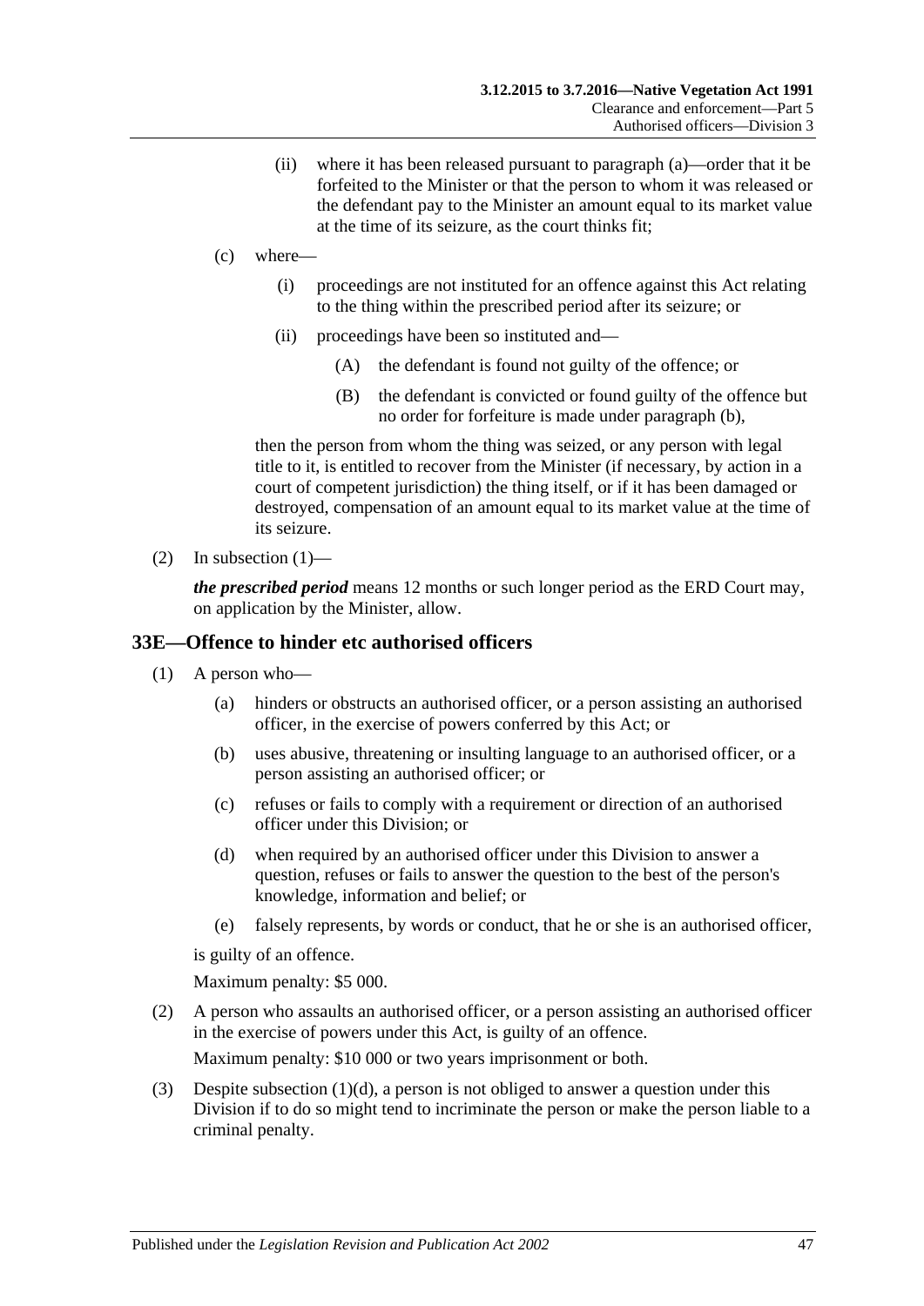(ii) where it has been released pursuant to paragraph (a)—order that it be forfeited to the Minister or that the person to whom it was released or the defendant pay to the Minister an amount equal to its market value at the time of its seizure, as the court thinks fit;

(c) where—

(i) proceedings are not instituted for an offence against this Act relating to the thing within the prescribed period after its seizure; or

(ii) proceedings have been so instituted and—

(A) the defendant is found not guilty of the offence; or

(B) the defendant is convicted or found guilty of the offence but no order for forfeiture is made under paragraph (b),

then the person from whom the thing was seized, or any person with legal title to it, is entitled to recover from the Minister (if necessary, by action in a court of competent jurisdiction) the thing itself, or if it has been damaged or destroyed, compensation of an amount equal to its market value at the time of its seizure.

(2) In subsection (1)—

***the prescribed period*** means 12 months or such longer period as the ERD Court may, on application by the Minister, allow.

## 33E—Offence to hinder etc authorised officers

(1) A person who—

(a) hinders or obstructs an authorised officer, or a person assisting an authorised officer, in the exercise of powers conferred by this Act; or

(b) uses abusive, threatening or insulting language to an authorised officer, or a person assisting an authorised officer; or

(c) refuses or fails to comply with a requirement or direction of an authorised officer under this Division; or

(d) when required by an authorised officer under this Division to answer a question, refuses or fails to answer the question to the best of the person's knowledge, information and belief; or

(e) falsely represents, by words or conduct, that he or she is an authorised officer,

is guilty of an offence.

Maximum penalty: $5 000.

(2) A person who assaults an authorised officer, or a person assisting an authorised officer in the exercise of powers under this Act, is guilty of an offence.

Maximum penalty: $10 000 or two years imprisonment or both.

(3) Despite subsection (1)(d), a person is not obliged to answer a question under this Division if to do so might tend to incriminate the person or make the person liable to a criminal penalty.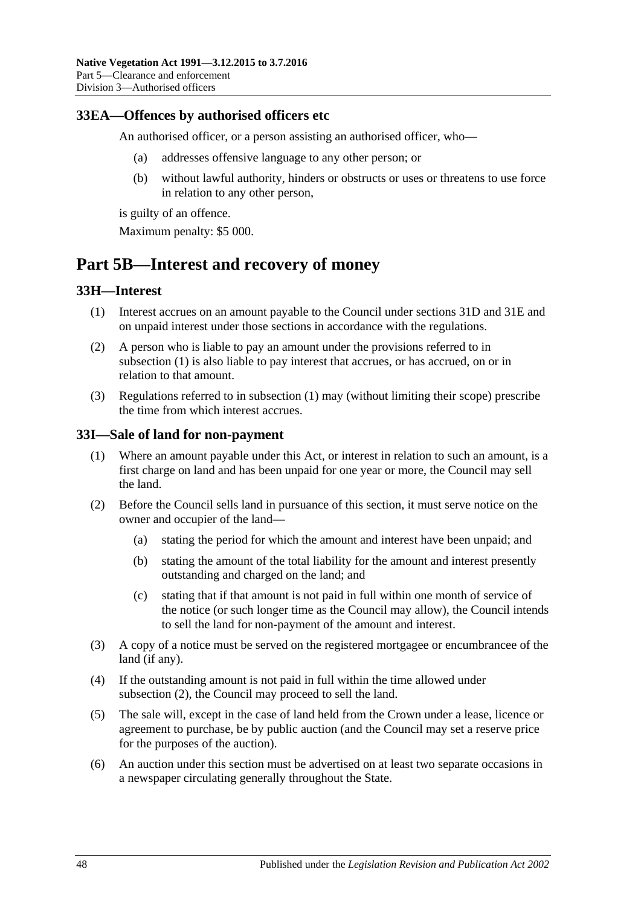### 33EA—Offences by authorised officers etc

An authorised officer, or a person assisting an authorised officer, who—

(a) addresses offensive language to any other person; or

(b) without lawful authority, hinders or obstructs or uses or threatens to use force in relation to any other person,

is guilty of an offence.

Maximum penalty: $5 000.

## Part 5B—Interest and recovery of money

### 33H—Interest

(1) Interest accrues on an amount payable to the Council under sections 31D and 31E and on unpaid interest under those sections in accordance with the regulations.

(2) A person who is liable to pay an amount under the provisions referred to in subsection (1) is also liable to pay interest that accrues, or has accrued, on or in relation to that amount.

(3) Regulations referred to in subsection (1) may (without limiting their scope) prescribe the time from which interest accrues.

### 33I—Sale of land for non-payment

(1) Where an amount payable under this Act, or interest in relation to such an amount, is a first charge on land and has been unpaid for one year or more, the Council may sell the land.

(2) Before the Council sells land in pursuance of this section, it must serve notice on the owner and occupier of the land—

(a) stating the period for which the amount and interest have been unpaid; and

(b) stating the amount of the total liability for the amount and interest presently outstanding and charged on the land; and

(c) stating that if that amount is not paid in full within one month of service of the notice (or such longer time as the Council may allow), the Council intends to sell the land for non-payment of the amount and interest.

(3) A copy of a notice must be served on the registered mortgagee or encumbrancee of the land (if any).

(4) If the outstanding amount is not paid in full within the time allowed under subsection (2), the Council may proceed to sell the land.

(5) The sale will, except in the case of land held from the Crown under a lease, licence or agreement to purchase, be by public auction (and the Council may set a reserve price for the purposes of the auction).

(6) An auction under this section must be advertised on at least two separate occasions in a newspaper circulating generally throughout the State.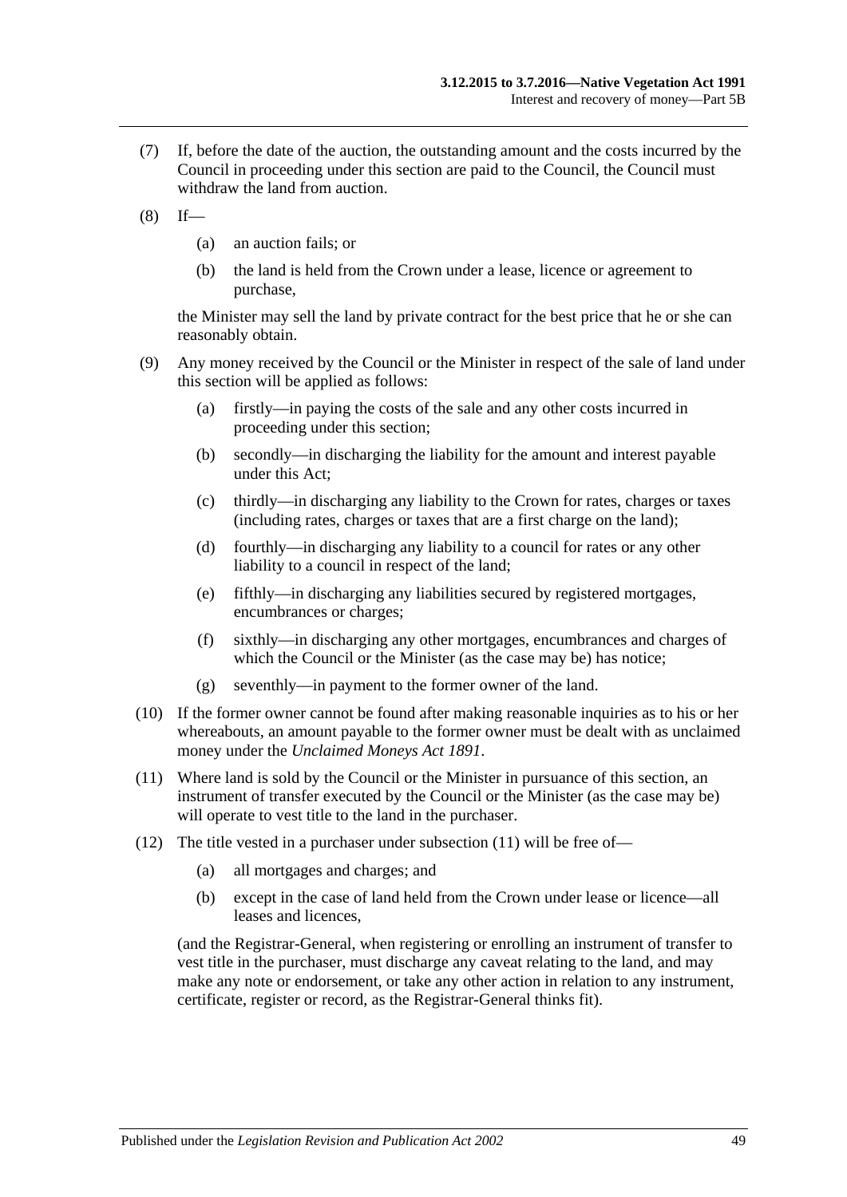(7) If, before the date of the auction, the outstanding amount and the costs incurred by the Council in proceeding under this section are paid to the Council, the Council must withdraw the land from auction.

(8) If—

(a) an auction fails; or

(b) the land is held from the Crown under a lease, licence or agreement to purchase,

the Minister may sell the land by private contract for the best price that he or she can reasonably obtain.

(9) Any money received by the Council or the Minister in respect of the sale of land under this section will be applied as follows:

(a) firstly—in paying the costs of the sale and any other costs incurred in proceeding under this section;

(b) secondly—in discharging the liability for the amount and interest payable under this Act;

(c) thirdly—in discharging any liability to the Crown for rates, charges or taxes (including rates, charges or taxes that are a first charge on the land);

(d) fourthly—in discharging any liability to a council for rates or any other liability to a council in respect of the land;

(e) fifthly—in discharging any liabilities secured by registered mortgages, encumbrances or charges;

(f) sixthly—in discharging any other mortgages, encumbrances and charges of which the Council or the Minister (as the case may be) has notice;

(g) seventhly—in payment to the former owner of the land.

(10) If the former owner cannot be found after making reasonable inquiries as to his or her whereabouts, an amount payable to the former owner must be dealt with as unclaimed money under the *Unclaimed Moneys Act 1891*.

(11) Where land is sold by the Council or the Minister in pursuance of this section, an instrument of transfer executed by the Council or the Minister (as the case may be) will operate to vest title to the land in the purchaser.

(12) The title vested in a purchaser under subsection (11) will be free of—

(a) all mortgages and charges; and

(b) except in the case of land held from the Crown under lease or licence—all leases and licences,

(and the Registrar-General, when registering or enrolling an instrument of transfer to vest title in the purchaser, must discharge any caveat relating to the land, and may make any note or endorsement, or take any other action in relation to any instrument, certificate, register or record, as the Registrar-General thinks fit).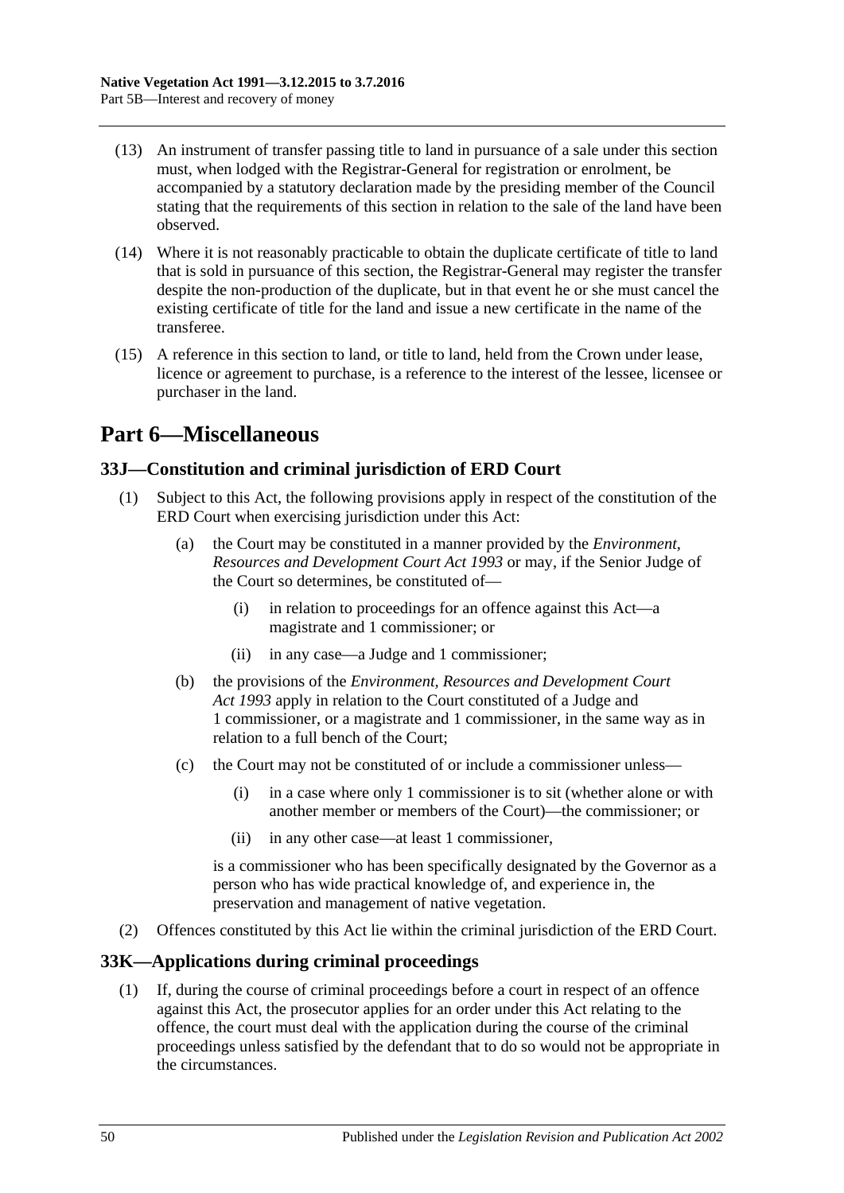(13) An instrument of transfer passing title to land in pursuance of a sale under this section must, when lodged with the Registrar-General for registration or enrolment, be accompanied by a statutory declaration made by the presiding member of the Council stating that the requirements of this section in relation to the sale of the land have been observed.

(14) Where it is not reasonably practicable to obtain the duplicate certificate of title to land that is sold in pursuance of this section, the Registrar-General may register the transfer despite the non-production of the duplicate, but in that event he or she must cancel the existing certificate of title for the land and issue a new certificate in the name of the transferee.

(15) A reference in this section to land, or title to land, held from the Crown under lease, licence or agreement to purchase, is a reference to the interest of the lessee, licensee or purchaser in the land.

# Part 6—Miscellaneous

## 33J—Constitution and criminal jurisdiction of ERD Court

(1) Subject to this Act, the following provisions apply in respect of the constitution of the ERD Court when exercising jurisdiction under this Act:

(a) the Court may be constituted in a manner provided by the *Environment, Resources and Development Court Act 1993* or may, if the Senior Judge of the Court so determines, be constituted of—

(i) in relation to proceedings for an offence against this Act—a magistrate and 1 commissioner; or

(ii) in any case—a Judge and 1 commissioner;

(b) the provisions of the *Environment, Resources and Development Court Act 1993* apply in relation to the Court constituted of a Judge and 1 commissioner, or a magistrate and 1 commissioner, in the same way as in relation to a full bench of the Court;

(c) the Court may not be constituted of or include a commissioner unless—

(i) in a case where only 1 commissioner is to sit (whether alone or with another member or members of the Court)—the commissioner; or

(ii) in any other case—at least 1 commissioner,

is a commissioner who has been specifically designated by the Governor as a person who has wide practical knowledge of, and experience in, the preservation and management of native vegetation.

(2) Offences constituted by this Act lie within the criminal jurisdiction of the ERD Court.

## 33K—Applications during criminal proceedings

(1) If, during the course of criminal proceedings before a court in respect of an offence against this Act, the prosecutor applies for an order under this Act relating to the offence, the court must deal with the application during the course of the criminal proceedings unless satisfied by the defendant that to do so would not be appropriate in the circumstances.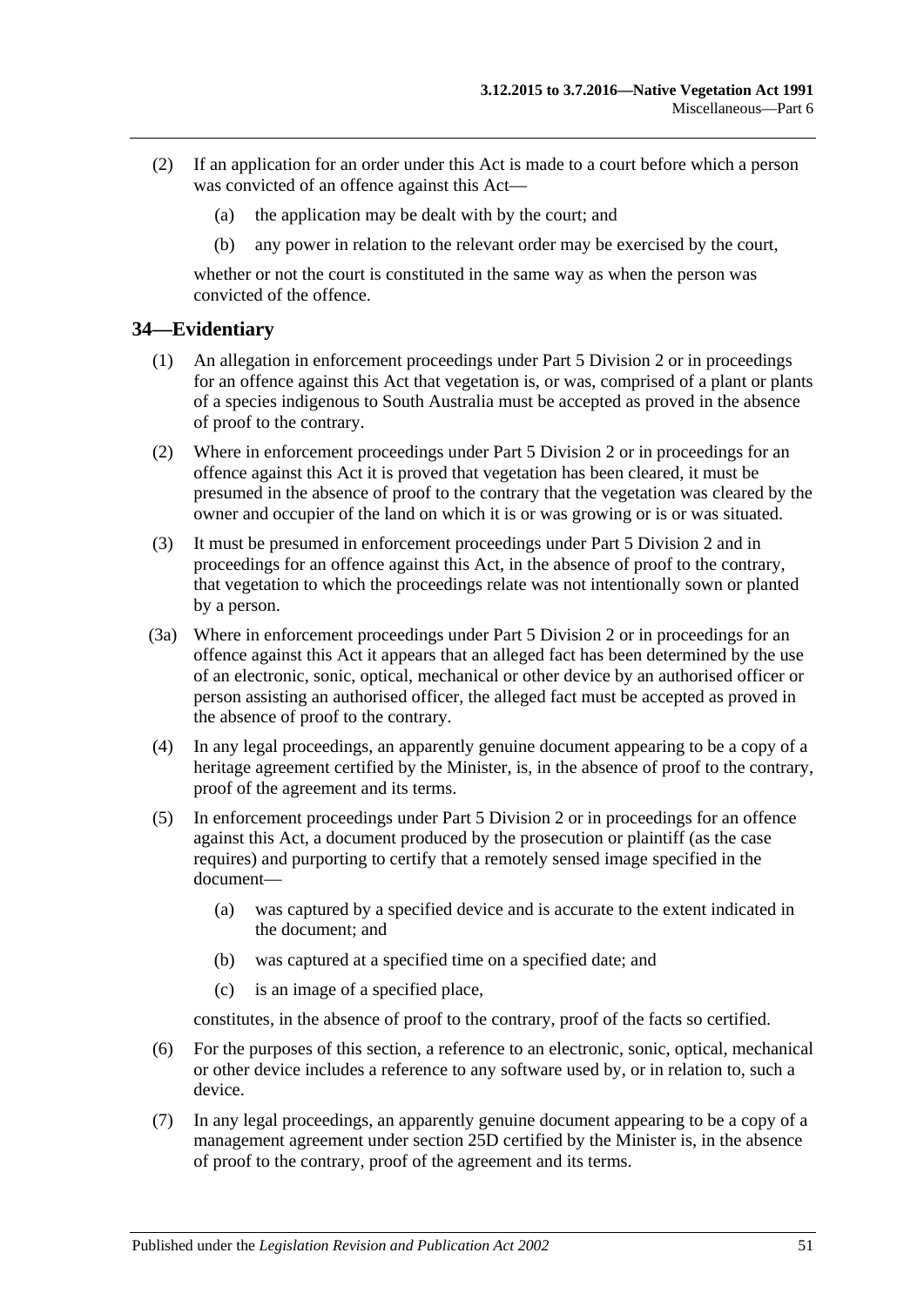(2) If an application for an order under this Act is made to a court before which a person was convicted of an offence against this Act—

(a) the application may be dealt with by the court; and

(b) any power in relation to the relevant order may be exercised by the court,

whether or not the court is constituted in the same way as when the person was convicted of the offence.

## 34—Evidentiary

(1) An allegation in enforcement proceedings under Part 5 Division 2 or in proceedings for an offence against this Act that vegetation is, or was, comprised of a plant or plants of a species indigenous to South Australia must be accepted as proved in the absence of proof to the contrary.

(2) Where in enforcement proceedings under Part 5 Division 2 or in proceedings for an offence against this Act it is proved that vegetation has been cleared, it must be presumed in the absence of proof to the contrary that the vegetation was cleared by the owner and occupier of the land on which it is or was growing or is or was situated.

(3) It must be presumed in enforcement proceedings under Part 5 Division 2 and in proceedings for an offence against this Act, in the absence of proof to the contrary, that vegetation to which the proceedings relate was not intentionally sown or planted by a person.

(3a) Where in enforcement proceedings under Part 5 Division 2 or in proceedings for an offence against this Act it appears that an alleged fact has been determined by the use of an electronic, sonic, optical, mechanical or other device by an authorised officer or person assisting an authorised officer, the alleged fact must be accepted as proved in the absence of proof to the contrary.

(4) In any legal proceedings, an apparently genuine document appearing to be a copy of a heritage agreement certified by the Minister, is, in the absence of proof to the contrary, proof of the agreement and its terms.

(5) In enforcement proceedings under Part 5 Division 2 or in proceedings for an offence against this Act, a document produced by the prosecution or plaintiff (as the case requires) and purporting to certify that a remotely sensed image specified in the document—

(a) was captured by a specified device and is accurate to the extent indicated in the document; and

(b) was captured at a specified time on a specified date; and

(c) is an image of a specified place,

constitutes, in the absence of proof to the contrary, proof of the facts so certified.

(6) For the purposes of this section, a reference to an electronic, sonic, optical, mechanical or other device includes a reference to any software used by, or in relation to, such a device.

(7) In any legal proceedings, an apparently genuine document appearing to be a copy of a management agreement under section 25D certified by the Minister is, in the absence of proof to the contrary, proof of the agreement and its terms.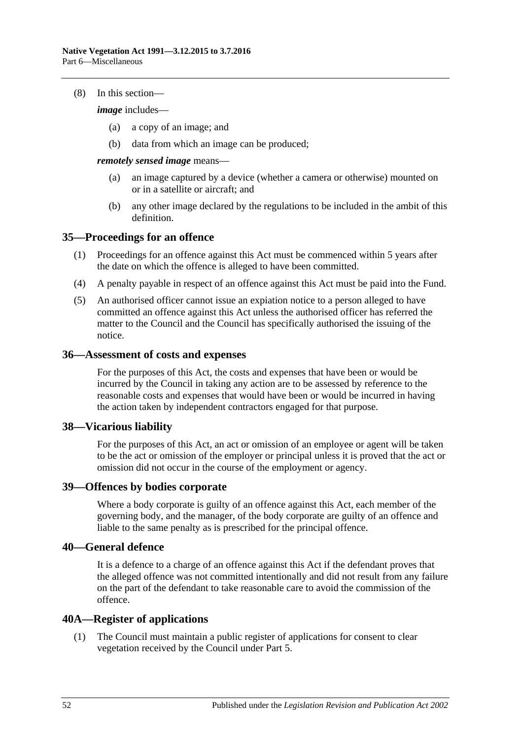(8) In this section—

***image*** includes—

(a) a copy of an image; and

(b) data from which an image can be produced;

***remotely sensed image*** means—

(a) an image captured by a device (whether a camera or otherwise) mounted on or in a satellite or aircraft; and

(b) any other image declared by the regulations to be included in the ambit of this definition.

## 35—Proceedings for an offence

(1) Proceedings for an offence against this Act must be commenced within 5 years after the date on which the offence is alleged to have been committed.

(4) A penalty payable in respect of an offence against this Act must be paid into the Fund.

(5) An authorised officer cannot issue an expiation notice to a person alleged to have committed an offence against this Act unless the authorised officer has referred the matter to the Council and the Council has specifically authorised the issuing of the notice.

## 36—Assessment of costs and expenses

For the purposes of this Act, the costs and expenses that have been or would be incurred by the Council in taking any action are to be assessed by reference to the reasonable costs and expenses that would have been or would be incurred in having the action taken by independent contractors engaged for that purpose.

## 38—Vicarious liability

For the purposes of this Act, an act or omission of an employee or agent will be taken to be the act or omission of the employer or principal unless it is proved that the act or omission did not occur in the course of the employment or agency.

## 39—Offences by bodies corporate

Where a body corporate is guilty of an offence against this Act, each member of the governing body, and the manager, of the body corporate are guilty of an offence and liable to the same penalty as is prescribed for the principal offence.

## 40—General defence

It is a defence to a charge of an offence against this Act if the defendant proves that the alleged offence was not committed intentionally and did not result from any failure on the part of the defendant to take reasonable care to avoid the commission of the offence.

## 40A—Register of applications

(1) The Council must maintain a public register of applications for consent to clear vegetation received by the Council under Part 5.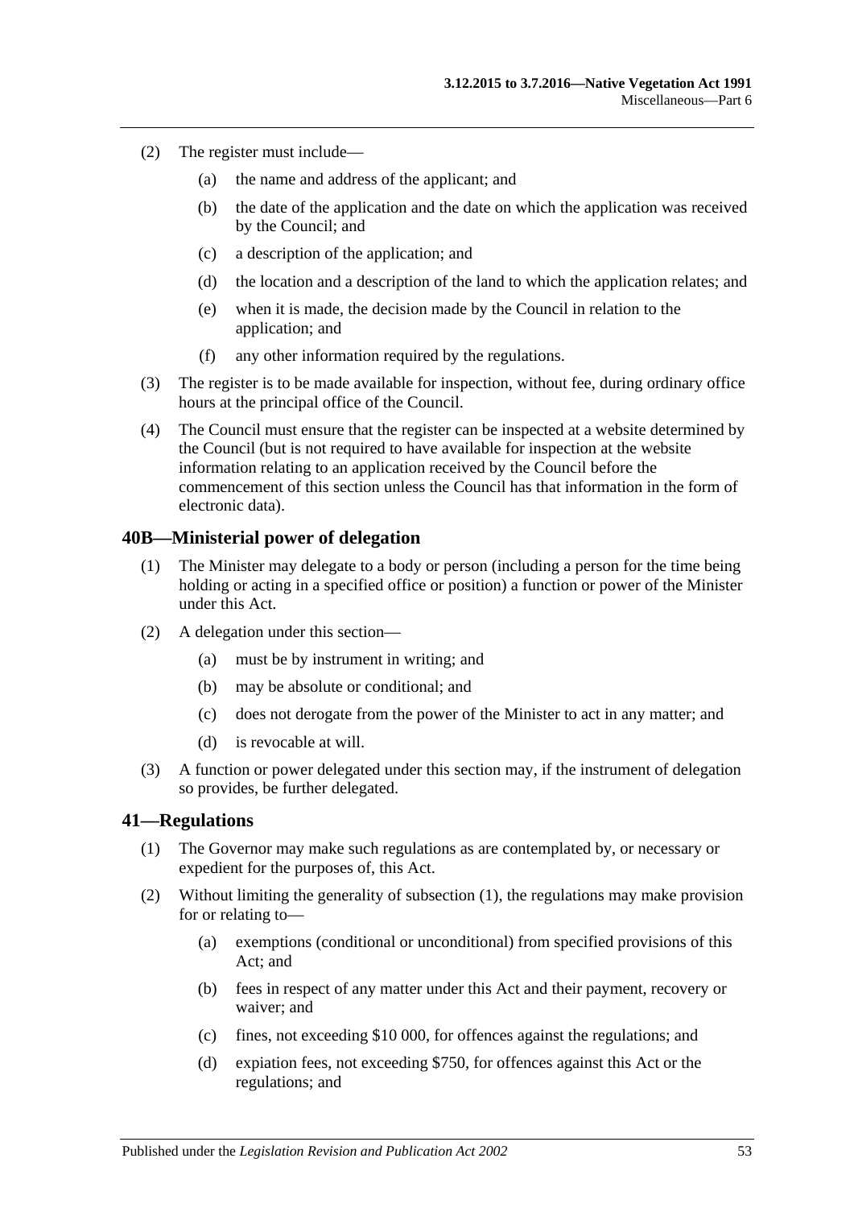(2) The register must include—

  (a) the name and address of the applicant; and

  (b) the date of the application and the date on which the application was received by the Council; and

  (c) a description of the application; and

  (d) the location and a description of the land to which the application relates; and

  (e) when it is made, the decision made by the Council in relation to the application; and

  (f) any other information required by the regulations.

(3) The register is to be made available for inspection, without fee, during ordinary office hours at the principal office of the Council.

(4) The Council must ensure that the register can be inspected at a website determined by the Council (but is not required to have available for inspection at the website information relating to an application received by the Council before the commencement of this section unless the Council has that information in the form of electronic data).

## 40B—Ministerial power of delegation

(1) The Minister may delegate to a body or person (including a person for the time being holding or acting in a specified office or position) a function or power of the Minister under this Act.

(2) A delegation under this section—

  (a) must be by instrument in writing; and

  (b) may be absolute or conditional; and

  (c) does not derogate from the power of the Minister to act in any matter; and

  (d) is revocable at will.

(3) A function or power delegated under this section may, if the instrument of delegation so provides, be further delegated.

## 41—Regulations

(1) The Governor may make such regulations as are contemplated by, or necessary or expedient for the purposes of, this Act.

(2) Without limiting the generality of subsection (1), the regulations may make provision for or relating to—

  (a) exemptions (conditional or unconditional) from specified provisions of this Act; and

  (b) fees in respect of any matter under this Act and their payment, recovery or waiver; and

  (c) fines, not exceeding $10 000, for offences against the regulations; and

  (d) expiation fees, not exceeding $750, for offences against this Act or the regulations; and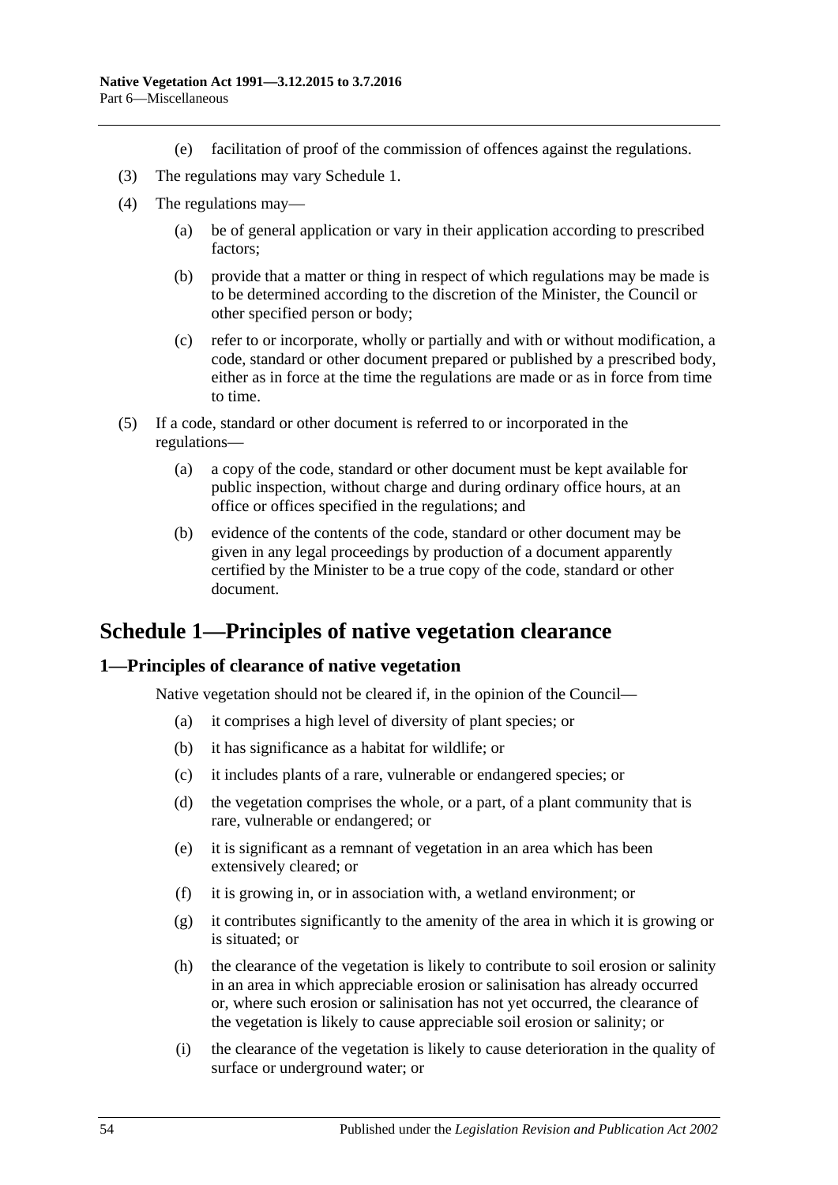(e) facilitation of proof of the commission of offences against the regulations.

(3) The regulations may vary Schedule 1.

(4) The regulations may—

(a) be of general application or vary in their application according to prescribed factors;

(b) provide that a matter or thing in respect of which regulations may be made is to be determined according to the discretion of the Minister, the Council or other specified person or body;

(c) refer to or incorporate, wholly or partially and with or without modification, a code, standard or other document prepared or published by a prescribed body, either as in force at the time the regulations are made or as in force from time to time.

(5) If a code, standard or other document is referred to or incorporated in the regulations—

(a) a copy of the code, standard or other document must be kept available for public inspection, without charge and during ordinary office hours, at an office or offices specified in the regulations; and

(b) evidence of the contents of the code, standard or other document may be given in any legal proceedings by production of a document apparently certified by the Minister to be a true copy of the code, standard or other document.

# Schedule 1—Principles of native vegetation clearance

## 1—Principles of clearance of native vegetation

Native vegetation should not be cleared if, in the opinion of the Council—

(a) it comprises a high level of diversity of plant species; or

(b) it has significance as a habitat for wildlife; or

(c) it includes plants of a rare, vulnerable or endangered species; or

(d) the vegetation comprises the whole, or a part, of a plant community that is rare, vulnerable or endangered; or

(e) it is significant as a remnant of vegetation in an area which has been extensively cleared; or

(f) it is growing in, or in association with, a wetland environment; or

(g) it contributes significantly to the amenity of the area in which it is growing or is situated; or

(h) the clearance of the vegetation is likely to contribute to soil erosion or salinity in an area in which appreciable erosion or salinisation has already occurred or, where such erosion or salinisation has not yet occurred, the clearance of the vegetation is likely to cause appreciable soil erosion or salinity; or

(i) the clearance of the vegetation is likely to cause deterioration in the quality of surface or underground water; or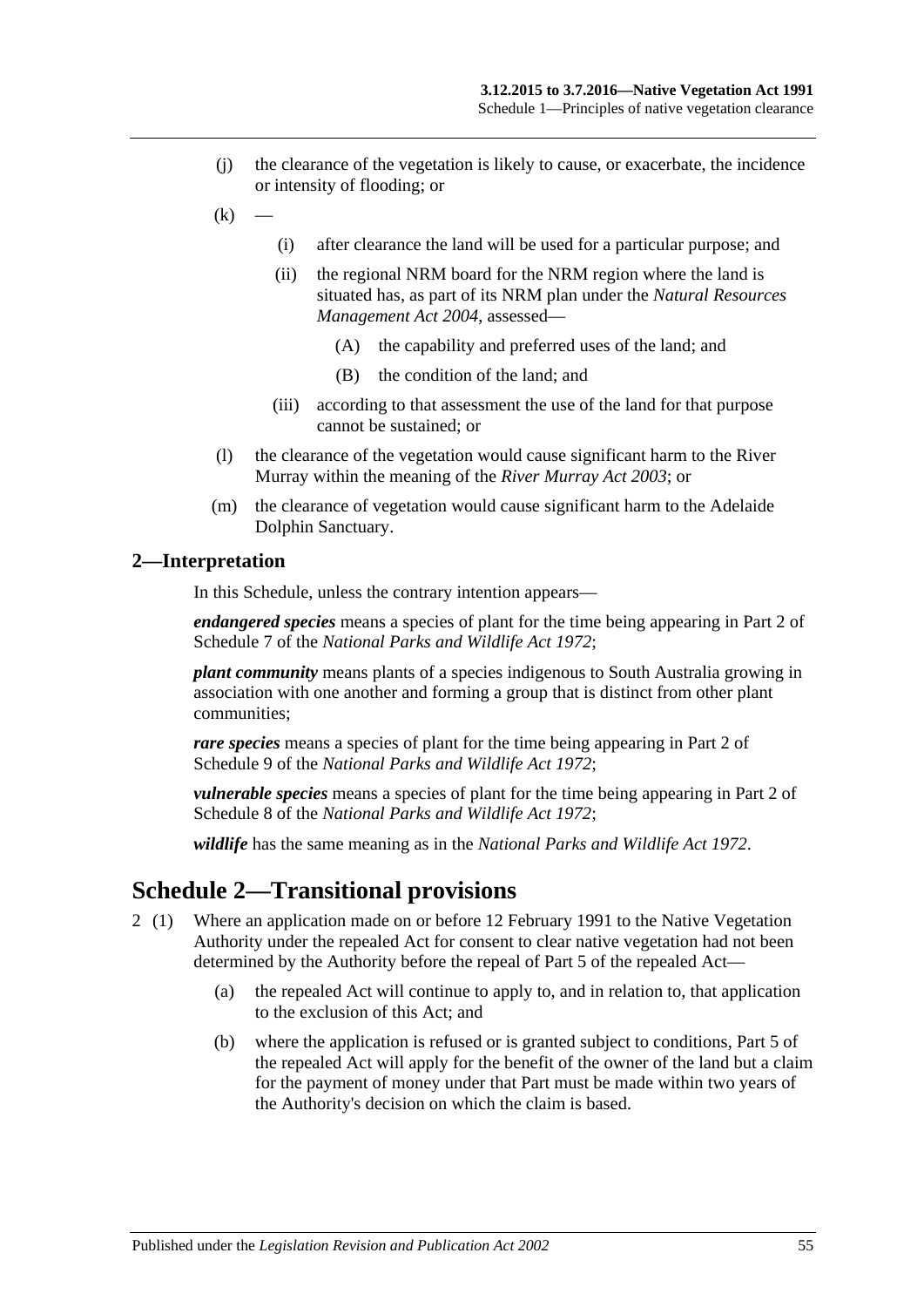(j) the clearance of the vegetation is likely to cause, or exacerbate, the incidence or intensity of flooding; or

(k) —

   (i) after clearance the land will be used for a particular purpose; and

   (ii) the regional NRM board for the NRM region where the land is situated has, as part of its NRM plan under the *Natural Resources Management Act 2004*, assessed—

      (A) the capability and preferred uses of the land; and

      (B) the condition of the land; and

   (iii) according to that assessment the use of the land for that purpose cannot be sustained; or

(l) the clearance of the vegetation would cause significant harm to the River Murray within the meaning of the *River Murray Act 2003*; or

(m) the clearance of vegetation would cause significant harm to the Adelaide Dolphin Sanctuary.

## 2—Interpretation

In this Schedule, unless the contrary intention appears—

***endangered species*** means a species of plant for the time being appearing in Part 2 of Schedule 7 of the *National Parks and Wildlife Act 1972*;

***plant community*** means plants of a species indigenous to South Australia growing in association with one another and forming a group that is distinct from other plant communities;

***rare species*** means a species of plant for the time being appearing in Part 2 of Schedule 9 of the *National Parks and Wildlife Act 1972*;

***vulnerable species*** means a species of plant for the time being appearing in Part 2 of Schedule 8 of the *National Parks and Wildlife Act 1972*;

***wildlife*** has the same meaning as in the *National Parks and Wildlife Act 1972*.

# Schedule 2—Transitional provisions

2 (1) Where an application made on or before 12 February 1991 to the Native Vegetation Authority under the repealed Act for consent to clear native vegetation had not been determined by the Authority before the repeal of Part 5 of the repealed Act—

   (a) the repealed Act will continue to apply to, and in relation to, that application to the exclusion of this Act; and

   (b) where the application is refused or is granted subject to conditions, Part 5 of the repealed Act will apply for the benefit of the owner of the land but a claim for the payment of money under that Part must be made within two years of the Authority's decision on which the claim is based.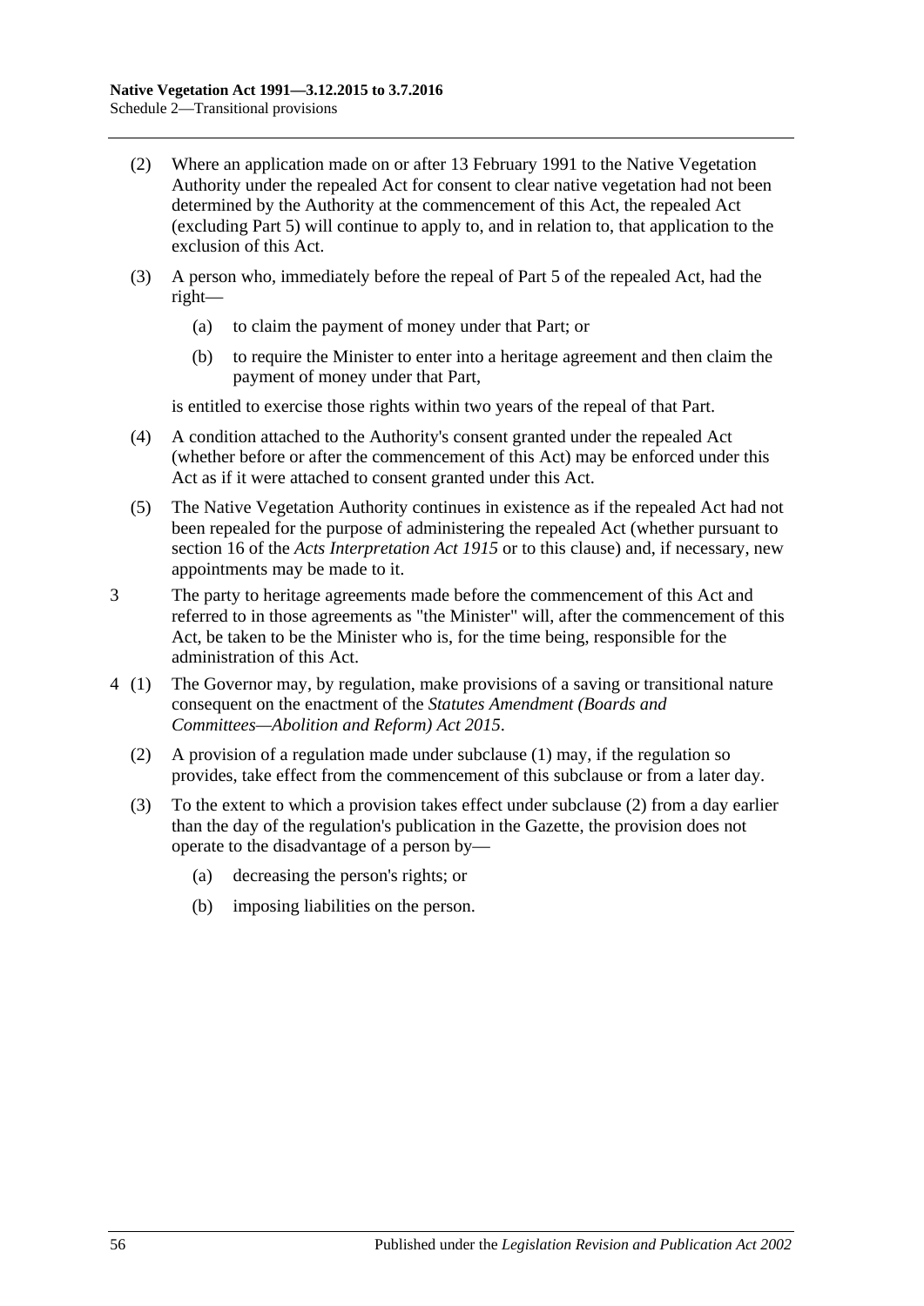(2) Where an application made on or after 13 February 1991 to the Native Vegetation Authority under the repealed Act for consent to clear native vegetation had not been determined by the Authority at the commencement of this Act, the repealed Act (excluding Part 5) will continue to apply to, and in relation to, that application to the exclusion of this Act.

(3) A person who, immediately before the repeal of Part 5 of the repealed Act, had the right—

(a) to claim the payment of money under that Part; or

(b) to require the Minister to enter into a heritage agreement and then claim the payment of money under that Part,

is entitled to exercise those rights within two years of the repeal of that Part.

(4) A condition attached to the Authority's consent granted under the repealed Act (whether before or after the commencement of this Act) may be enforced under this Act as if it were attached to consent granted under this Act.

(5) The Native Vegetation Authority continues in existence as if the repealed Act had not been repealed for the purpose of administering the repealed Act (whether pursuant to section 16 of the *Acts Interpretation Act 1915* or to this clause) and, if necessary, new appointments may be made to it.

3 The party to heritage agreements made before the commencement of this Act and referred to in those agreements as "the Minister" will, after the commencement of this Act, be taken to be the Minister who is, for the time being, responsible for the administration of this Act.

4 (1) The Governor may, by regulation, make provisions of a saving or transitional nature consequent on the enactment of the *Statutes Amendment (Boards and Committees—Abolition and Reform) Act 2015*.

(2) A provision of a regulation made under subclause (1) may, if the regulation so provides, take effect from the commencement of this subclause or from a later day.

(3) To the extent to which a provision takes effect under subclause (2) from a day earlier than the day of the regulation's publication in the Gazette, the provision does not operate to the disadvantage of a person by—

(a) decreasing the person's rights; or

(b) imposing liabilities on the person.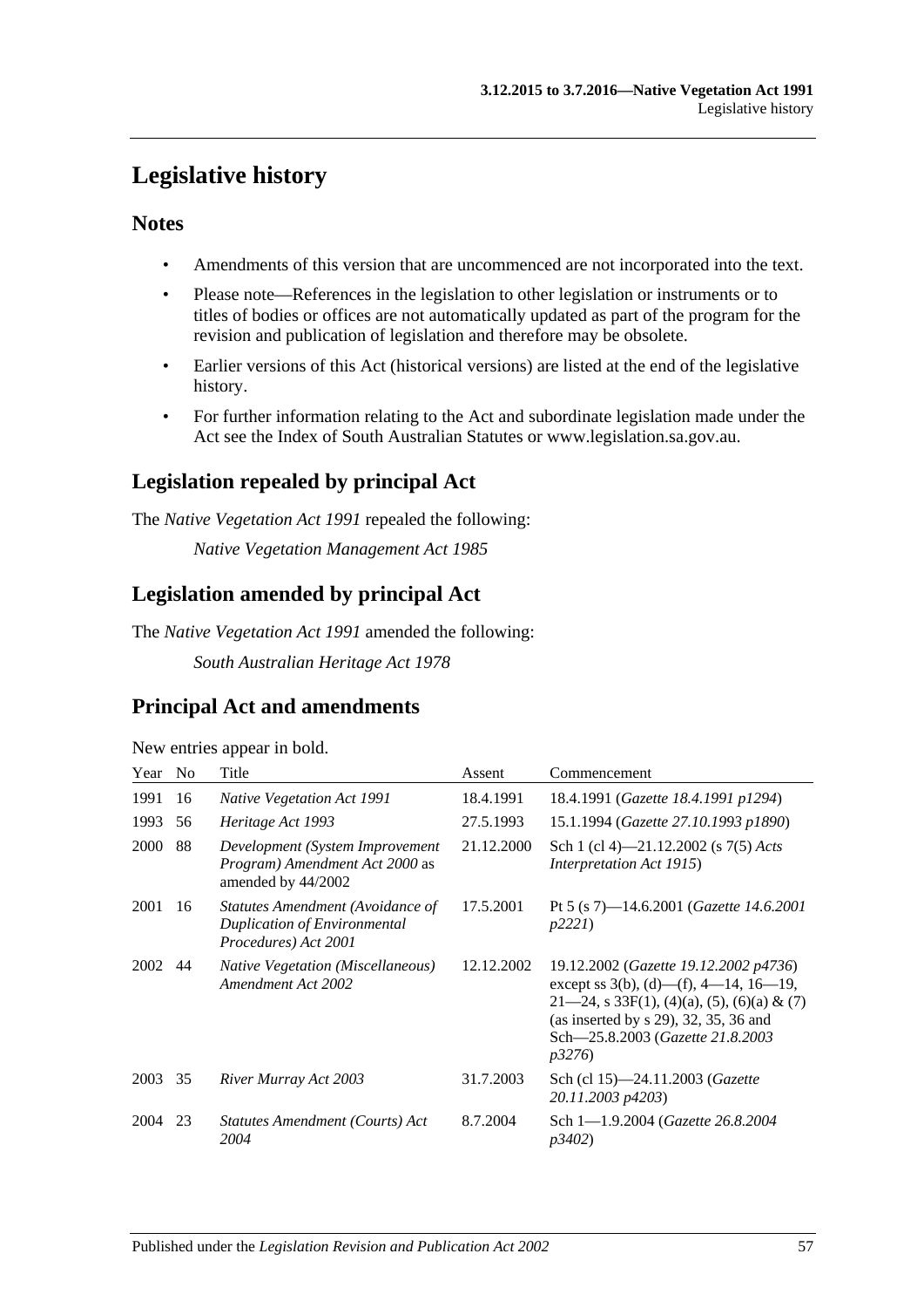# Legislative history

## Notes

- Amendments of this version that are uncommenced are not incorporated into the text.
- Please note—References in the legislation to other legislation or instruments or to titles of bodies or offices are not automatically updated as part of the program for the revision and publication of legislation and therefore may be obsolete.
- Earlier versions of this Act (historical versions) are listed at the end of the legislative history.
- For further information relating to the Act and subordinate legislation made under the Act see the Index of South Australian Statutes or www.legislation.sa.gov.au.

## Legislation repealed by principal Act

The *Native Vegetation Act 1991* repealed the following:

*Native Vegetation Management Act 1985*

## Legislation amended by principal Act

The *Native Vegetation Act 1991* amended the following:

*South Australian Heritage Act 1978*

## Principal Act and amendments

New entries appear in bold.

| Year | No | Title | Assent | Commencement |
|---|---|---|---|---|
| 1991 | 16 | *Native Vegetation Act 1991* | 18.4.1991 | 18.4.1991 (*Gazette 18.4.1991 p1294*) |
| 1993 | 56 | *Heritage Act 1993* | 27.5.1993 | 15.1.1994 (*Gazette 27.10.1993 p1890*) |
| 2000 | 88 | *Development (System Improvement Program) Amendment Act 2000* as amended by 44/2002 | 21.12.2000 | Sch 1 (cl 4)—21.12.2002 (s 7(5) *Acts Interpretation Act 1915*) |
| 2001 | 16 | *Statutes Amendment (Avoidance of Duplication of Environmental Procedures) Act 2001* | 17.5.2001 | Pt 5 (s 7)—14.6.2001 (*Gazette 14.6.2001 p2221*) |
| 2002 | 44 | *Native Vegetation (Miscellaneous) Amendment Act 2002* | 12.12.2002 | 19.12.2002 (*Gazette 19.12.2002 p4736*) except ss 3(b), (d)—(f), 4—14, 16—19, 21—24, s 33F(1), (4)(a), (5), (6)(a) & (7) (as inserted by s 29), 32, 35, 36 and Sch—25.8.2003 (*Gazette 21.8.2003 p3276*) |
| 2003 | 35 | *River Murray Act 2003* | 31.7.2003 | Sch (cl 15)—24.11.2003 (*Gazette 20.11.2003 p4203*) |
| 2004 | 23 | *Statutes Amendment (Courts) Act 2004* | 8.7.2004 | Sch 1—1.9.2004 (*Gazette 26.8.2004 p3402*) |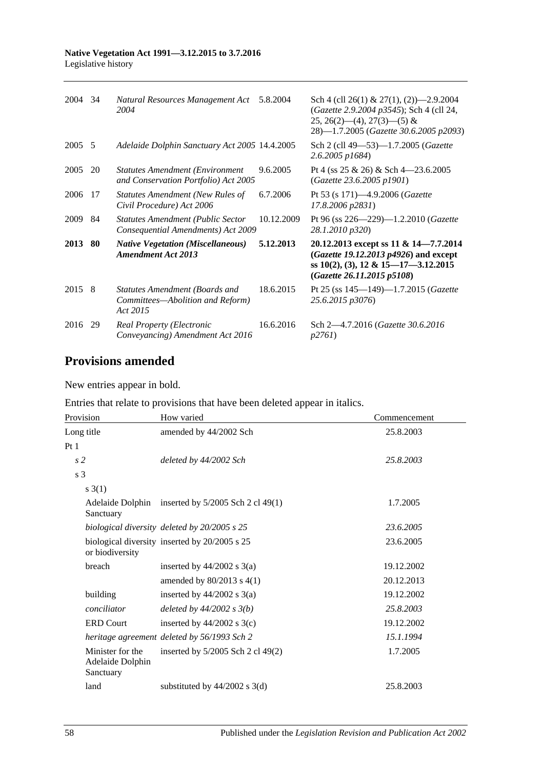| | | | | |
|---|---|---|---|---|
| 2004 | 34 | *Natural Resources Management Act 2004* | 5.8.2004 | Sch 4 (cll 26(1) & 27(1), (2))—2.9.2004 (*Gazette 2.9.2004 p3545*); Sch 4 (cll 24, 25, 26(2)—(4), 27(3)—(5) & 28)—1.7.2005 (*Gazette 30.6.2005 p2093*) |
| 2005 | 5 | *Adelaide Dolphin Sanctuary Act 2005* | 14.4.2005 | Sch 2 (cll 49—53)—1.7.2005 (*Gazette 2.6.2005 p1684*) |
| 2005 | 20 | *Statutes Amendment (Environment and Conservation Portfolio) Act 2005* | 9.6.2005 | Pt 4 (ss 25 & 26) & Sch 4—23.6.2005 (*Gazette 23.6.2005 p1901*) |
| 2006 | 17 | *Statutes Amendment (New Rules of Civil Procedure) Act 2006* | 6.7.2006 | Pt 53 (s 171)—4.9.2006 (*Gazette 17.8.2006 p2831*) |
| 2009 | 84 | *Statutes Amendment (Public Sector Consequential Amendments) Act 2009* | 10.12.2009 | Pt 96 (ss 226—229)—1.2.2010 (*Gazette 28.1.2010 p320*) |
| **2013** | **80** | ***Native Vegetation (Miscellaneous) Amendment Act 2013*** | **5.12.2013** | **20.12.2013 except ss 11 & 14—7.7.2014 (*Gazette 19.12.2013 p4926*) and except ss 10(2), (3), 12 & 15—17—3.12.2015 (*Gazette 26.11.2015 p5108*)** |
| 2015 | 8 | *Statutes Amendment (Boards and Committees—Abolition and Reform) Act 2015* | 18.6.2015 | Pt 25 (ss 145—149)—1.7.2015 (*Gazette 25.6.2015 p3076*) |
| 2016 | 29 | *Real Property (Electronic Conveyancing) Amendment Act 2016* | 16.6.2016 | Sch 2—4.7.2016 (*Gazette 30.6.2016 p2761*) |

## Provisions amended

New entries appear in bold.

Entries that relate to provisions that have been deleted appear in italics.

| Provision | How varied | Commencement |
|---|---|---|
| Long title | amended by 44/2002 Sch | 25.8.2003 |
| Pt 1 | | |
| *s 2* | *deleted by 44/2002 Sch* | *25.8.2003* |
| s 3 | | |
| s 3(1) | | |
| Adelaide Dolphin Sanctuary | inserted by 5/2005 Sch 2 cl 49(1) | 1.7.2005 |
| *biological diversity* | *deleted by 20/2005 s 25* | *23.6.2005* |
| biological diversity or biodiversity | inserted by 20/2005 s 25 | 23.6.2005 |
| breach | inserted by 44/2002 s 3(a) | 19.12.2002 |
| | amended by 80/2013 s 4(1) | 20.12.2013 |
| building | inserted by 44/2002 s 3(a) | 19.12.2002 |
| *conciliator* | *deleted by 44/2002 s 3(b)* | *25.8.2003* |
| ERD Court | inserted by 44/2002 s 3(c) | 19.12.2002 |
| *heritage agreement* | *deleted by 56/1993 Sch 2* | *15.1.1994* |
| Minister for the Adelaide Dolphin Sanctuary | inserted by 5/2005 Sch 2 cl 49(2) | 1.7.2005 |
| land | substituted by 44/2002 s 3(d) | 25.8.2003 |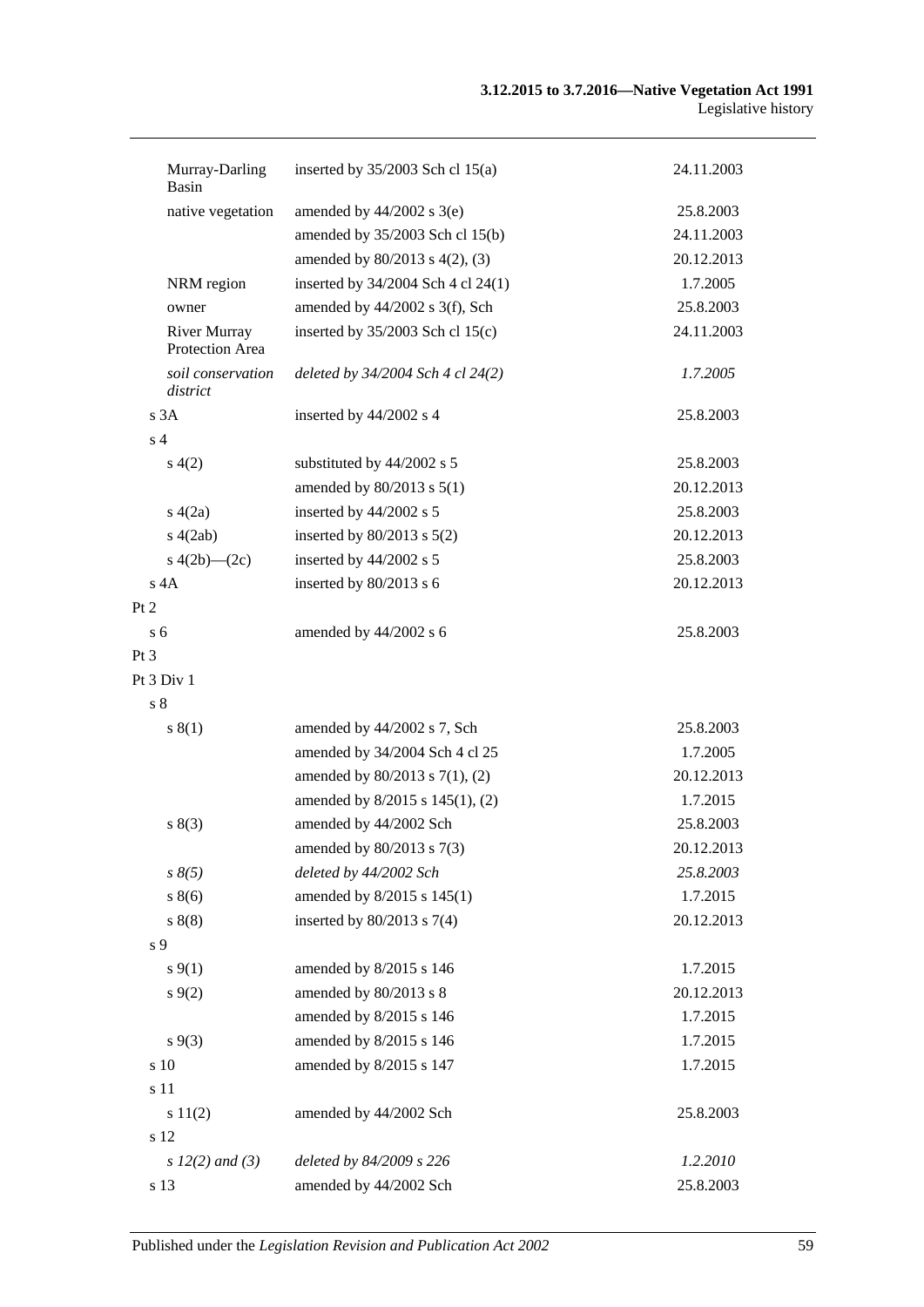| | | |
|---|---|---|
| Murray-Darling Basin | inserted by 35/2003 Sch cl 15(a) | 24.11.2003 |
| native vegetation | amended by 44/2002 s 3(e) | 25.8.2003 |
| | amended by 35/2003 Sch cl 15(b) | 24.11.2003 |
| | amended by 80/2013 s 4(2), (3) | 20.12.2013 |
| NRM region | inserted by 34/2004 Sch 4 cl 24(1) | 1.7.2005 |
| owner | amended by 44/2002 s 3(f), Sch | 25.8.2003 |
| River Murray Protection Area | inserted by 35/2003 Sch cl 15(c) | 24.11.2003 |
| *soil conservation district* | *deleted by 34/2004 Sch 4 cl 24(2)* | *1.7.2005* |
| s 3A | inserted by 44/2002 s 4 | 25.8.2003 |
| s 4 | | |
| s 4(2) | substituted by 44/2002 s 5 | 25.8.2003 |
| | amended by 80/2013 s 5(1) | 20.12.2013 |
| s 4(2a) | inserted by 44/2002 s 5 | 25.8.2003 |
| s 4(2ab) | inserted by 80/2013 s 5(2) | 20.12.2013 |
| s 4(2b)—(2c) | inserted by 44/2002 s 5 | 25.8.2003 |
| s 4A | inserted by 80/2013 s 6 | 20.12.2013 |
| Pt 2 | | |
| s 6 | amended by 44/2002 s 6 | 25.8.2003 |
| Pt 3 | | |
| Pt 3 Div 1 | | |
| s 8 | | |
| s 8(1) | amended by 44/2002 s 7, Sch | 25.8.2003 |
| | amended by 34/2004 Sch 4 cl 25 | 1.7.2005 |
| | amended by 80/2013 s 7(1), (2) | 20.12.2013 |
| | amended by 8/2015 s 145(1), (2) | 1.7.2015 |
| s 8(3) | amended by 44/2002 Sch | 25.8.2003 |
| | amended by 80/2013 s 7(3) | 20.12.2013 |
| *s 8(5)* | *deleted by 44/2002 Sch* | *25.8.2003* |
| s 8(6) | amended by 8/2015 s 145(1) | 1.7.2015 |
| s 8(8) | inserted by 80/2013 s 7(4) | 20.12.2013 |
| s 9 | | |
| s 9(1) | amended by 8/2015 s 146 | 1.7.2015 |
| s 9(2) | amended by 80/2013 s 8 | 20.12.2013 |
| | amended by 8/2015 s 146 | 1.7.2015 |
| s 9(3) | amended by 8/2015 s 146 | 1.7.2015 |
| s 10 | amended by 8/2015 s 147 | 1.7.2015 |
| s 11 | | |
| s 11(2) | amended by 44/2002 Sch | 25.8.2003 |
| s 12 | | |
| *s 12(2) and (3)* | *deleted by 84/2009 s 226* | *1.2.2010* |
| s 13 | amended by 44/2002 Sch | 25.8.2003 |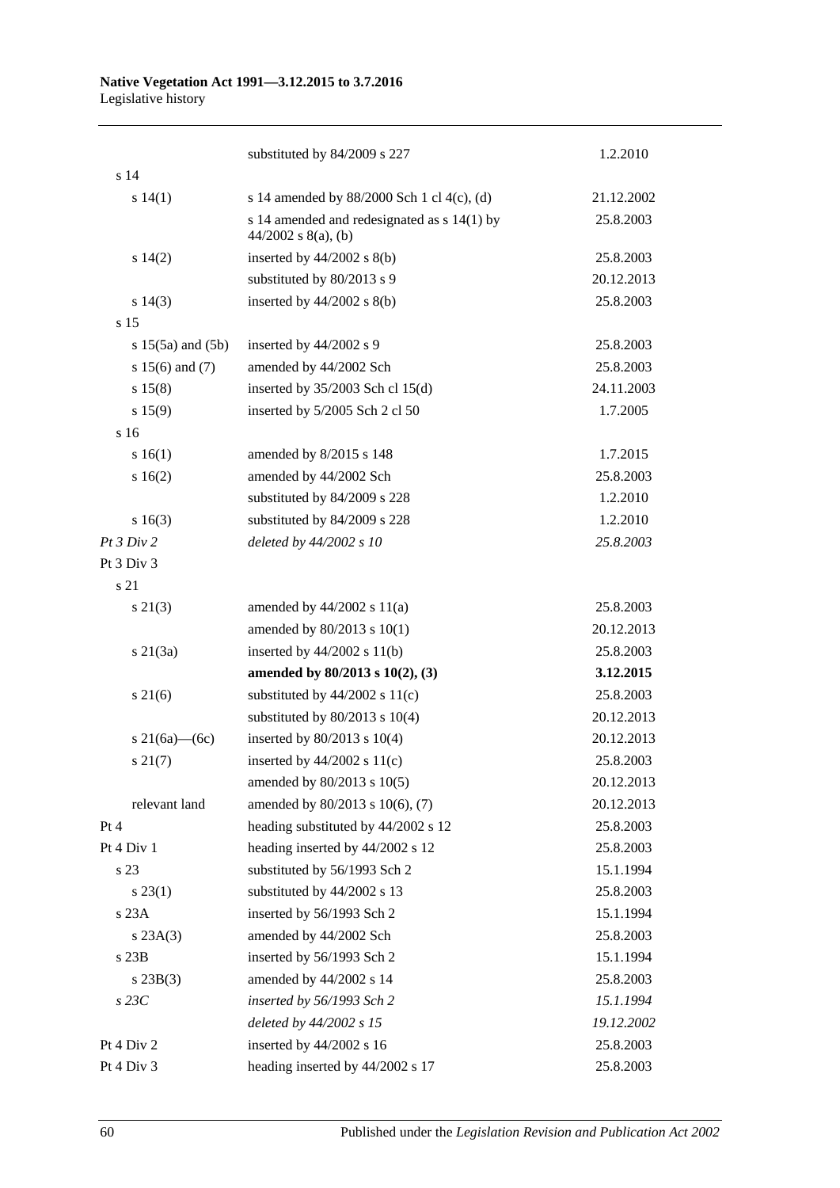| | | |
|---|---|---|
| | substituted by 84/2009 s 227 | 1.2.2010 |
| s 14 | | |
| s 14(1) | s 14 amended by 88/2000 Sch 1 cl 4(c), (d) | 21.12.2002 |
| | s 14 amended and redesignated as s 14(1) by 44/2002 s 8(a), (b) | 25.8.2003 |
| s 14(2) | inserted by 44/2002 s 8(b) | 25.8.2003 |
| | substituted by 80/2013 s 9 | 20.12.2013 |
| s 14(3) | inserted by 44/2002 s 8(b) | 25.8.2003 |
| s 15 | | |
| s 15(5a) and (5b) | inserted by 44/2002 s 9 | 25.8.2003 |
| s 15(6) and (7) | amended by 44/2002 Sch | 25.8.2003 |
| s 15(8) | inserted by 35/2003 Sch cl 15(d) | 24.11.2003 |
| s 15(9) | inserted by 5/2005 Sch 2 cl 50 | 1.7.2005 |
| s 16 | | |
| s 16(1) | amended by 8/2015 s 148 | 1.7.2015 |
| s 16(2) | amended by 44/2002 Sch | 25.8.2003 |
| | substituted by 84/2009 s 228 | 1.2.2010 |
| s 16(3) | substituted by 84/2009 s 228 | 1.2.2010 |
| *Pt 3 Div 2* | *deleted by 44/2002 s 10* | *25.8.2003* |
| Pt 3 Div 3 | | |
| s 21 | | |
| s 21(3) | amended by 44/2002 s 11(a) | 25.8.2003 |
| | amended by 80/2013 s 10(1) | 20.12.2013 |
| s 21(3a) | inserted by 44/2002 s 11(b) | 25.8.2003 |
| | **amended by 80/2013 s 10(2), (3)** | **3.12.2015** |
| s 21(6) | substituted by 44/2002 s 11(c) | 25.8.2003 |
| | substituted by 80/2013 s 10(4) | 20.12.2013 |
| s 21(6a)—(6c) | inserted by 80/2013 s 10(4) | 20.12.2013 |
| s 21(7) | inserted by 44/2002 s 11(c) | 25.8.2003 |
| | amended by 80/2013 s 10(5) | 20.12.2013 |
| relevant land | amended by 80/2013 s 10(6), (7) | 20.12.2013 |
| Pt 4 | heading substituted by 44/2002 s 12 | 25.8.2003 |
| Pt 4 Div 1 | heading inserted by 44/2002 s 12 | 25.8.2003 |
| s 23 | substituted by 56/1993 Sch 2 | 15.1.1994 |
| s 23(1) | substituted by 44/2002 s 13 | 25.8.2003 |
| s 23A | inserted by 56/1993 Sch 2 | 15.1.1994 |
| s 23A(3) | amended by 44/2002 Sch | 25.8.2003 |
| s 23B | inserted by 56/1993 Sch 2 | 15.1.1994 |
| s 23B(3) | amended by 44/2002 s 14 | 25.8.2003 |
| *s 23C* | *inserted by 56/1993 Sch 2* | *15.1.1994* |
| | *deleted by 44/2002 s 15* | *19.12.2002* |
| Pt 4 Div 2 | inserted by 44/2002 s 16 | 25.8.2003 |
| Pt 4 Div 3 | heading inserted by 44/2002 s 17 | 25.8.2003 |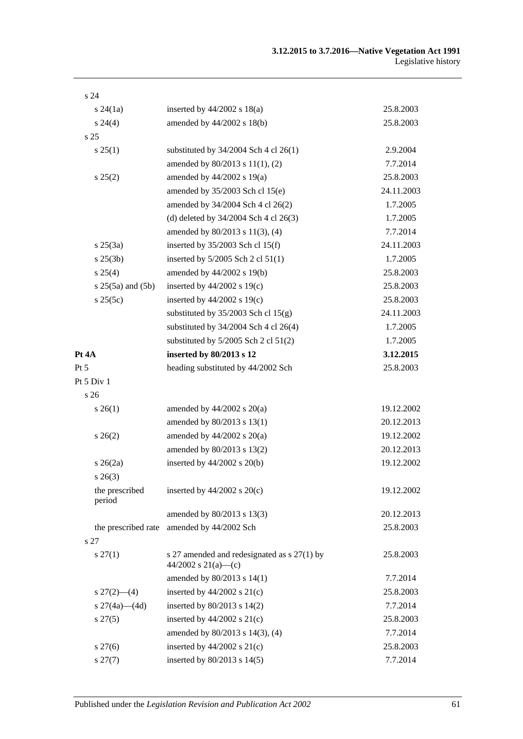| | | |
|---|---|---|
| s 24 | | |
| s 24(1a) | inserted by 44/2002 s 18(a) | 25.8.2003 |
| s 24(4) | amended by 44/2002 s 18(b) | 25.8.2003 |
| s 25 | | |
| s 25(1) | substituted by 34/2004 Sch 4 cl 26(1) | 2.9.2004 |
| | amended by 80/2013 s 11(1), (2) | 7.7.2014 |
| s 25(2) | amended by 44/2002 s 19(a) | 25.8.2003 |
| | amended by 35/2003 Sch cl 15(e) | 24.11.2003 |
| | amended by 34/2004 Sch 4 cl 26(2) | 1.7.2005 |
| | (d) deleted by 34/2004 Sch 4 cl 26(3) | 1.7.2005 |
| | amended by 80/2013 s 11(3), (4) | 7.7.2014 |
| s 25(3a) | inserted by 35/2003 Sch cl 15(f) | 24.11.2003 |
| s 25(3b) | inserted by 5/2005 Sch 2 cl 51(1) | 1.7.2005 |
| s 25(4) | amended by 44/2002 s 19(b) | 25.8.2003 |
| s 25(5a) and (5b) | inserted by 44/2002 s 19(c) | 25.8.2003 |
| s 25(5c) | inserted by 44/2002 s 19(c) | 25.8.2003 |
| | substituted by 35/2003 Sch cl 15(g) | 24.11.2003 |
| | substituted by 34/2004 Sch 4 cl 26(4) | 1.7.2005 |
| | substituted by 5/2005 Sch 2 cl 51(2) | 1.7.2005 |
| **Pt 4A** | **inserted by 80/2013 s 12** | **3.12.2015** |
| Pt 5 | heading substituted by 44/2002 Sch | 25.8.2003 |
| Pt 5 Div 1 | | |
| s 26 | | |
| s 26(1) | amended by 44/2002 s 20(a) | 19.12.2002 |
| | amended by 80/2013 s 13(1) | 20.12.2013 |
| s 26(2) | amended by 44/2002 s 20(a) | 19.12.2002 |
| | amended by 80/2013 s 13(2) | 20.12.2013 |
| s 26(2a) | inserted by 44/2002 s 20(b) | 19.12.2002 |
| s 26(3) | | |
| the prescribed period | inserted by 44/2002 s 20(c) | 19.12.2002 |
| | amended by 80/2013 s 13(3) | 20.12.2013 |
| the prescribed rate | amended by 44/2002 Sch | 25.8.2003 |
| s 27 | | |
| s 27(1) | s 27 amended and redesignated as s 27(1) by 44/2002 s 21(a)—(c) | 25.8.2003 |
| | amended by 80/2013 s 14(1) | 7.7.2014 |
| s 27(2)—(4) | inserted by 44/2002 s 21(c) | 25.8.2003 |
| s 27(4a)—(4d) | inserted by 80/2013 s 14(2) | 7.7.2014 |
| s 27(5) | inserted by 44/2002 s 21(c) | 25.8.2003 |
| | amended by 80/2013 s 14(3), (4) | 7.7.2014 |
| s 27(6) | inserted by 44/2002 s 21(c) | 25.8.2003 |
| s 27(7) | inserted by 80/2013 s 14(5) | 7.7.2014 |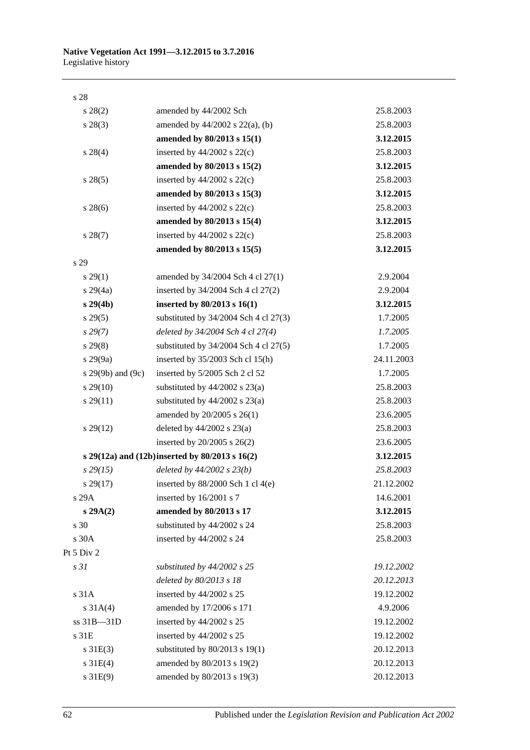| | | |
|---|---|---|
| s 28 | | |
| s 28(2) | amended by 44/2002 Sch | 25.8.2003 |
| s 28(3) | amended by 44/2002 s 22(a), (b) | 25.8.2003 |
| | **amended by 80/2013 s 15(1)** | **3.12.2015** |
| s 28(4) | inserted by 44/2002 s 22(c) | 25.8.2003 |
| | **amended by 80/2013 s 15(2)** | **3.12.2015** |
| s 28(5) | inserted by 44/2002 s 22(c) | 25.8.2003 |
| | **amended by 80/2013 s 15(3)** | **3.12.2015** |
| s 28(6) | inserted by 44/2002 s 22(c) | 25.8.2003 |
| | **amended by 80/2013 s 15(4)** | **3.12.2015** |
| s 28(7) | inserted by 44/2002 s 22(c) | 25.8.2003 |
| | **amended by 80/2013 s 15(5)** | **3.12.2015** |
| s 29 | | |
| s 29(1) | amended by 34/2004 Sch 4 cl 27(1) | 2.9.2004 |
| s 29(4a) | inserted by 34/2004 Sch 4 cl 27(2) | 2.9.2004 |
| **s 29(4b)** | **inserted by 80/2013 s 16(1)** | **3.12.2015** |
| s 29(5) | substituted by 34/2004 Sch 4 cl 27(3) | 1.7.2005 |
| *s 29(7)* | *deleted by 34/2004 Sch 4 cl 27(4)* | *1.7.2005* |
| s 29(8) | substituted by 34/2004 Sch 4 cl 27(5) | 1.7.2005 |
| s 29(9a) | inserted by 35/2003 Sch cl 15(h) | 24.11.2003 |
| s 29(9b) and (9c) | inserted by 5/2005 Sch 2 cl 52 | 1.7.2005 |
| s 29(10) | substituted by 44/2002 s 23(a) | 25.8.2003 |
| s 29(11) | substituted by 44/2002 s 23(a) | 25.8.2003 |
| | amended by 20/2005 s 26(1) | 23.6.2005 |
| s 29(12) | deleted by 44/2002 s 23(a) | 25.8.2003 |
| | inserted by 20/2005 s 26(2) | 23.6.2005 |
| **s 29(12a) and (12b)** | **inserted by 80/2013 s 16(2)** | **3.12.2015** |
| *s 29(15)* | *deleted by 44/2002 s 23(b)* | *25.8.2003* |
| s 29(17) | inserted by 88/2000 Sch 1 cl 4(e) | 21.12.2002 |
| s 29A | inserted by 16/2001 s 7 | 14.6.2001 |
| **s 29A(2)** | **amended by 80/2013 s 17** | **3.12.2015** |
| s 30 | substituted by 44/2002 s 24 | 25.8.2003 |
| s 30A | inserted by 44/2002 s 24 | 25.8.2003 |
| Pt 5 Div 2 | | |
| *s 31* | *substituted by 44/2002 s 25* | *19.12.2002* |
| | *deleted by 80/2013 s 18* | *20.12.2013* |
| s 31A | inserted by 44/2002 s 25 | 19.12.2002 |
| s 31A(4) | amended by 17/2006 s 171 | 4.9.2006 |
| ss 31B—31D | inserted by 44/2002 s 25 | 19.12.2002 |
| s 31E | inserted by 44/2002 s 25 | 19.12.2002 |
| s 31E(3) | substituted by 80/2013 s 19(1) | 20.12.2013 |
| s 31E(4) | amended by 80/2013 s 19(2) | 20.12.2013 |
| s 31E(9) | amended by 80/2013 s 19(3) | 20.12.2013 |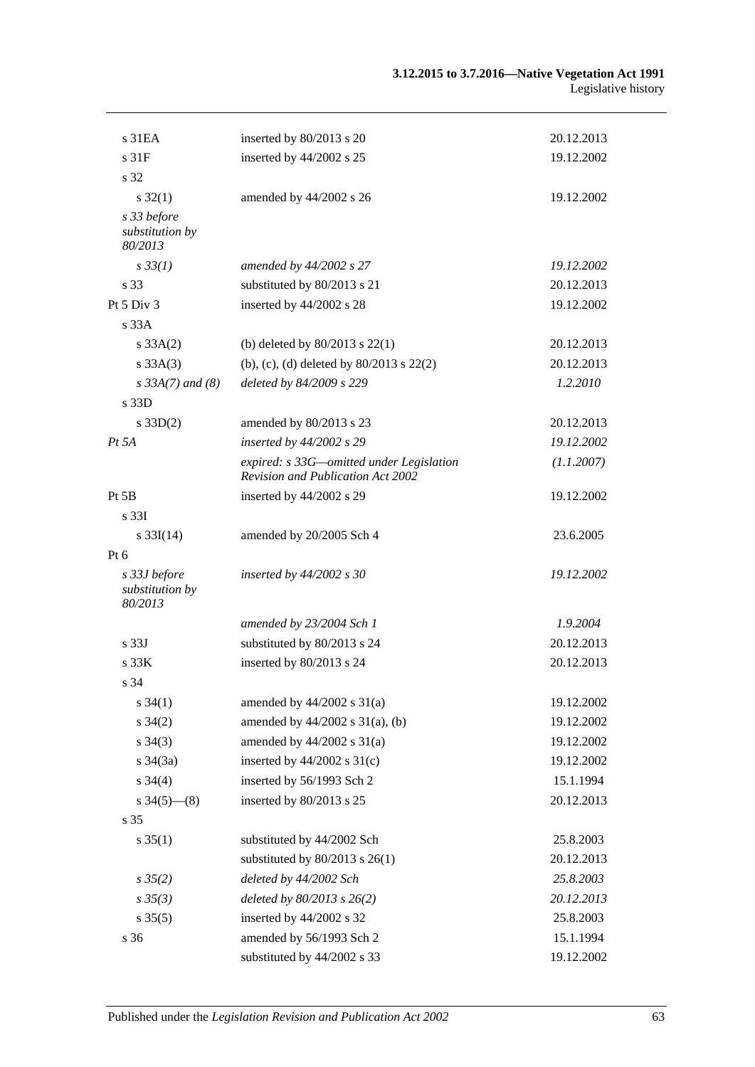| | | |
|---|---|---|
| s 31EA | inserted by 80/2013 s 20 | 20.12.2013 |
| s 31F | inserted by 44/2002 s 25 | 19.12.2002 |
| s 32 | | |
| s 32(1) | amended by 44/2002 s 26 | 19.12.2002 |
| *s 33 before substitution by 80/2013* | | |
| *s 33(1)* | *amended by 44/2002 s 27* | *19.12.2002* |
| s 33 | substituted by 80/2013 s 21 | 20.12.2013 |
| Pt 5 Div 3 | inserted by 44/2002 s 28 | 19.12.2002 |
| s 33A | | |
| s 33A(2) | (b) deleted by 80/2013 s 22(1) | 20.12.2013 |
| s 33A(3) | (b), (c), (d) deleted by 80/2013 s 22(2) | 20.12.2013 |
| *s 33A(7) and (8)* | *deleted by 84/2009 s 229* | *1.2.2010* |
| s 33D | | |
| s 33D(2) | amended by 80/2013 s 23 | 20.12.2013 |
| *Pt 5A* | *inserted by 44/2002 s 29* | *19.12.2002* |
| | *expired: s 33G—omitted under Legislation Revision and Publication Act 2002* | *(1.1.2007)* |
| Pt 5B | inserted by 44/2002 s 29 | 19.12.2002 |
| s 33I | | |
| s 33I(14) | amended by 20/2005 Sch 4 | 23.6.2005 |
| Pt 6 | | |
| *s 33J before substitution by 80/2013* | *inserted by 44/2002 s 30* | *19.12.2002* |
| | *amended by 23/2004 Sch 1* | *1.9.2004* |
| s 33J | substituted by 80/2013 s 24 | 20.12.2013 |
| s 33K | inserted by 80/2013 s 24 | 20.12.2013 |
| s 34 | | |
| s 34(1) | amended by 44/2002 s 31(a) | 19.12.2002 |
| s 34(2) | amended by 44/2002 s 31(a), (b) | 19.12.2002 |
| s 34(3) | amended by 44/2002 s 31(a) | 19.12.2002 |
| s 34(3a) | inserted by 44/2002 s 31(c) | 19.12.2002 |
| s 34(4) | inserted by 56/1993 Sch 2 | 15.1.1994 |
| s 34(5)—(8) | inserted by 80/2013 s 25 | 20.12.2013 |
| s 35 | | |
| s 35(1) | substituted by 44/2002 Sch | 25.8.2003 |
| | substituted by 80/2013 s 26(1) | 20.12.2013 |
| *s 35(2)* | *deleted by 44/2002 Sch* | *25.8.2003* |
| *s 35(3)* | *deleted by 80/2013 s 26(2)* | *20.12.2013* |
| s 35(5) | inserted by 44/2002 s 32 | 25.8.2003 |
| s 36 | amended by 56/1993 Sch 2 | 15.1.1994 |
| | substituted by 44/2002 s 33 | 19.12.2002 |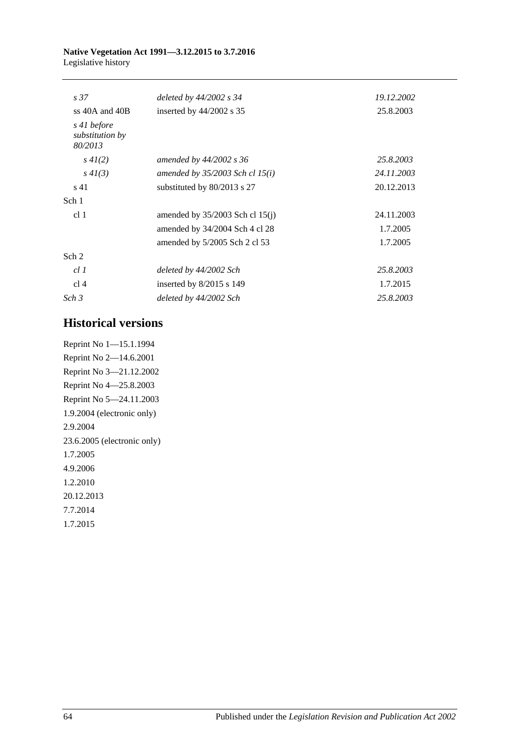| | | |
|---|---|---|
| *s 37* | *deleted by 44/2002 s 34* | *19.12.2002* |
| ss 40A and 40B | inserted by 44/2002 s 35 | 25.8.2003 |
| *s 41 before substitution by 80/2013* | | |
| *s 41(2)* | *amended by 44/2002 s 36* | *25.8.2003* |
| *s 41(3)* | *amended by 35/2003 Sch cl 15(i)* | *24.11.2003* |
| s 41 | substituted by 80/2013 s 27 | 20.12.2013 |
| Sch 1 | | |
| cl 1 | amended by 35/2003 Sch cl 15(j) | 24.11.2003 |
| | amended by 34/2004 Sch 4 cl 28 | 1.7.2005 |
| | amended by 5/2005 Sch 2 cl 53 | 1.7.2005 |
| Sch 2 | | |
| *cl 1* | *deleted by 44/2002 Sch* | *25.8.2003* |
| cl 4 | inserted by 8/2015 s 149 | 1.7.2015 |
| *Sch 3* | *deleted by 44/2002 Sch* | *25.8.2003* |

## Historical versions

Reprint No 1—15.1.1994
Reprint No 2—14.6.2001
Reprint No 3—21.12.2002
Reprint No 4—25.8.2003
Reprint No 5—24.11.2003
1.9.2004 (electronic only)
2.9.2004
23.6.2005 (electronic only)
1.7.2005
4.9.2006
1.2.2010
20.12.2013
7.7.2014
1.7.2015